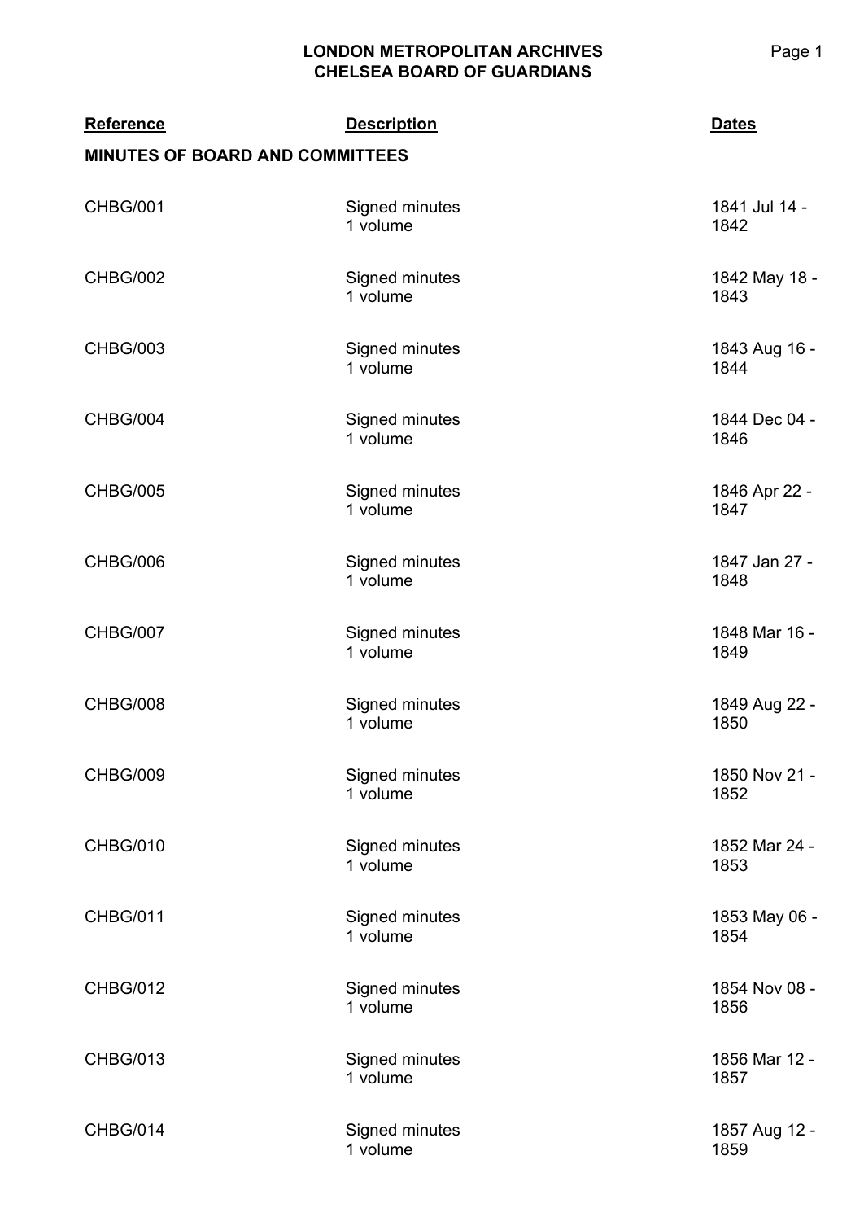# LONDON METROPOLITAN ARCHIVES
## CHELSEA BOARD OF GUARDIANS

| Reference | Description | Dates |
|---|---|---|
| **MINUTES OF BOARD AND COMMITTEES** | | |
| CHBG/001 | Signed minutes<br>1 volume | 1841 Jul 14 - 1842 |
| CHBG/002 | Signed minutes<br>1 volume | 1842 May 18 - 1843 |
| CHBG/003 | Signed minutes<br>1 volume | 1843 Aug 16 - 1844 |
| CHBG/004 | Signed minutes<br>1 volume | 1844 Dec 04 - 1846 |
| CHBG/005 | Signed minutes<br>1 volume | 1846 Apr 22 - 1847 |
| CHBG/006 | Signed minutes<br>1 volume | 1847 Jan 27 - 1848 |
| CHBG/007 | Signed minutes<br>1 volume | 1848 Mar 16 - 1849 |
| CHBG/008 | Signed minutes<br>1 volume | 1849 Aug 22 - 1850 |
| CHBG/009 | Signed minutes<br>1 volume | 1850 Nov 21 - 1852 |
| CHBG/010 | Signed minutes<br>1 volume | 1852 Mar 24 - 1853 |
| CHBG/011 | Signed minutes<br>1 volume | 1853 May 06 - 1854 |
| CHBG/012 | Signed minutes<br>1 volume | 1854 Nov 08 - 1856 |
| CHBG/013 | Signed minutes<br>1 volume | 1856 Mar 12 - 1857 |
| CHBG/014 | Signed minutes<br>1 volume | 1857 Aug 12 - 1859 |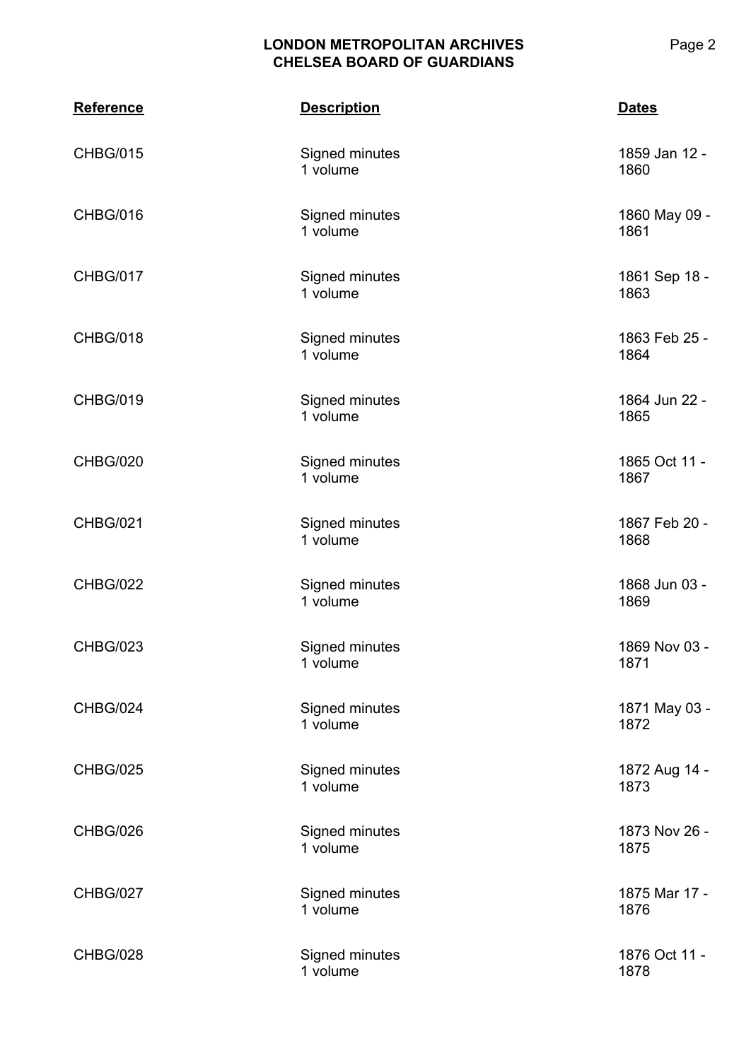| Reference | Description | Dates |
|---|---|---|
| CHBG/015 | Signed minutes<br>1 volume | 1859 Jan 12 - 1860 |
| CHBG/016 | Signed minutes<br>1 volume | 1860 May 09 - 1861 |
| CHBG/017 | Signed minutes<br>1 volume | 1861 Sep 18 - 1863 |
| CHBG/018 | Signed minutes<br>1 volume | 1863 Feb 25 - 1864 |
| CHBG/019 | Signed minutes<br>1 volume | 1864 Jun 22 - 1865 |
| CHBG/020 | Signed minutes<br>1 volume | 1865 Oct 11 - 1867 |
| CHBG/021 | Signed minutes<br>1 volume | 1867 Feb 20 - 1868 |
| CHBG/022 | Signed minutes<br>1 volume | 1868 Jun 03 - 1869 |
| CHBG/023 | Signed minutes<br>1 volume | 1869 Nov 03 - 1871 |
| CHBG/024 | Signed minutes<br>1 volume | 1871 May 03 - 1872 |
| CHBG/025 | Signed minutes<br>1 volume | 1872 Aug 14 - 1873 |
| CHBG/026 | Signed minutes<br>1 volume | 1873 Nov 26 - 1875 |
| CHBG/027 | Signed minutes<br>1 volume | 1875 Mar 17 - 1876 |
| CHBG/028 | Signed minutes<br>1 volume | 1876 Oct 11 - 1878 |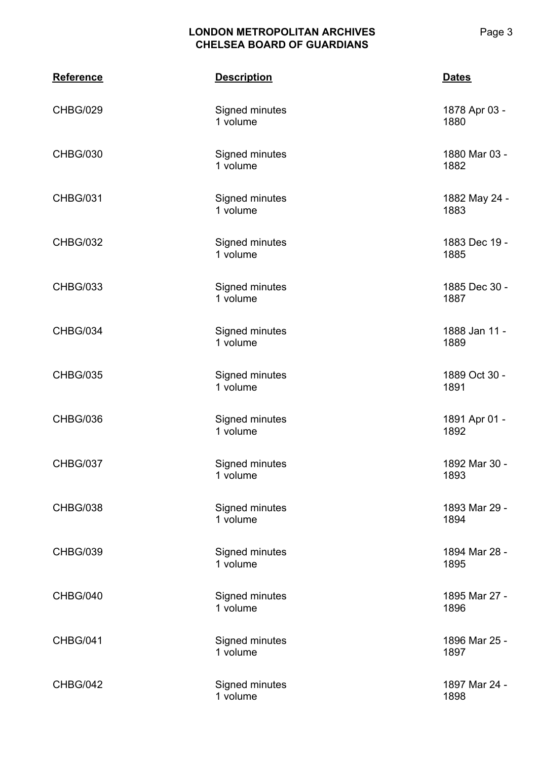| Reference | Description | Dates |
|---|---|---|
| CHBG/029 | Signed minutes<br>1 volume | 1878 Apr 03 - 1880 |
| CHBG/030 | Signed minutes<br>1 volume | 1880 Mar 03 - 1882 |
| CHBG/031 | Signed minutes<br>1 volume | 1882 May 24 - 1883 |
| CHBG/032 | Signed minutes<br>1 volume | 1883 Dec 19 - 1885 |
| CHBG/033 | Signed minutes<br>1 volume | 1885 Dec 30 - 1887 |
| CHBG/034 | Signed minutes<br>1 volume | 1888 Jan 11 - 1889 |
| CHBG/035 | Signed minutes<br>1 volume | 1889 Oct 30 - 1891 |
| CHBG/036 | Signed minutes<br>1 volume | 1891 Apr 01 - 1892 |
| CHBG/037 | Signed minutes<br>1 volume | 1892 Mar 30 - 1893 |
| CHBG/038 | Signed minutes<br>1 volume | 1893 Mar 29 - 1894 |
| CHBG/039 | Signed minutes<br>1 volume | 1894 Mar 28 - 1895 |
| CHBG/040 | Signed minutes<br>1 volume | 1895 Mar 27 - 1896 |
| CHBG/041 | Signed minutes<br>1 volume | 1896 Mar 25 - 1897 |
| CHBG/042 | Signed minutes<br>1 volume | 1897 Mar 24 - 1898 |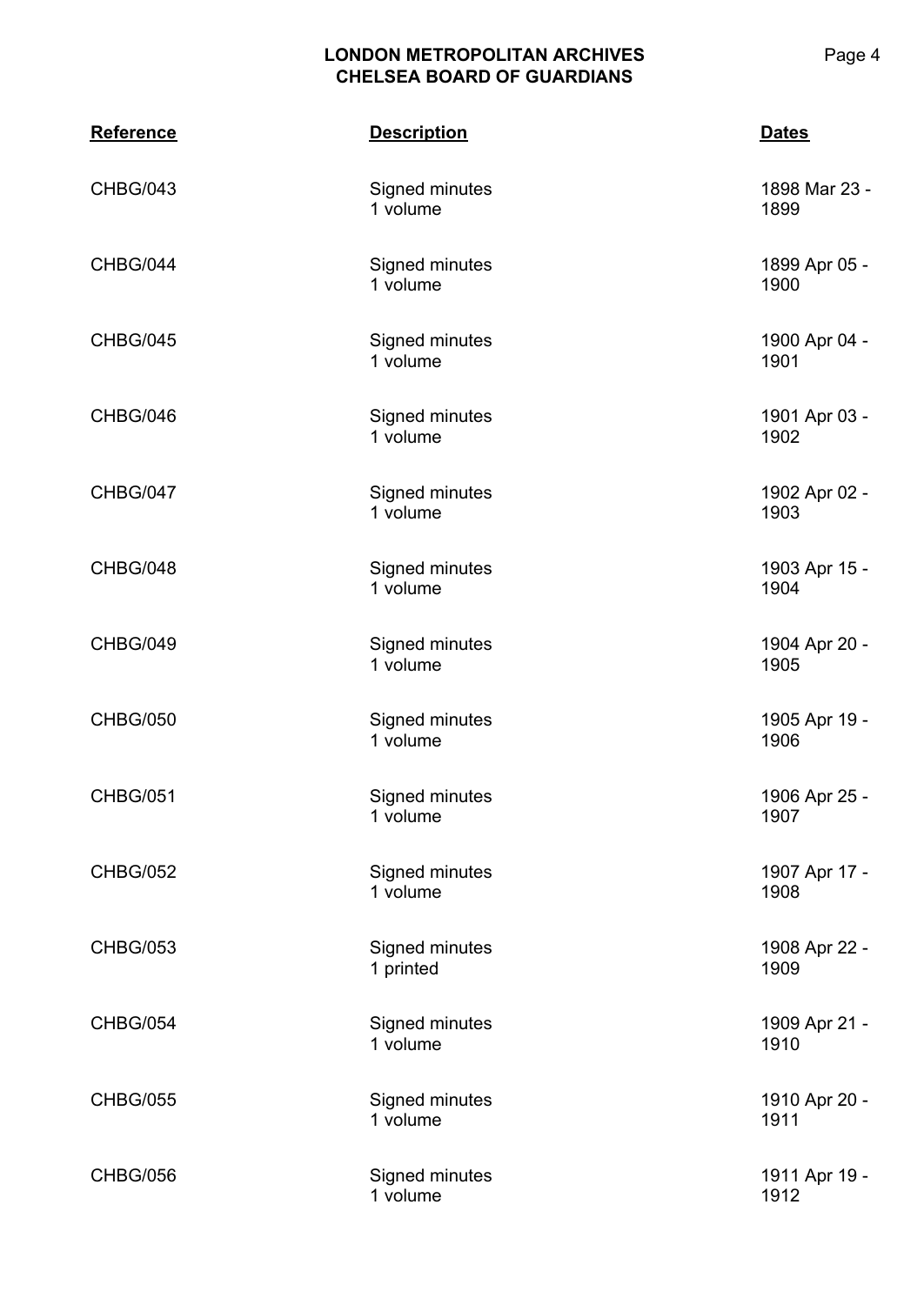| Reference | Description | Dates |
|---|---|---|
| CHBG/043 | Signed minutes<br>1 volume | 1898 Mar 23 - 1899 |
| CHBG/044 | Signed minutes<br>1 volume | 1899 Apr 05 - 1900 |
| CHBG/045 | Signed minutes<br>1 volume | 1900 Apr 04 - 1901 |
| CHBG/046 | Signed minutes<br>1 volume | 1901 Apr 03 - 1902 |
| CHBG/047 | Signed minutes<br>1 volume | 1902 Apr 02 - 1903 |
| CHBG/048 | Signed minutes<br>1 volume | 1903 Apr 15 - 1904 |
| CHBG/049 | Signed minutes<br>1 volume | 1904 Apr 20 - 1905 |
| CHBG/050 | Signed minutes<br>1 volume | 1905 Apr 19 - 1906 |
| CHBG/051 | Signed minutes<br>1 volume | 1906 Apr 25 - 1907 |
| CHBG/052 | Signed minutes<br>1 volume | 1907 Apr 17 - 1908 |
| CHBG/053 | Signed minutes<br>1 printed | 1908 Apr 22 - 1909 |
| CHBG/054 | Signed minutes<br>1 volume | 1909 Apr 21 - 1910 |
| CHBG/055 | Signed minutes<br>1 volume | 1910 Apr 20 - 1911 |
| CHBG/056 | Signed minutes<br>1 volume | 1911 Apr 19 - 1912 |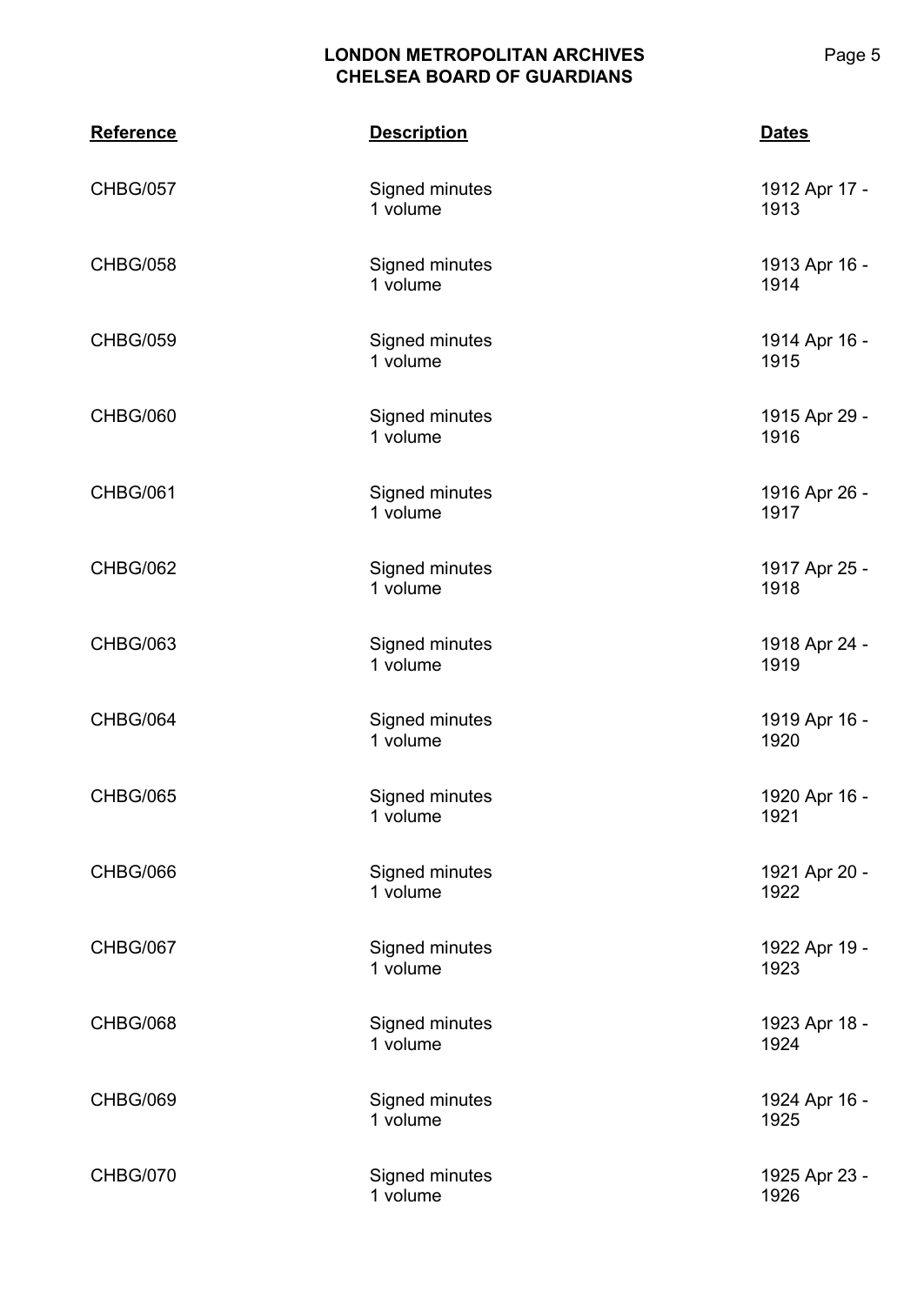| Reference | Description | Dates |
|---|---|---|
| CHBG/057 | Signed minutes<br>1 volume | 1912 Apr 17 - 1913 |
| CHBG/058 | Signed minutes<br>1 volume | 1913 Apr 16 - 1914 |
| CHBG/059 | Signed minutes<br>1 volume | 1914 Apr 16 - 1915 |
| CHBG/060 | Signed minutes<br>1 volume | 1915 Apr 29 - 1916 |
| CHBG/061 | Signed minutes<br>1 volume | 1916 Apr 26 - 1917 |
| CHBG/062 | Signed minutes<br>1 volume | 1917 Apr 25 - 1918 |
| CHBG/063 | Signed minutes<br>1 volume | 1918 Apr 24 - 1919 |
| CHBG/064 | Signed minutes<br>1 volume | 1919 Apr 16 - 1920 |
| CHBG/065 | Signed minutes<br>1 volume | 1920 Apr 16 - 1921 |
| CHBG/066 | Signed minutes<br>1 volume | 1921 Apr 20 - 1922 |
| CHBG/067 | Signed minutes<br>1 volume | 1922 Apr 19 - 1923 |
| CHBG/068 | Signed minutes<br>1 volume | 1923 Apr 18 - 1924 |
| CHBG/069 | Signed minutes<br>1 volume | 1924 Apr 16 - 1925 |
| CHBG/070 | Signed minutes<br>1 volume | 1925 Apr 23 - 1926 |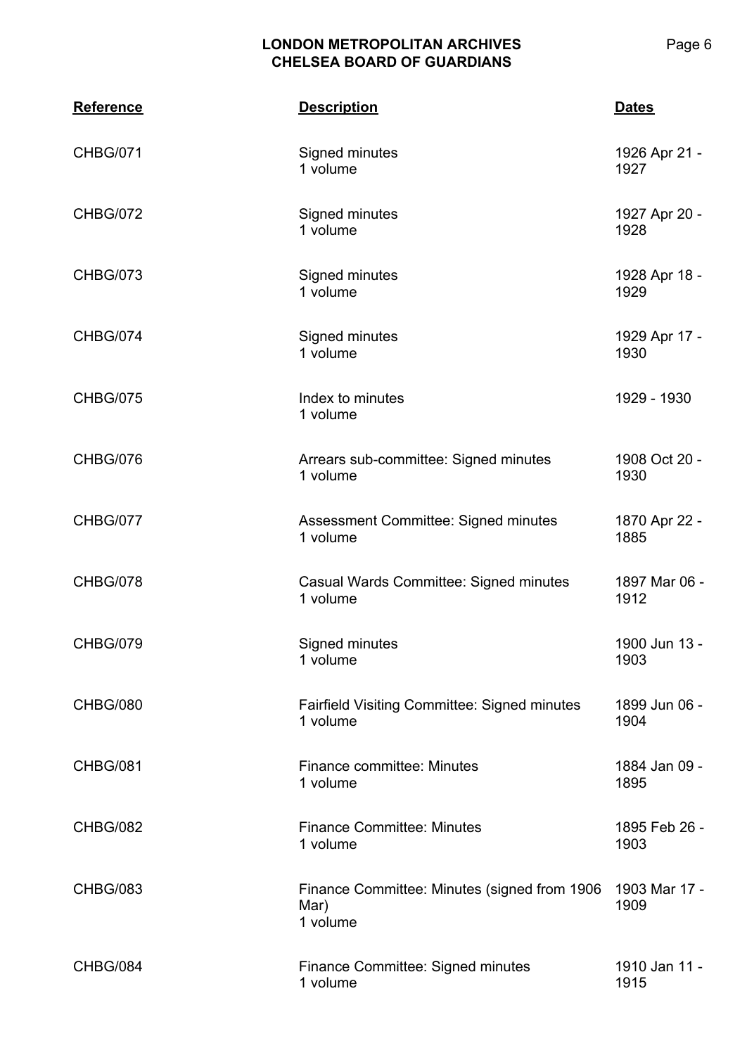| Reference | Description | Dates |
|---|---|---|
| CHBG/071 | Signed minutes<br>1 volume | 1926 Apr 21 - 1927 |
| CHBG/072 | Signed minutes<br>1 volume | 1927 Apr 20 - 1928 |
| CHBG/073 | Signed minutes<br>1 volume | 1928 Apr 18 - 1929 |
| CHBG/074 | Signed minutes<br>1 volume | 1929 Apr 17 - 1930 |
| CHBG/075 | Index to minutes<br>1 volume | 1929 - 1930 |
| CHBG/076 | Arrears sub-committee: Signed minutes<br>1 volume | 1908 Oct 20 - 1930 |
| CHBG/077 | Assessment Committee: Signed minutes<br>1 volume | 1870 Apr 22 - 1885 |
| CHBG/078 | Casual Wards Committee: Signed minutes<br>1 volume | 1897 Mar 06 - 1912 |
| CHBG/079 | Signed minutes<br>1 volume | 1900 Jun 13 - 1903 |
| CHBG/080 | Fairfield Visiting Committee: Signed minutes<br>1 volume | 1899 Jun 06 - 1904 |
| CHBG/081 | Finance committee: Minutes<br>1 volume | 1884 Jan 09 - 1895 |
| CHBG/082 | Finance Committee: Minutes<br>1 volume | 1895 Feb 26 - 1903 |
| CHBG/083 | Finance Committee: Minutes (signed from 1906 Mar)<br>1 volume | 1903 Mar 17 - 1909 |
| CHBG/084 | Finance Committee: Signed minutes<br>1 volume | 1910 Jan 11 - 1915 |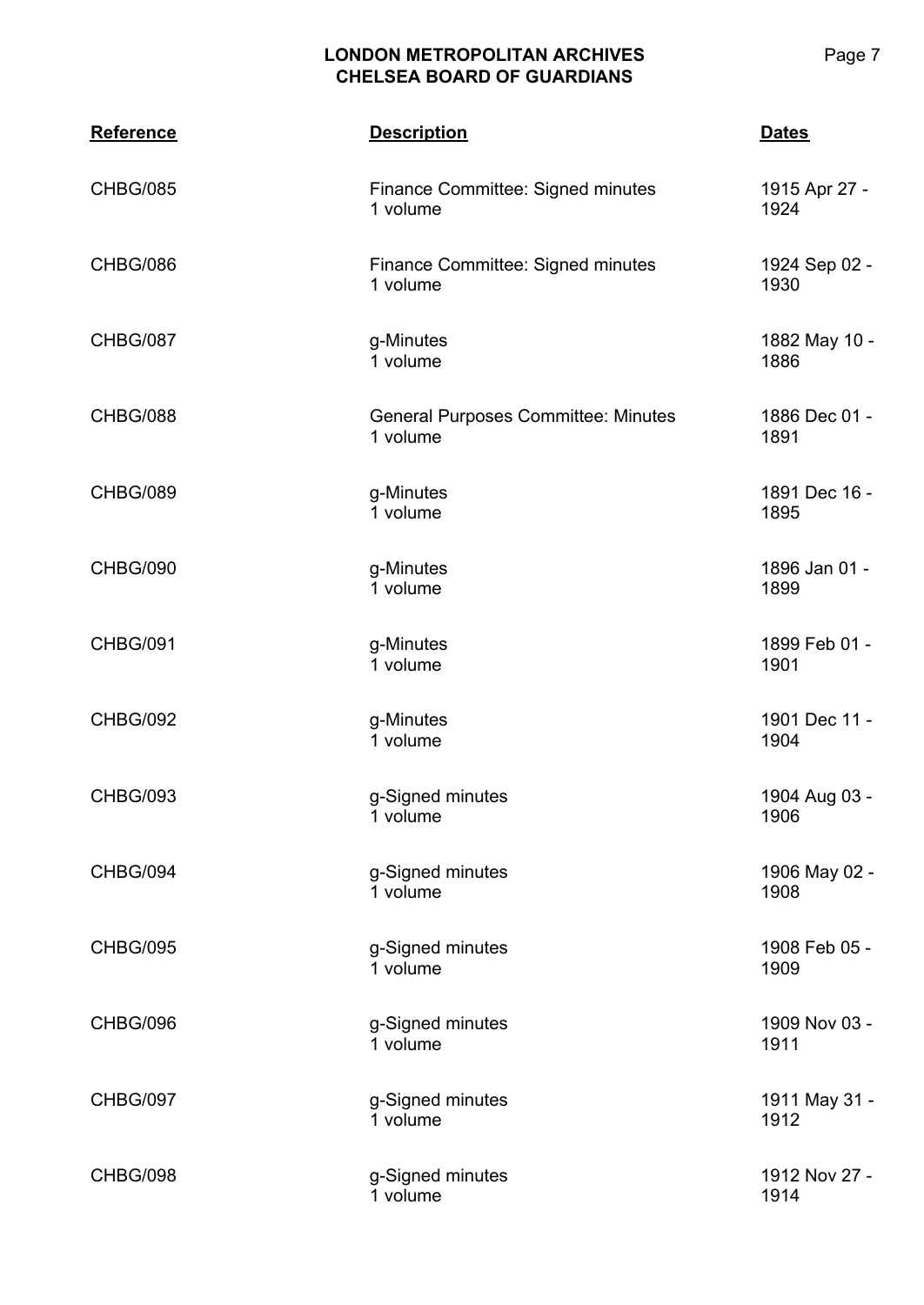| Reference | Description | Dates |
|---|---|---|
| CHBG/085 | Finance Committee: Signed minutes<br>1 volume | 1915 Apr 27 - 1924 |
| CHBG/086 | Finance Committee: Signed minutes<br>1 volume | 1924 Sep 02 - 1930 |
| CHBG/087 | g-Minutes<br>1 volume | 1882 May 10 - 1886 |
| CHBG/088 | General Purposes Committee: Minutes<br>1 volume | 1886 Dec 01 - 1891 |
| CHBG/089 | g-Minutes<br>1 volume | 1891 Dec 16 - 1895 |
| CHBG/090 | g-Minutes<br>1 volume | 1896 Jan 01 - 1899 |
| CHBG/091 | g-Minutes<br>1 volume | 1899 Feb 01 - 1901 |
| CHBG/092 | g-Minutes<br>1 volume | 1901 Dec 11 - 1904 |
| CHBG/093 | g-Signed minutes<br>1 volume | 1904 Aug 03 - 1906 |
| CHBG/094 | g-Signed minutes<br>1 volume | 1906 May 02 - 1908 |
| CHBG/095 | g-Signed minutes<br>1 volume | 1908 Feb 05 - 1909 |
| CHBG/096 | g-Signed minutes<br>1 volume | 1909 Nov 03 - 1911 |
| CHBG/097 | g-Signed minutes<br>1 volume | 1911 May 31 - 1912 |
| CHBG/098 | g-Signed minutes<br>1 volume | 1912 Nov 27 - 1914 |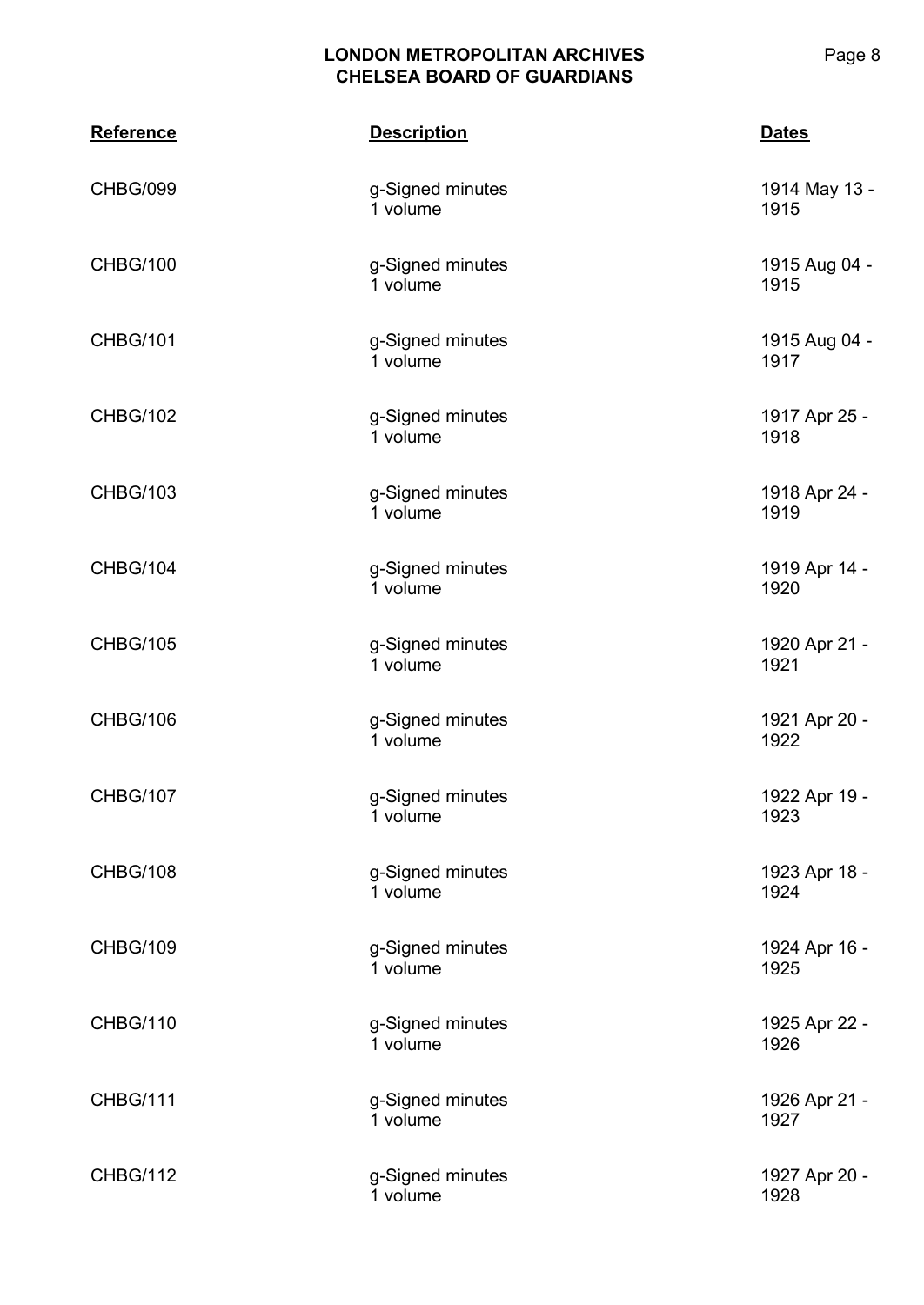| Reference | Description | Dates |
| --- | --- | --- |
| CHBG/099 | g-Signed minutes<br>1 volume | 1914 May 13 - 1915 |
| CHBG/100 | g-Signed minutes<br>1 volume | 1915 Aug 04 - 1915 |
| CHBG/101 | g-Signed minutes<br>1 volume | 1915 Aug 04 - 1917 |
| CHBG/102 | g-Signed minutes<br>1 volume | 1917 Apr 25 - 1918 |
| CHBG/103 | g-Signed minutes<br>1 volume | 1918 Apr 24 - 1919 |
| CHBG/104 | g-Signed minutes<br>1 volume | 1919 Apr 14 - 1920 |
| CHBG/105 | g-Signed minutes<br>1 volume | 1920 Apr 21 - 1921 |
| CHBG/106 | g-Signed minutes<br>1 volume | 1921 Apr 20 - 1922 |
| CHBG/107 | g-Signed minutes<br>1 volume | 1922 Apr 19 - 1923 |
| CHBG/108 | g-Signed minutes<br>1 volume | 1923 Apr 18 - 1924 |
| CHBG/109 | g-Signed minutes<br>1 volume | 1924 Apr 16 - 1925 |
| CHBG/110 | g-Signed minutes<br>1 volume | 1925 Apr 22 - 1926 |
| CHBG/111 | g-Signed minutes<br>1 volume | 1926 Apr 21 - 1927 |
| CHBG/112 | g-Signed minutes<br>1 volume | 1927 Apr 20 - 1928 |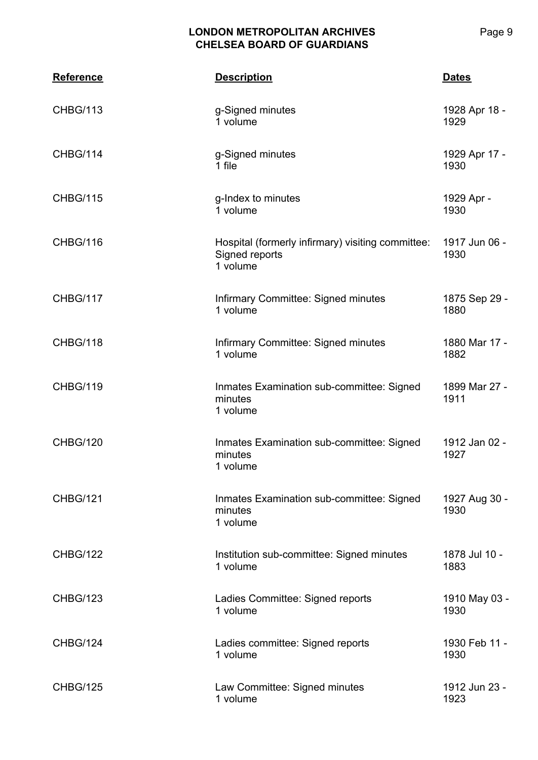| Reference | Description | Dates |
|---|---|---|
| CHBG/113 | g-Signed minutes<br>1 volume | 1928 Apr 18 - 1929 |
| CHBG/114 | g-Signed minutes<br>1 file | 1929 Apr 17 - 1930 |
| CHBG/115 | g-Index to minutes<br>1 volume | 1929 Apr - 1930 |
| CHBG/116 | Hospital (formerly infirmary) visiting committee: Signed reports<br>1 volume | 1917 Jun 06 - 1930 |
| CHBG/117 | Infirmary Committee: Signed minutes<br>1 volume | 1875 Sep 29 - 1880 |
| CHBG/118 | Infirmary Committee: Signed minutes<br>1 volume | 1880 Mar 17 - 1882 |
| CHBG/119 | Inmates Examination sub-committee: Signed minutes<br>1 volume | 1899 Mar 27 - 1911 |
| CHBG/120 | Inmates Examination sub-committee: Signed minutes<br>1 volume | 1912 Jan 02 - 1927 |
| CHBG/121 | Inmates Examination sub-committee: Signed minutes<br>1 volume | 1927 Aug 30 - 1930 |
| CHBG/122 | Institution sub-committee: Signed minutes<br>1 volume | 1878 Jul 10 - 1883 |
| CHBG/123 | Ladies Committee: Signed reports<br>1 volume | 1910 May 03 - 1930 |
| CHBG/124 | Ladies committee: Signed reports<br>1 volume | 1930 Feb 11 - 1930 |
| CHBG/125 | Law Committee: Signed minutes<br>1 volume | 1912 Jun 23 - 1923 |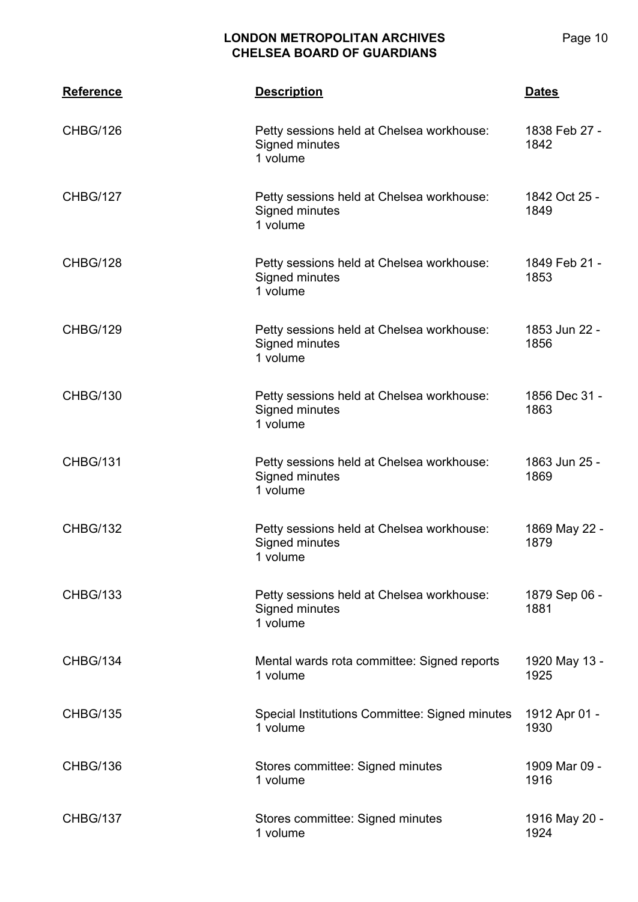| Reference | Description | Dates |
|---|---|---|
| CHBG/126 | Petty sessions held at Chelsea workhouse: Signed minutes<br>1 volume | 1838 Feb 27 - 1842 |
| CHBG/127 | Petty sessions held at Chelsea workhouse: Signed minutes<br>1 volume | 1842 Oct 25 - 1849 |
| CHBG/128 | Petty sessions held at Chelsea workhouse: Signed minutes<br>1 volume | 1849 Feb 21 - 1853 |
| CHBG/129 | Petty sessions held at Chelsea workhouse: Signed minutes<br>1 volume | 1853 Jun 22 - 1856 |
| CHBG/130 | Petty sessions held at Chelsea workhouse: Signed minutes<br>1 volume | 1856 Dec 31 - 1863 |
| CHBG/131 | Petty sessions held at Chelsea workhouse: Signed minutes<br>1 volume | 1863 Jun 25 - 1869 |
| CHBG/132 | Petty sessions held at Chelsea workhouse: Signed minutes<br>1 volume | 1869 May 22 - 1879 |
| CHBG/133 | Petty sessions held at Chelsea workhouse: Signed minutes<br>1 volume | 1879 Sep 06 - 1881 |
| CHBG/134 | Mental wards rota committee: Signed reports<br>1 volume | 1920 May 13 - 1925 |
| CHBG/135 | Special Institutions Committee: Signed minutes<br>1 volume | 1912 Apr 01 - 1930 |
| CHBG/136 | Stores committee: Signed minutes<br>1 volume | 1909 Mar 09 - 1916 |
| CHBG/137 | Stores committee: Signed minutes<br>1 volume | 1916 May 20 - 1924 |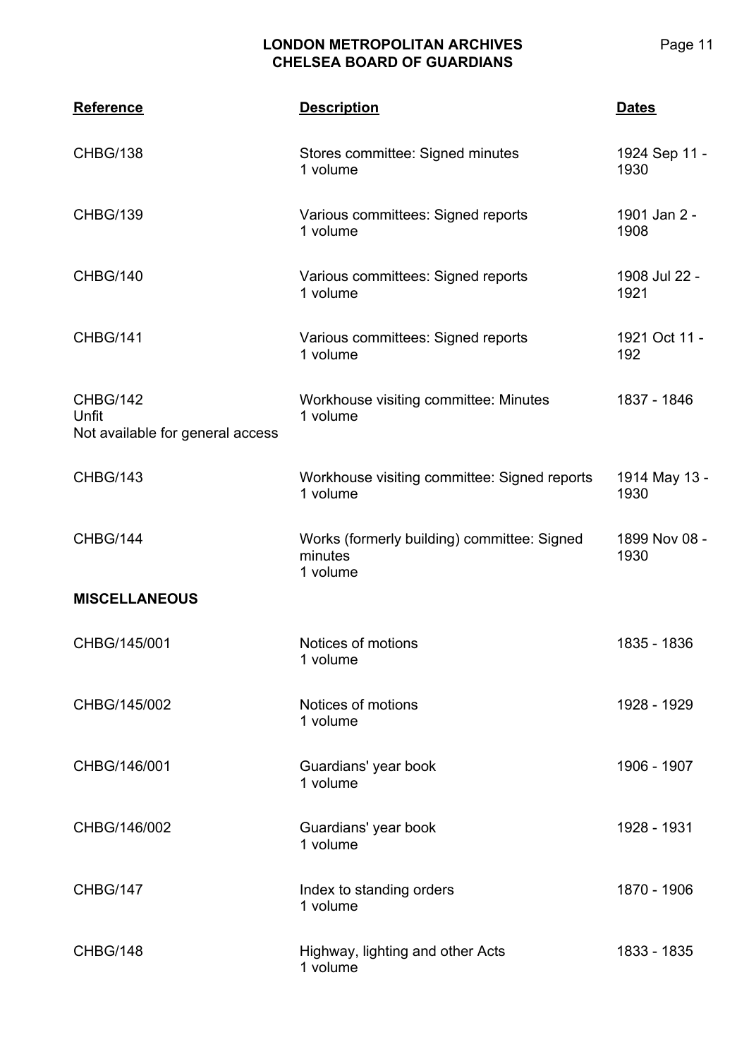| Reference | Description | Dates |
| --- | --- | --- |
| CHBG/138 | Stores committee: Signed minutes<br>1 volume | 1924 Sep 11 - 1930 |
| CHBG/139 | Various committees: Signed reports<br>1 volume | 1901 Jan 2 - 1908 |
| CHBG/140 | Various committees: Signed reports<br>1 volume | 1908 Jul 22 - 1921 |
| CHBG/141 | Various committees: Signed reports<br>1 volume | 1921 Oct 11 - 192 |
| CHBG/142<br>Unfit<br>Not available for general access | Workhouse visiting committee: Minutes<br>1 volume | 1837 - 1846 |
| CHBG/143 | Workhouse visiting committee: Signed reports<br>1 volume | 1914 May 13 - 1930 |
| CHBG/144 | Works (formerly building) committee: Signed minutes<br>1 volume | 1899 Nov 08 - 1930 |
| **MISCELLANEOUS** | | |
| CHBG/145/001 | Notices of motions<br>1 volume | 1835 - 1836 |
| CHBG/145/002 | Notices of motions<br>1 volume | 1928 - 1929 |
| CHBG/146/001 | Guardians' year book<br>1 volume | 1906 - 1907 |
| CHBG/146/002 | Guardians' year book<br>1 volume | 1928 - 1931 |
| CHBG/147 | Index to standing orders<br>1 volume | 1870 - 1906 |
| CHBG/148 | Highway, lighting and other Acts<br>1 volume | 1833 - 1835 |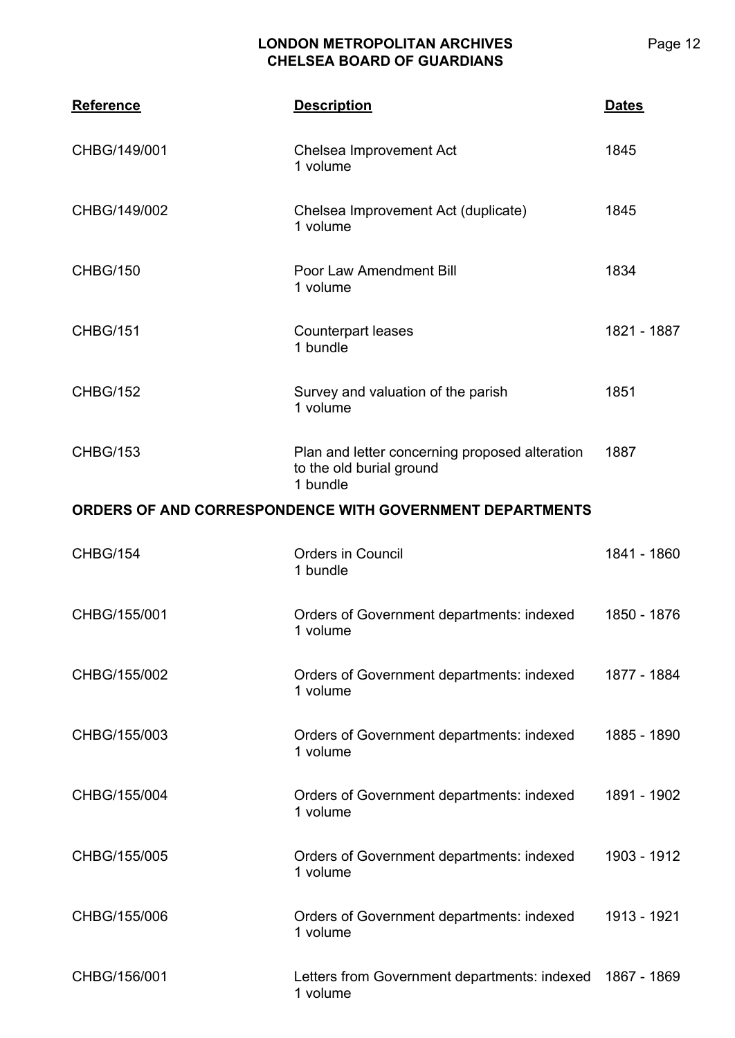| Reference | Description | Dates |
|---|---|---|
| CHBG/149/001 | Chelsea Improvement Act<br>1 volume | 1845 |
| CHBG/149/002 | Chelsea Improvement Act (duplicate)<br>1 volume | 1845 |
| CHBG/150 | Poor Law Amendment Bill<br>1 volume | 1834 |
| CHBG/151 | Counterpart leases<br>1 bundle | 1821 - 1887 |
| CHBG/152 | Survey and valuation of the parish<br>1 volume | 1851 |
| CHBG/153 | Plan and letter concerning proposed alteration to the old burial ground<br>1 bundle | 1887 |

**ORDERS OF AND CORRESPONDENCE WITH GOVERNMENT DEPARTMENTS**

| Reference | Description | Dates |
|---|---|---|
| CHBG/154 | Orders in Council<br>1 bundle | 1841 - 1860 |
| CHBG/155/001 | Orders of Government departments: indexed<br>1 volume | 1850 - 1876 |
| CHBG/155/002 | Orders of Government departments: indexed<br>1 volume | 1877 - 1884 |
| CHBG/155/003 | Orders of Government departments: indexed<br>1 volume | 1885 - 1890 |
| CHBG/155/004 | Orders of Government departments: indexed<br>1 volume | 1891 - 1902 |
| CHBG/155/005 | Orders of Government departments: indexed<br>1 volume | 1903 - 1912 |
| CHBG/155/006 | Orders of Government departments: indexed<br>1 volume | 1913 - 1921 |
| CHBG/156/001 | Letters from Government departments: indexed<br>1 volume | 1867 - 1869 |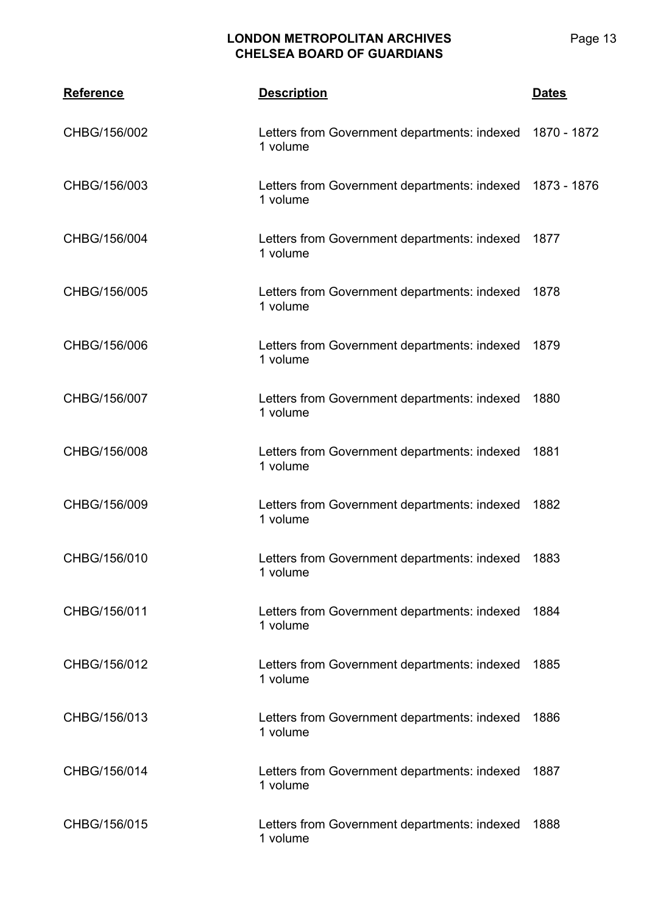| Reference | Description | Dates |
|---|---|---|
| CHBG/156/002 | Letters from Government departments: indexed 1 volume | 1870 - 1872 |
| CHBG/156/003 | Letters from Government departments: indexed 1 volume | 1873 - 1876 |
| CHBG/156/004 | Letters from Government departments: indexed 1 volume | 1877 |
| CHBG/156/005 | Letters from Government departments: indexed 1 volume | 1878 |
| CHBG/156/006 | Letters from Government departments: indexed 1 volume | 1879 |
| CHBG/156/007 | Letters from Government departments: indexed 1 volume | 1880 |
| CHBG/156/008 | Letters from Government departments: indexed 1 volume | 1881 |
| CHBG/156/009 | Letters from Government departments: indexed 1 volume | 1882 |
| CHBG/156/010 | Letters from Government departments: indexed 1 volume | 1883 |
| CHBG/156/011 | Letters from Government departments: indexed 1 volume | 1884 |
| CHBG/156/012 | Letters from Government departments: indexed 1 volume | 1885 |
| CHBG/156/013 | Letters from Government departments: indexed 1 volume | 1886 |
| CHBG/156/014 | Letters from Government departments: indexed 1 volume | 1887 |
| CHBG/156/015 | Letters from Government departments: indexed 1 volume | 1888 |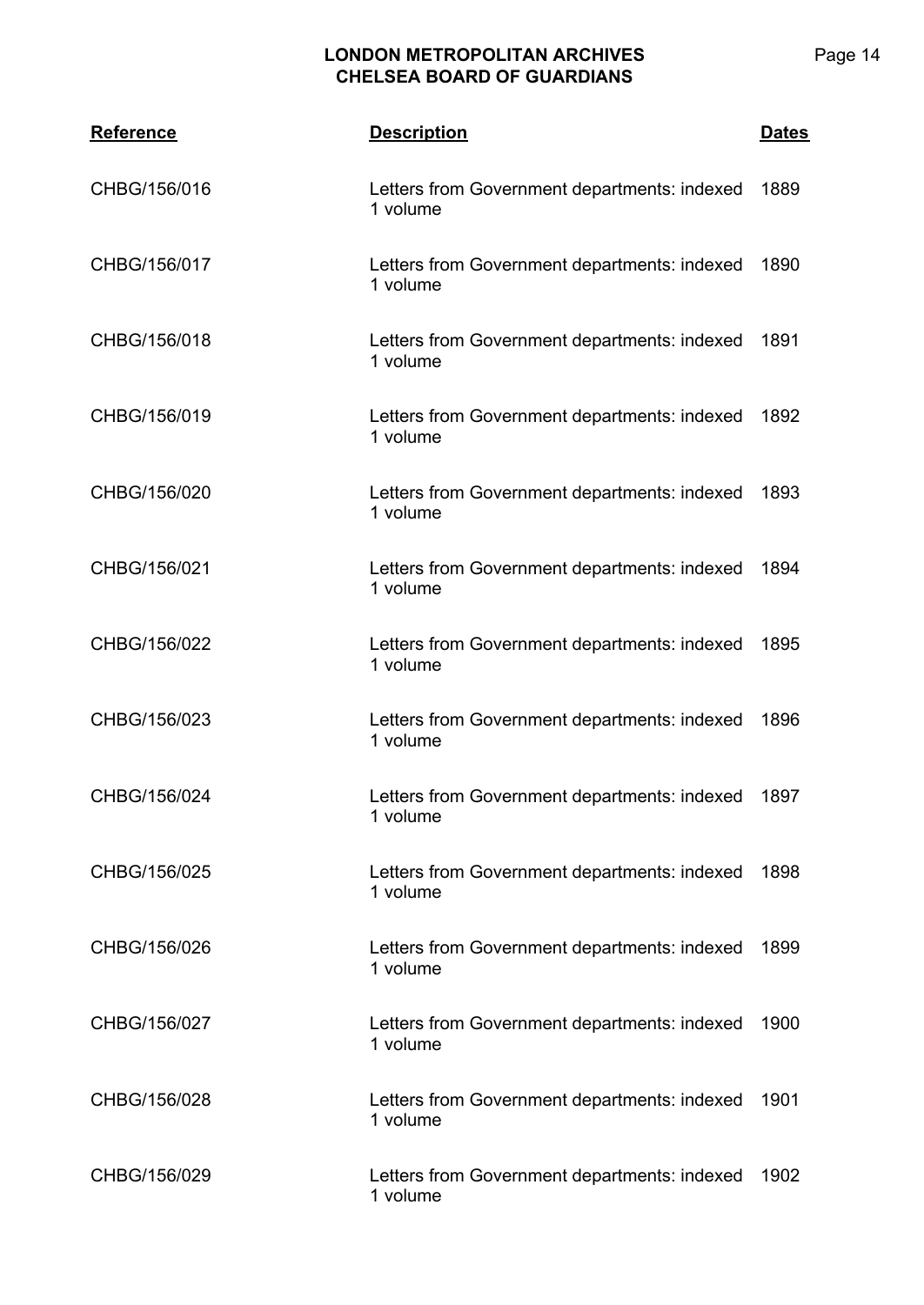| Reference | Description | Dates |
|---|---|---|
| CHBG/156/016 | Letters from Government departments: indexed<br>1 volume | 1889 |
| CHBG/156/017 | Letters from Government departments: indexed<br>1 volume | 1890 |
| CHBG/156/018 | Letters from Government departments: indexed<br>1 volume | 1891 |
| CHBG/156/019 | Letters from Government departments: indexed<br>1 volume | 1892 |
| CHBG/156/020 | Letters from Government departments: indexed<br>1 volume | 1893 |
| CHBG/156/021 | Letters from Government departments: indexed<br>1 volume | 1894 |
| CHBG/156/022 | Letters from Government departments: indexed<br>1 volume | 1895 |
| CHBG/156/023 | Letters from Government departments: indexed<br>1 volume | 1896 |
| CHBG/156/024 | Letters from Government departments: indexed<br>1 volume | 1897 |
| CHBG/156/025 | Letters from Government departments: indexed<br>1 volume | 1898 |
| CHBG/156/026 | Letters from Government departments: indexed<br>1 volume | 1899 |
| CHBG/156/027 | Letters from Government departments: indexed<br>1 volume | 1900 |
| CHBG/156/028 | Letters from Government departments: indexed<br>1 volume | 1901 |
| CHBG/156/029 | Letters from Government departments: indexed<br>1 volume | 1902 |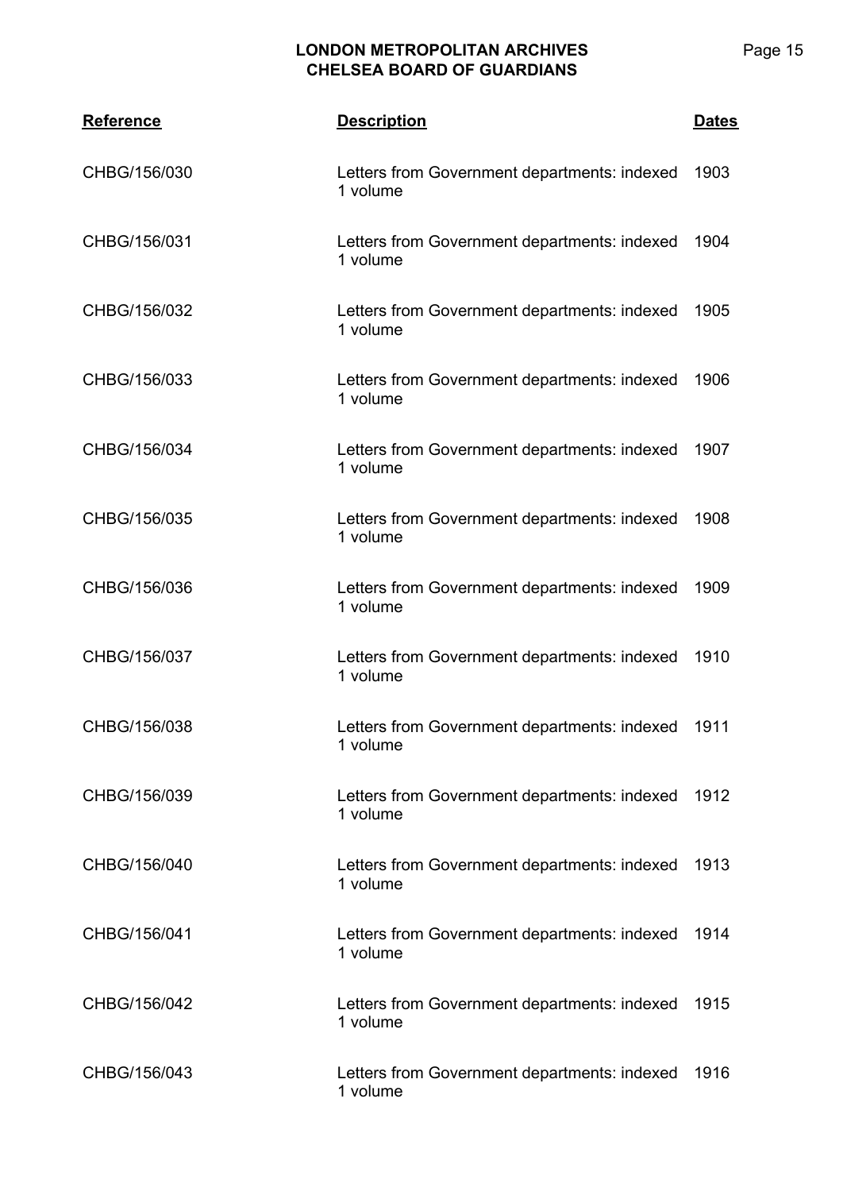| Reference | Description | Dates |
| --- | --- | --- |
| CHBG/156/030 | Letters from Government departments: indexed 1 volume | 1903 |
| CHBG/156/031 | Letters from Government departments: indexed 1 volume | 1904 |
| CHBG/156/032 | Letters from Government departments: indexed 1 volume | 1905 |
| CHBG/156/033 | Letters from Government departments: indexed 1 volume | 1906 |
| CHBG/156/034 | Letters from Government departments: indexed 1 volume | 1907 |
| CHBG/156/035 | Letters from Government departments: indexed 1 volume | 1908 |
| CHBG/156/036 | Letters from Government departments: indexed 1 volume | 1909 |
| CHBG/156/037 | Letters from Government departments: indexed 1 volume | 1910 |
| CHBG/156/038 | Letters from Government departments: indexed 1 volume | 1911 |
| CHBG/156/039 | Letters from Government departments: indexed 1 volume | 1912 |
| CHBG/156/040 | Letters from Government departments: indexed 1 volume | 1913 |
| CHBG/156/041 | Letters from Government departments: indexed 1 volume | 1914 |
| CHBG/156/042 | Letters from Government departments: indexed 1 volume | 1915 |
| CHBG/156/043 | Letters from Government departments: indexed 1 volume | 1916 |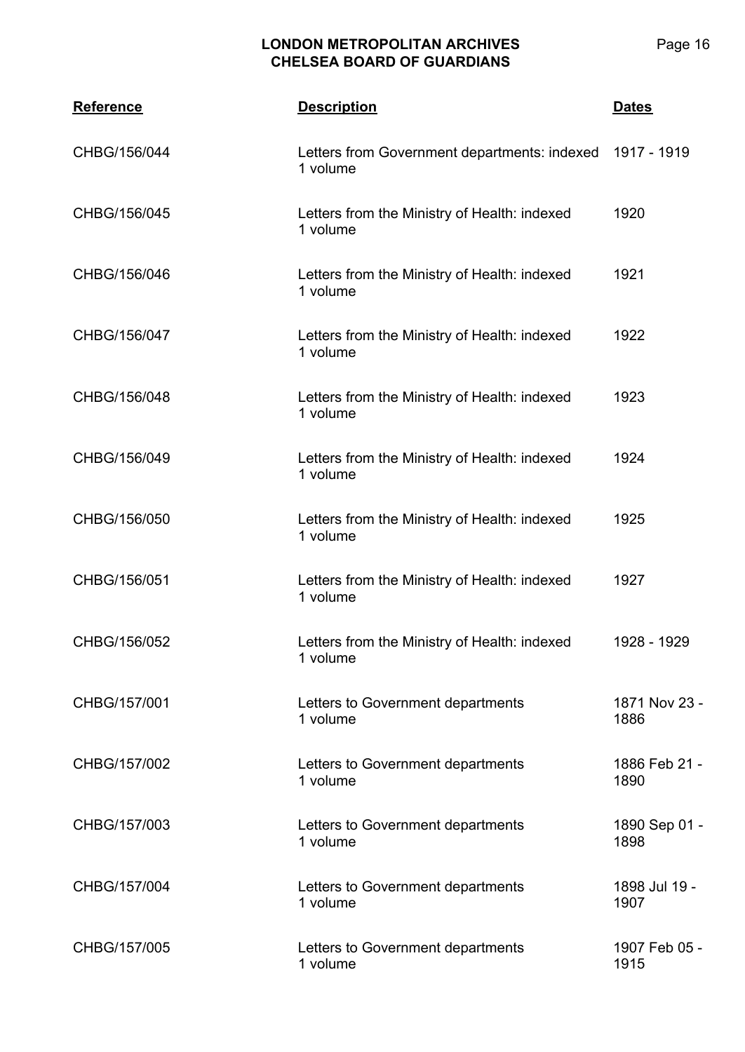| Reference | Description | Dates |
| --- | --- | --- |
| CHBG/156/044 | Letters from Government departments: indexed<br>1 volume | 1917 - 1919 |
| CHBG/156/045 | Letters from the Ministry of Health: indexed<br>1 volume | 1920 |
| CHBG/156/046 | Letters from the Ministry of Health: indexed<br>1 volume | 1921 |
| CHBG/156/047 | Letters from the Ministry of Health: indexed<br>1 volume | 1922 |
| CHBG/156/048 | Letters from the Ministry of Health: indexed<br>1 volume | 1923 |
| CHBG/156/049 | Letters from the Ministry of Health: indexed<br>1 volume | 1924 |
| CHBG/156/050 | Letters from the Ministry of Health: indexed<br>1 volume | 1925 |
| CHBG/156/051 | Letters from the Ministry of Health: indexed<br>1 volume | 1927 |
| CHBG/156/052 | Letters from the Ministry of Health: indexed<br>1 volume | 1928 - 1929 |
| CHBG/157/001 | Letters to Government departments<br>1 volume | 1871 Nov 23 - 1886 |
| CHBG/157/002 | Letters to Government departments<br>1 volume | 1886 Feb 21 - 1890 |
| CHBG/157/003 | Letters to Government departments<br>1 volume | 1890 Sep 01 - 1898 |
| CHBG/157/004 | Letters to Government departments<br>1 volume | 1898 Jul 19 - 1907 |
| CHBG/157/005 | Letters to Government departments<br>1 volume | 1907 Feb 05 - 1915 |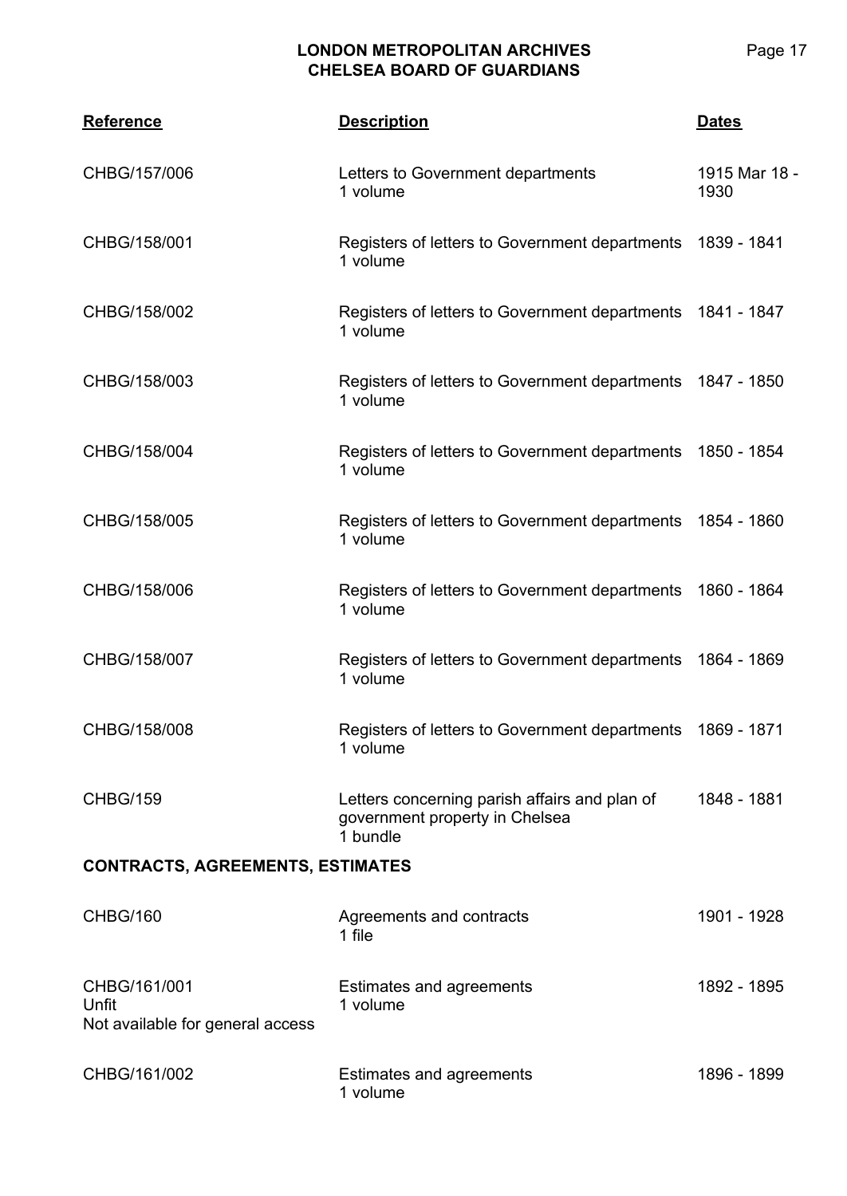| Reference | Description | Dates |
|---|---|---|
| CHBG/157/006 | Letters to Government departments<br>1 volume | 1915 Mar 18 - 1930 |
| CHBG/158/001 | Registers of letters to Government departments<br>1 volume | 1839 - 1841 |
| CHBG/158/002 | Registers of letters to Government departments<br>1 volume | 1841 - 1847 |
| CHBG/158/003 | Registers of letters to Government departments<br>1 volume | 1847 - 1850 |
| CHBG/158/004 | Registers of letters to Government departments<br>1 volume | 1850 - 1854 |
| CHBG/158/005 | Registers of letters to Government departments<br>1 volume | 1854 - 1860 |
| CHBG/158/006 | Registers of letters to Government departments<br>1 volume | 1860 - 1864 |
| CHBG/158/007 | Registers of letters to Government departments<br>1 volume | 1864 - 1869 |
| CHBG/158/008 | Registers of letters to Government departments<br>1 volume | 1869 - 1871 |
| CHBG/159 | Letters concerning parish affairs and plan of government property in Chelsea<br>1 bundle | 1848 - 1881 |

**CONTRACTS, AGREEMENTS, ESTIMATES**

| Reference | Description | Dates |
|---|---|---|
| CHBG/160 | Agreements and contracts<br>1 file | 1901 - 1928 |
| CHBG/161/001<br>Unfit<br>Not available for general access | Estimates and agreements<br>1 volume | 1892 - 1895 |
| CHBG/161/002 | Estimates and agreements<br>1 volume | 1896 - 1899 |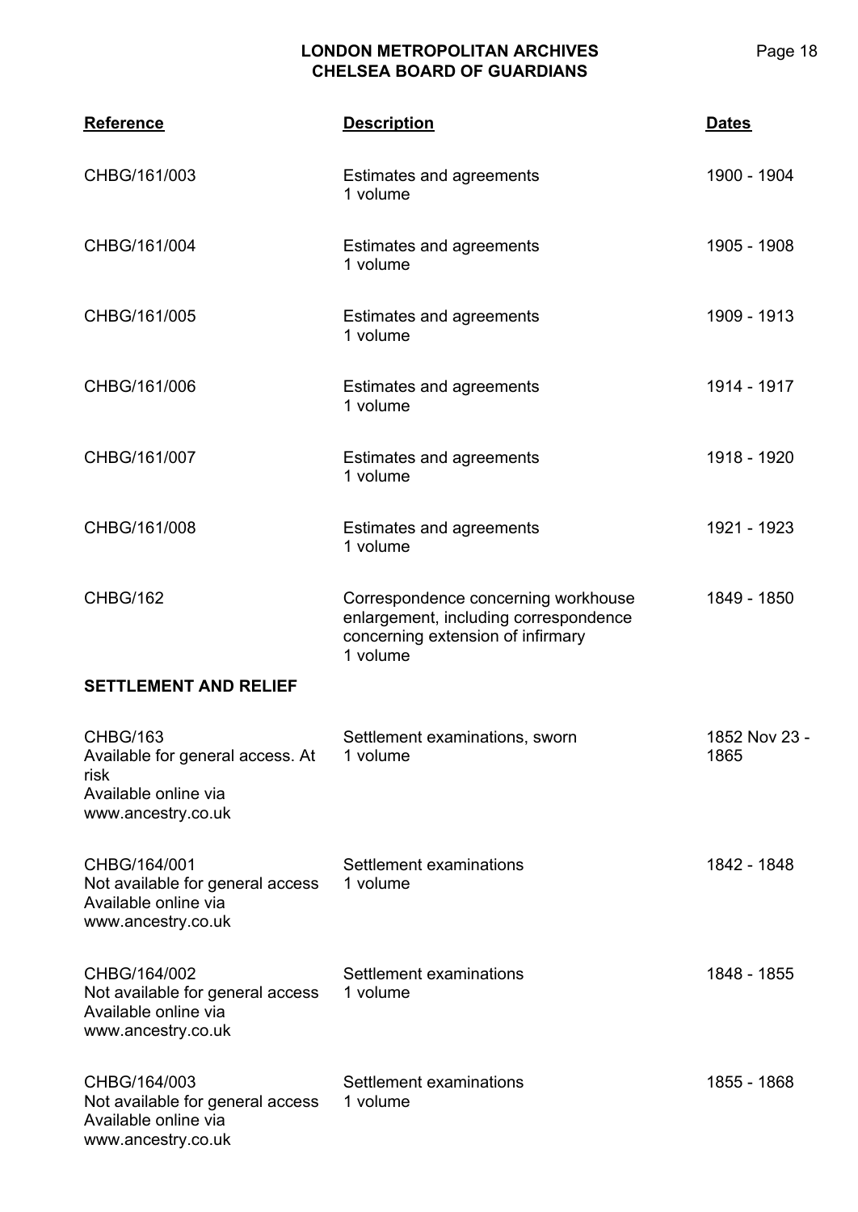| Reference | Description | Dates |
|---|---|---|
| CHBG/161/003 | Estimates and agreements<br>1 volume | 1900 - 1904 |
| CHBG/161/004 | Estimates and agreements<br>1 volume | 1905 - 1908 |
| CHBG/161/005 | Estimates and agreements<br>1 volume | 1909 - 1913 |
| CHBG/161/006 | Estimates and agreements<br>1 volume | 1914 - 1917 |
| CHBG/161/007 | Estimates and agreements<br>1 volume | 1918 - 1920 |
| CHBG/161/008 | Estimates and agreements<br>1 volume | 1921 - 1923 |
| CHBG/162 | Correspondence concerning workhouse enlargement, including correspondence concerning extension of infirmary<br>1 volume | 1849 - 1850 |

**SETTLEMENT AND RELIEF**

| Reference | Description | Dates |
|---|---|---|
| CHBG/163<br>Available for general access. At risk<br>Available online via www.ancestry.co.uk | Settlement examinations, sworn<br>1 volume | 1852 Nov 23 - 1865 |
| CHBG/164/001<br>Not available for general access<br>Available online via www.ancestry.co.uk | Settlement examinations<br>1 volume | 1842 - 1848 |
| CHBG/164/002<br>Not available for general access<br>Available online via www.ancestry.co.uk | Settlement examinations<br>1 volume | 1848 - 1855 |
| CHBG/164/003<br>Not available for general access<br>Available online via www.ancestry.co.uk | Settlement examinations<br>1 volume | 1855 - 1868 |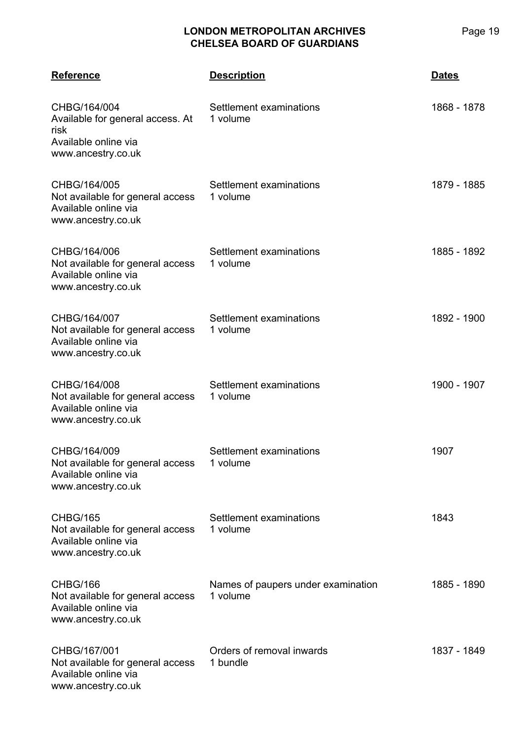| Reference | Description | Dates |
|---|---|---|
| CHBG/164/004<br>Available for general access. At risk<br>Available online via www.ancestry.co.uk | Settlement examinations<br>1 volume | 1868 - 1878 |
| CHBG/164/005<br>Not available for general access<br>Available online via www.ancestry.co.uk | Settlement examinations<br>1 volume | 1879 - 1885 |
| CHBG/164/006<br>Not available for general access<br>Available online via www.ancestry.co.uk | Settlement examinations<br>1 volume | 1885 - 1892 |
| CHBG/164/007<br>Not available for general access<br>Available online via www.ancestry.co.uk | Settlement examinations<br>1 volume | 1892 - 1900 |
| CHBG/164/008<br>Not available for general access<br>Available online via www.ancestry.co.uk | Settlement examinations<br>1 volume | 1900 - 1907 |
| CHBG/164/009<br>Not available for general access<br>Available online via www.ancestry.co.uk | Settlement examinations<br>1 volume | 1907 |
| CHBG/165<br>Not available for general access<br>Available online via www.ancestry.co.uk | Settlement examinations<br>1 volume | 1843 |
| CHBG/166<br>Not available for general access<br>Available online via www.ancestry.co.uk | Names of paupers under examination<br>1 volume | 1885 - 1890 |
| CHBG/167/001<br>Not available for general access<br>Available online via www.ancestry.co.uk | Orders of removal inwards<br>1 bundle | 1837 - 1849 |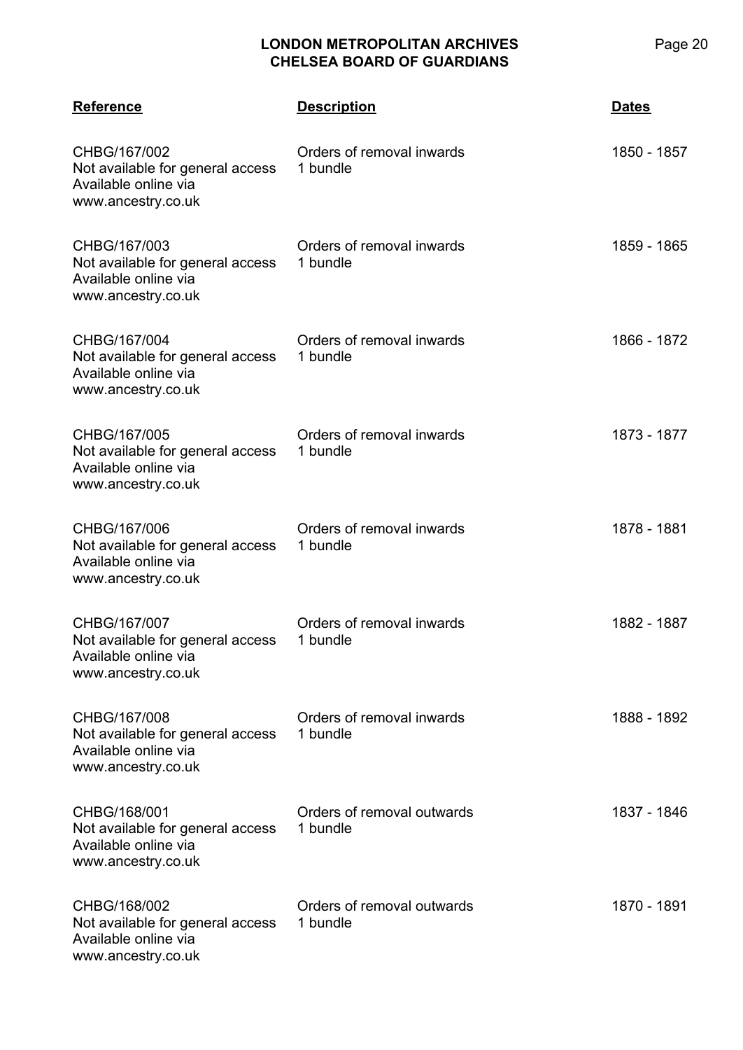| Reference | Description | Dates |
|---|---|---|
| CHBG/167/002<br>Not available for general access<br>Available online via<br>www.ancestry.co.uk | Orders of removal inwards<br>1 bundle | 1850 - 1857 |
| CHBG/167/003<br>Not available for general access<br>Available online via<br>www.ancestry.co.uk | Orders of removal inwards<br>1 bundle | 1859 - 1865 |
| CHBG/167/004<br>Not available for general access<br>Available online via<br>www.ancestry.co.uk | Orders of removal inwards<br>1 bundle | 1866 - 1872 |
| CHBG/167/005<br>Not available for general access<br>Available online via<br>www.ancestry.co.uk | Orders of removal inwards<br>1 bundle | 1873 - 1877 |
| CHBG/167/006<br>Not available for general access<br>Available online via<br>www.ancestry.co.uk | Orders of removal inwards<br>1 bundle | 1878 - 1881 |
| CHBG/167/007<br>Not available for general access<br>Available online via<br>www.ancestry.co.uk | Orders of removal inwards<br>1 bundle | 1882 - 1887 |
| CHBG/167/008<br>Not available for general access<br>Available online via<br>www.ancestry.co.uk | Orders of removal inwards<br>1 bundle | 1888 - 1892 |
| CHBG/168/001<br>Not available for general access<br>Available online via<br>www.ancestry.co.uk | Orders of removal outwards<br>1 bundle | 1837 - 1846 |
| CHBG/168/002<br>Not available for general access<br>Available online via<br>www.ancestry.co.uk | Orders of removal outwards<br>1 bundle | 1870 - 1891 |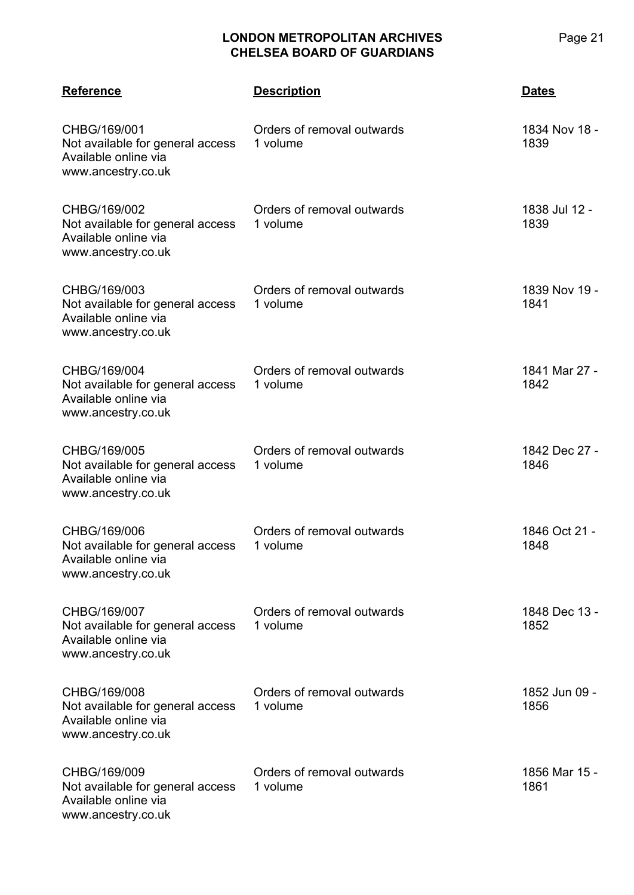| Reference | Description | Dates |
|---|---|---|
| CHBG/169/001<br>Not available for general access<br>Available online via<br>www.ancestry.co.uk | Orders of removal outwards<br>1 volume | 1834 Nov 18 - 1839 |
| CHBG/169/002<br>Not available for general access<br>Available online via<br>www.ancestry.co.uk | Orders of removal outwards<br>1 volume | 1838 Jul 12 - 1839 |
| CHBG/169/003<br>Not available for general access<br>Available online via<br>www.ancestry.co.uk | Orders of removal outwards<br>1 volume | 1839 Nov 19 - 1841 |
| CHBG/169/004<br>Not available for general access<br>Available online via<br>www.ancestry.co.uk | Orders of removal outwards<br>1 volume | 1841 Mar 27 - 1842 |
| CHBG/169/005<br>Not available for general access<br>Available online via<br>www.ancestry.co.uk | Orders of removal outwards<br>1 volume | 1842 Dec 27 - 1846 |
| CHBG/169/006<br>Not available for general access<br>Available online via<br>www.ancestry.co.uk | Orders of removal outwards<br>1 volume | 1846 Oct 21 - 1848 |
| CHBG/169/007<br>Not available for general access<br>Available online via<br>www.ancestry.co.uk | Orders of removal outwards<br>1 volume | 1848 Dec 13 - 1852 |
| CHBG/169/008<br>Not available for general access<br>Available online via<br>www.ancestry.co.uk | Orders of removal outwards<br>1 volume | 1852 Jun 09 - 1856 |
| CHBG/169/009<br>Not available for general access<br>Available online via<br>www.ancestry.co.uk | Orders of removal outwards<br>1 volume | 1856 Mar 15 - 1861 |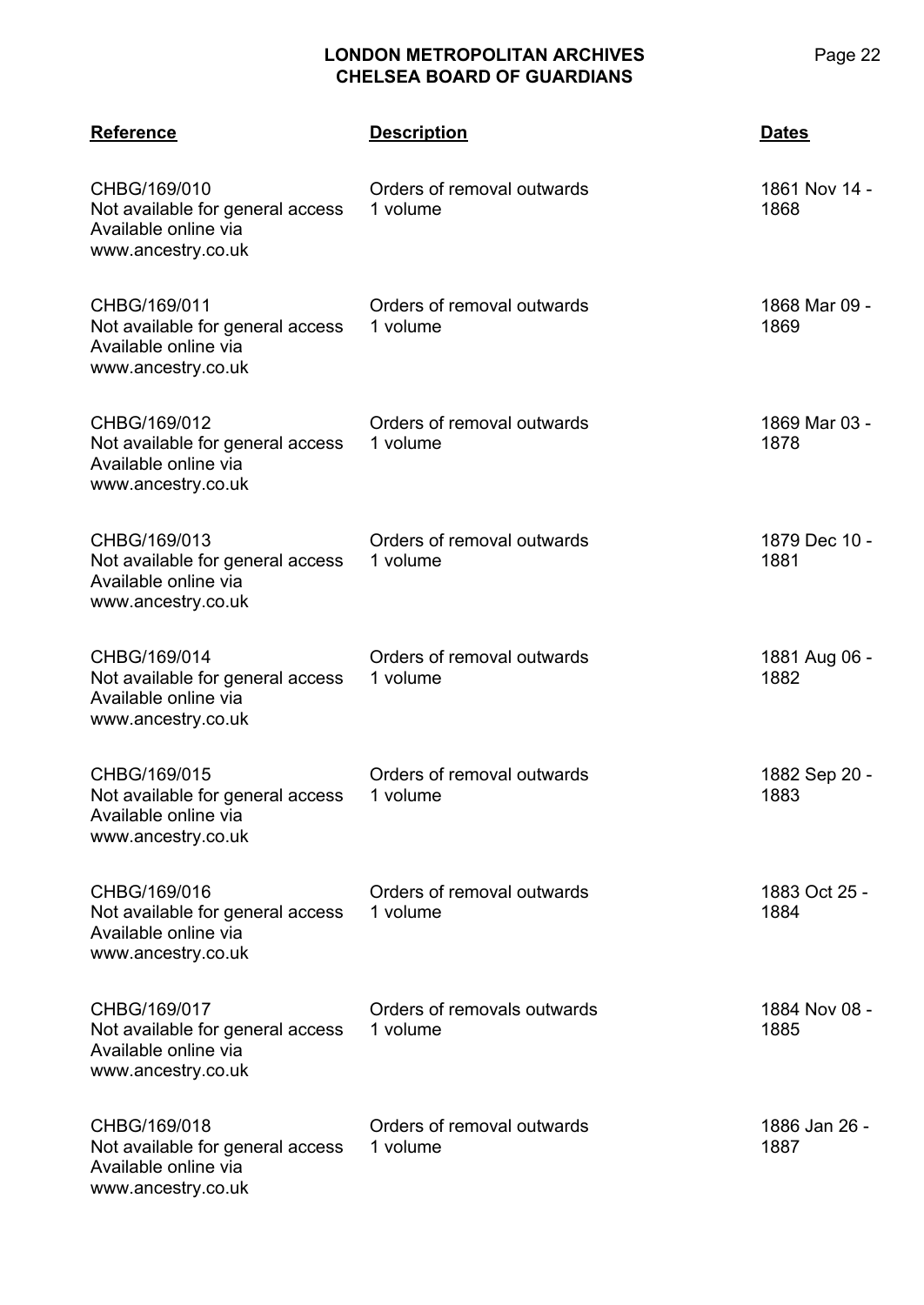| Reference | Description | Dates |
|---|---|---|
| CHBG/169/010<br>Not available for general access<br>Available online via<br>www.ancestry.co.uk | Orders of removal outwards<br>1 volume | 1861 Nov 14 - 1868 |
| CHBG/169/011<br>Not available for general access<br>Available online via<br>www.ancestry.co.uk | Orders of removal outwards<br>1 volume | 1868 Mar 09 - 1869 |
| CHBG/169/012<br>Not available for general access<br>Available online via<br>www.ancestry.co.uk | Orders of removal outwards<br>1 volume | 1869 Mar 03 - 1878 |
| CHBG/169/013<br>Not available for general access<br>Available online via<br>www.ancestry.co.uk | Orders of removal outwards<br>1 volume | 1879 Dec 10 - 1881 |
| CHBG/169/014<br>Not available for general access<br>Available online via<br>www.ancestry.co.uk | Orders of removal outwards<br>1 volume | 1881 Aug 06 - 1882 |
| CHBG/169/015<br>Not available for general access<br>Available online via<br>www.ancestry.co.uk | Orders of removal outwards<br>1 volume | 1882 Sep 20 - 1883 |
| CHBG/169/016<br>Not available for general access<br>Available online via<br>www.ancestry.co.uk | Orders of removal outwards<br>1 volume | 1883 Oct 25 - 1884 |
| CHBG/169/017<br>Not available for general access<br>Available online via<br>www.ancestry.co.uk | Orders of removals outwards<br>1 volume | 1884 Nov 08 - 1885 |
| CHBG/169/018<br>Not available for general access<br>Available online via<br>www.ancestry.co.uk | Orders of removal outwards<br>1 volume | 1886 Jan 26 - 1887 |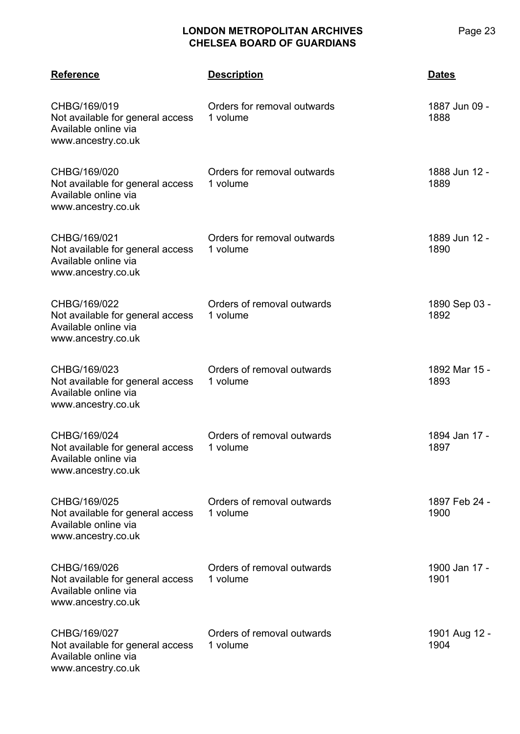| Reference | Description | Dates |
| --- | --- | --- |
| CHBG/169/019<br>Not available for general access<br>Available online via<br>www.ancestry.co.uk | Orders for removal outwards<br>1 volume | 1887 Jun 09 - 1888 |
| CHBG/169/020<br>Not available for general access<br>Available online via<br>www.ancestry.co.uk | Orders for removal outwards<br>1 volume | 1888 Jun 12 - 1889 |
| CHBG/169/021<br>Not available for general access<br>Available online via<br>www.ancestry.co.uk | Orders for removal outwards<br>1 volume | 1889 Jun 12 - 1890 |
| CHBG/169/022<br>Not available for general access<br>Available online via<br>www.ancestry.co.uk | Orders of removal outwards<br>1 volume | 1890 Sep 03 - 1892 |
| CHBG/169/023<br>Not available for general access<br>Available online via<br>www.ancestry.co.uk | Orders of removal outwards<br>1 volume | 1892 Mar 15 - 1893 |
| CHBG/169/024<br>Not available for general access<br>Available online via<br>www.ancestry.co.uk | Orders of removal outwards<br>1 volume | 1894 Jan 17 - 1897 |
| CHBG/169/025<br>Not available for general access<br>Available online via<br>www.ancestry.co.uk | Orders of removal outwards<br>1 volume | 1897 Feb 24 - 1900 |
| CHBG/169/026<br>Not available for general access<br>Available online via<br>www.ancestry.co.uk | Orders of removal outwards<br>1 volume | 1900 Jan 17 - 1901 |
| CHBG/169/027<br>Not available for general access<br>Available online via<br>www.ancestry.co.uk | Orders of removal outwards<br>1 volume | 1901 Aug 12 - 1904 |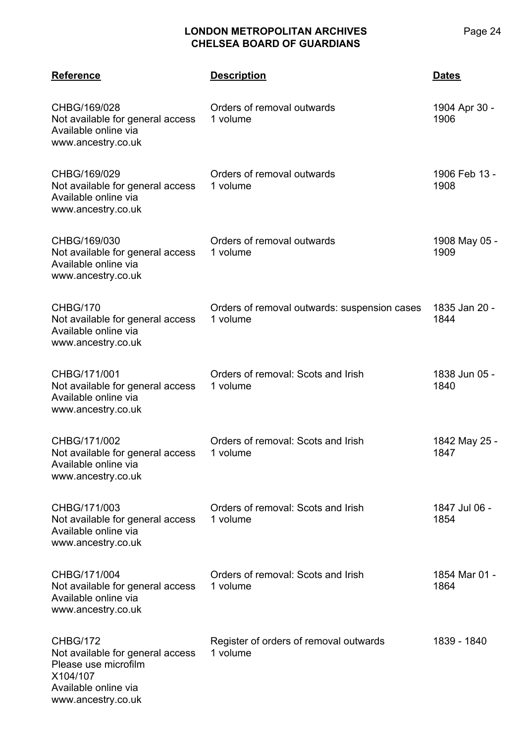| Reference | Description | Dates |
|---|---|---|
| CHBG/169/028<br>Not available for general access<br>Available online via www.ancestry.co.uk | Orders of removal outwards<br>1 volume | 1904 Apr 30 - 1906 |
| CHBG/169/029<br>Not available for general access<br>Available online via www.ancestry.co.uk | Orders of removal outwards<br>1 volume | 1906 Feb 13 - 1908 |
| CHBG/169/030<br>Not available for general access<br>Available online via www.ancestry.co.uk | Orders of removal outwards<br>1 volume | 1908 May 05 - 1909 |
| CHBG/170<br>Not available for general access<br>Available online via www.ancestry.co.uk | Orders of removal outwards: suspension cases<br>1 volume | 1835 Jan 20 - 1844 |
| CHBG/171/001<br>Not available for general access<br>Available online via www.ancestry.co.uk | Orders of removal: Scots and Irish<br>1 volume | 1838 Jun 05 - 1840 |
| CHBG/171/002<br>Not available for general access<br>Available online via www.ancestry.co.uk | Orders of removal: Scots and Irish<br>1 volume | 1842 May 25 - 1847 |
| CHBG/171/003<br>Not available for general access<br>Available online via www.ancestry.co.uk | Orders of removal: Scots and Irish<br>1 volume | 1847 Jul 06 - 1854 |
| CHBG/171/004<br>Not available for general access<br>Available online via www.ancestry.co.uk | Orders of removal: Scots and Irish<br>1 volume | 1854 Mar 01 - 1864 |
| CHBG/172<br>Not available for general access<br>Please use microfilm X104/107<br>Available online via www.ancestry.co.uk | Register of orders of removal outwards<br>1 volume | 1839 - 1840 |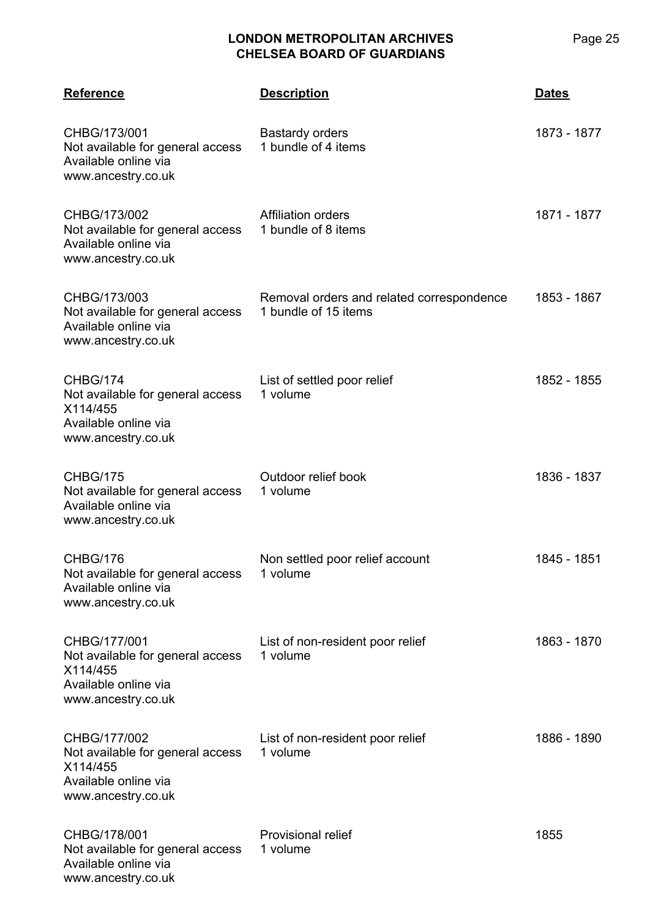| Reference | Description | Dates |
|---|---|---|
| CHBG/173/001<br>Not available for general access<br>Available online via<br>www.ancestry.co.uk | Bastardy orders<br>1 bundle of 4 items | 1873 - 1877 |
| CHBG/173/002<br>Not available for general access<br>Available online via<br>www.ancestry.co.uk | Affiliation orders<br>1 bundle of 8 items | 1871 - 1877 |
| CHBG/173/003<br>Not available for general access<br>Available online via<br>www.ancestry.co.uk | Removal orders and related correspondence<br>1 bundle of 15 items | 1853 - 1867 |
| CHBG/174<br>Not available for general access<br>X114/455<br>Available online via<br>www.ancestry.co.uk | List of settled poor relief<br>1 volume | 1852 - 1855 |
| CHBG/175<br>Not available for general access<br>Available online via<br>www.ancestry.co.uk | Outdoor relief book<br>1 volume | 1836 - 1837 |
| CHBG/176<br>Not available for general access<br>Available online via<br>www.ancestry.co.uk | Non settled poor relief account<br>1 volume | 1845 - 1851 |
| CHBG/177/001<br>Not available for general access<br>X114/455<br>Available online via<br>www.ancestry.co.uk | List of non-resident poor relief<br>1 volume | 1863 - 1870 |
| CHBG/177/002<br>Not available for general access<br>X114/455<br>Available online via<br>www.ancestry.co.uk | List of non-resident poor relief<br>1 volume | 1886 - 1890 |
| CHBG/178/001<br>Not available for general access<br>Available online via<br>www.ancestry.co.uk | Provisional relief<br>1 volume | 1855 |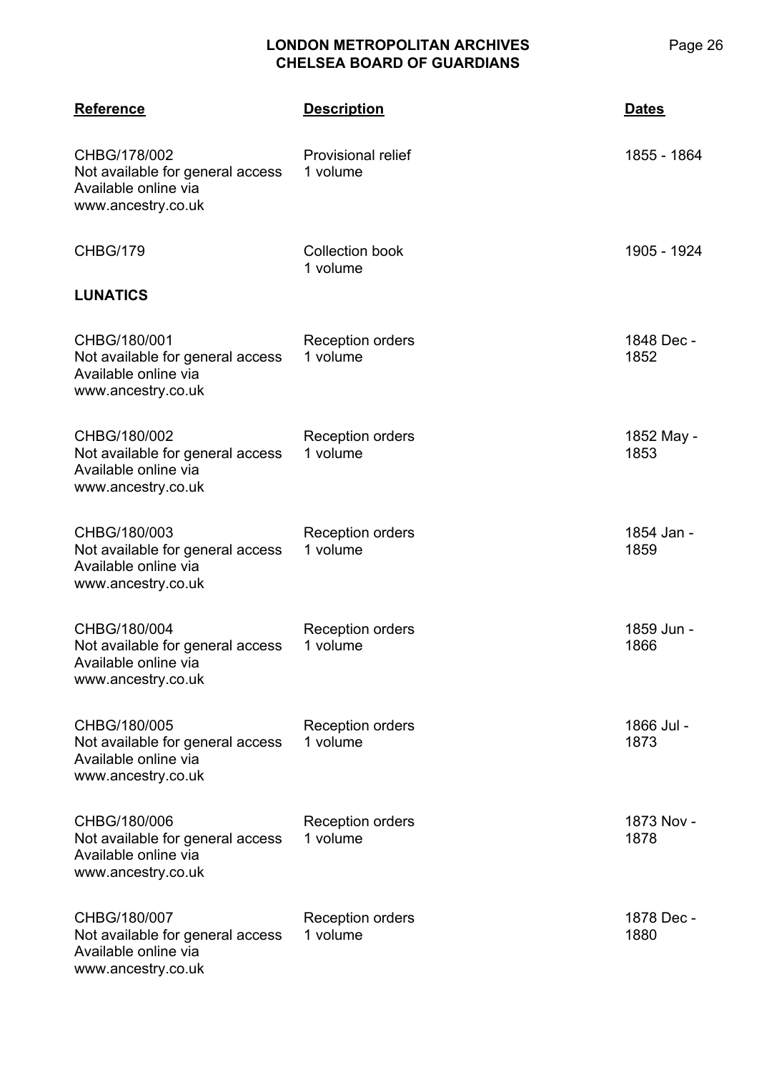| Reference | Description | Dates |
|---|---|---|
| CHBG/178/002<br>Not available for general access<br>Available online via<br>www.ancestry.co.uk | Provisional relief<br>1 volume | 1855 - 1864 |
| CHBG/179 | Collection book<br>1 volume | 1905 - 1924 |
| **LUNATICS** | | |
| CHBG/180/001<br>Not available for general access<br>Available online via<br>www.ancestry.co.uk | Reception orders<br>1 volume | 1848 Dec - 1852 |
| CHBG/180/002<br>Not available for general access<br>Available online via<br>www.ancestry.co.uk | Reception orders<br>1 volume | 1852 May - 1853 |
| CHBG/180/003<br>Not available for general access<br>Available online via<br>www.ancestry.co.uk | Reception orders<br>1 volume | 1854 Jan - 1859 |
| CHBG/180/004<br>Not available for general access<br>Available online via<br>www.ancestry.co.uk | Reception orders<br>1 volume | 1859 Jun - 1866 |
| CHBG/180/005<br>Not available for general access<br>Available online via<br>www.ancestry.co.uk | Reception orders<br>1 volume | 1866 Jul - 1873 |
| CHBG/180/006<br>Not available for general access<br>Available online via<br>www.ancestry.co.uk | Reception orders<br>1 volume | 1873 Nov - 1878 |
| CHBG/180/007<br>Not available for general access<br>Available online via<br>www.ancestry.co.uk | Reception orders<br>1 volume | 1878 Dec - 1880 |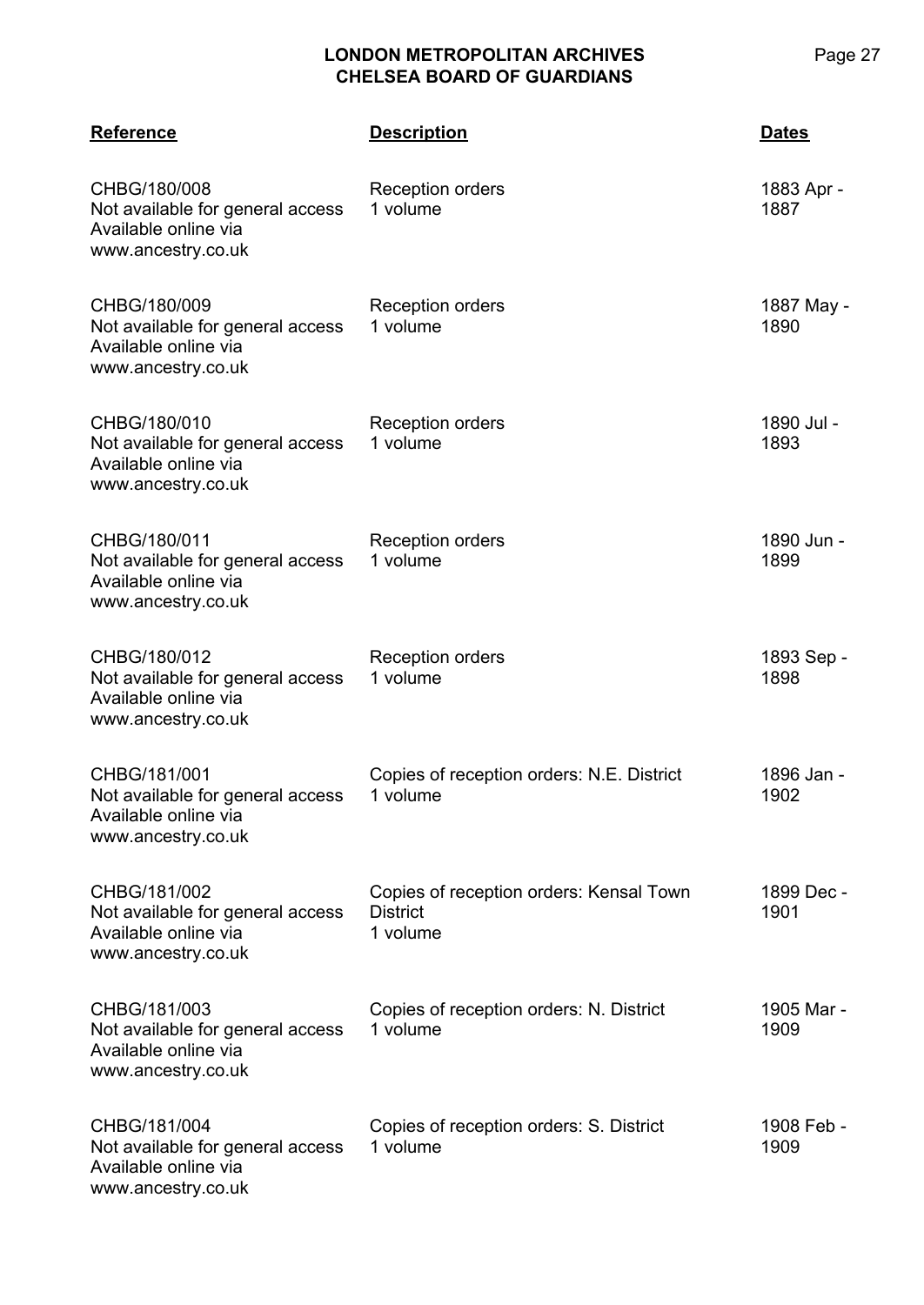| Reference | Description | Dates |
|---|---|---|
| CHBG/180/008<br>Not available for general access<br>Available online via www.ancestry.co.uk | Reception orders<br>1 volume | 1883 Apr - 1887 |
| CHBG/180/009<br>Not available for general access<br>Available online via www.ancestry.co.uk | Reception orders<br>1 volume | 1887 May - 1890 |
| CHBG/180/010<br>Not available for general access<br>Available online via www.ancestry.co.uk | Reception orders<br>1 volume | 1890 Jul - 1893 |
| CHBG/180/011<br>Not available for general access<br>Available online via www.ancestry.co.uk | Reception orders<br>1 volume | 1890 Jun - 1899 |
| CHBG/180/012<br>Not available for general access<br>Available online via www.ancestry.co.uk | Reception orders<br>1 volume | 1893 Sep - 1898 |
| CHBG/181/001<br>Not available for general access<br>Available online via www.ancestry.co.uk | Copies of reception orders: N.E. District<br>1 volume | 1896 Jan - 1902 |
| CHBG/181/002<br>Not available for general access<br>Available online via www.ancestry.co.uk | Copies of reception orders: Kensal Town District<br>1 volume | 1899 Dec - 1901 |
| CHBG/181/003<br>Not available for general access<br>Available online via www.ancestry.co.uk | Copies of reception orders: N. District<br>1 volume | 1905 Mar - 1909 |
| CHBG/181/004<br>Not available for general access<br>Available online via www.ancestry.co.uk | Copies of reception orders: S. District<br>1 volume | 1908 Feb - 1909 |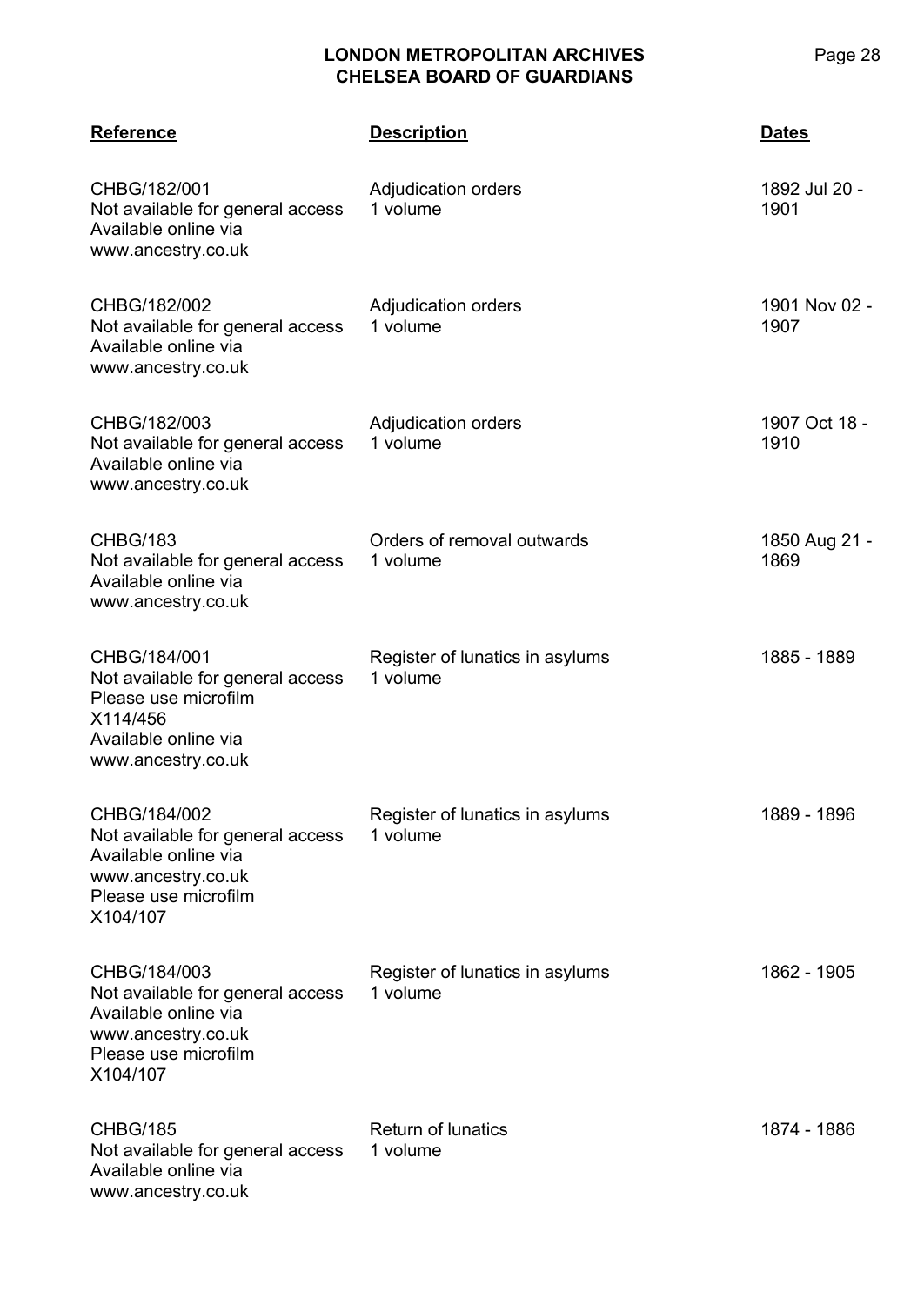| Reference | Description | Dates |
|---|---|---|
| CHBG/182/001<br>Not available for general access<br>Available online via www.ancestry.co.uk | Adjudication orders<br>1 volume | 1892 Jul 20 - 1901 |
| CHBG/182/002<br>Not available for general access<br>Available online via www.ancestry.co.uk | Adjudication orders<br>1 volume | 1901 Nov 02 - 1907 |
| CHBG/182/003<br>Not available for general access<br>Available online via www.ancestry.co.uk | Adjudication orders<br>1 volume | 1907 Oct 18 - 1910 |
| CHBG/183<br>Not available for general access<br>Available online via www.ancestry.co.uk | Orders of removal outwards<br>1 volume | 1850 Aug 21 - 1869 |
| CHBG/184/001<br>Not available for general access<br>Please use microfilm X114/456<br>Available online via www.ancestry.co.uk | Register of lunatics in asylums<br>1 volume | 1885 - 1889 |
| CHBG/184/002<br>Not available for general access<br>Available online via www.ancestry.co.uk<br>Please use microfilm X104/107 | Register of lunatics in asylums<br>1 volume | 1889 - 1896 |
| CHBG/184/003<br>Not available for general access<br>Available online via www.ancestry.co.uk<br>Please use microfilm X104/107 | Register of lunatics in asylums<br>1 volume | 1862 - 1905 |
| CHBG/185<br>Not available for general access<br>Available online via www.ancestry.co.uk | Return of lunatics<br>1 volume | 1874 - 1886 |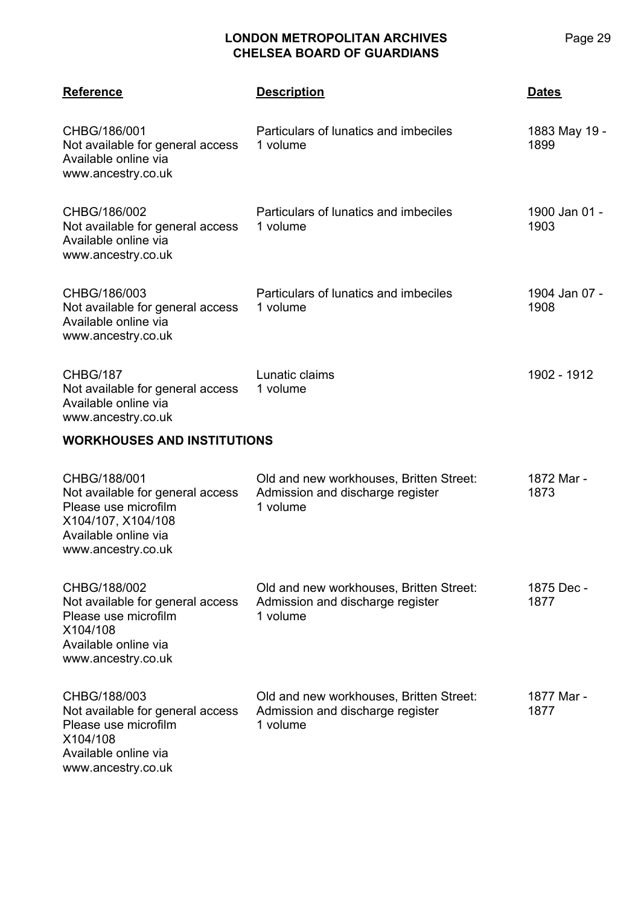| Reference | Description | Dates |
|---|---|---|
| CHBG/186/001<br>Not available for general access<br>Available online via www.ancestry.co.uk | Particulars of lunatics and imbeciles<br>1 volume | 1883 May 19 - 1899 |
| CHBG/186/002<br>Not available for general access<br>Available online via www.ancestry.co.uk | Particulars of lunatics and imbeciles<br>1 volume | 1900 Jan 01 - 1903 |
| CHBG/186/003<br>Not available for general access<br>Available online via www.ancestry.co.uk | Particulars of lunatics and imbeciles<br>1 volume | 1904 Jan 07 - 1908 |
| CHBG/187<br>Not available for general access<br>Available online via www.ancestry.co.uk | Lunatic claims<br>1 volume | 1902 - 1912 |

**WORKHOUSES AND INSTITUTIONS**

| Reference | Description | Dates |
|---|---|---|
| CHBG/188/001<br>Not available for general access<br>Please use microfilm X104/107, X104/108<br>Available online via www.ancestry.co.uk | Old and new workhouses, Britten Street: Admission and discharge register<br>1 volume | 1872 Mar - 1873 |
| CHBG/188/002<br>Not available for general access<br>Please use microfilm X104/108<br>Available online via www.ancestry.co.uk | Old and new workhouses, Britten Street: Admission and discharge register<br>1 volume | 1875 Dec - 1877 |
| CHBG/188/003<br>Not available for general access<br>Please use microfilm X104/108<br>Available online via www.ancestry.co.uk | Old and new workhouses, Britten Street: Admission and discharge register<br>1 volume | 1877 Mar - 1877 |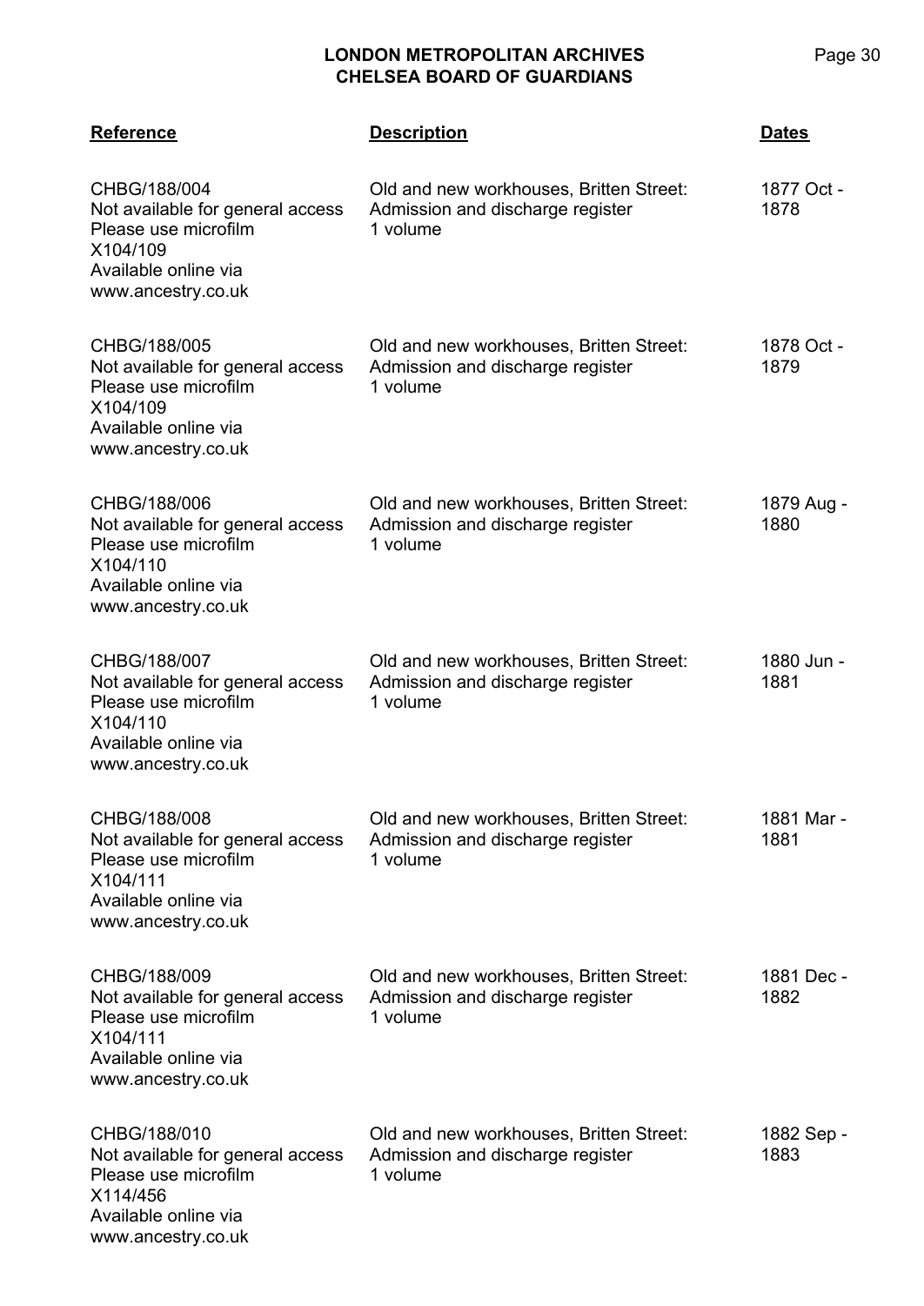| Reference | Description | Dates |
| --- | --- | --- |
| CHBG/188/004<br>Not available for general access<br>Please use microfilm<br>X104/109<br>Available online via<br>www.ancestry.co.uk | Old and new workhouses, Britten Street:<br>Admission and discharge register<br>1 volume | 1877 Oct - 1878 |
| CHBG/188/005<br>Not available for general access<br>Please use microfilm<br>X104/109<br>Available online via<br>www.ancestry.co.uk | Old and new workhouses, Britten Street:<br>Admission and discharge register<br>1 volume | 1878 Oct - 1879 |
| CHBG/188/006<br>Not available for general access<br>Please use microfilm<br>X104/110<br>Available online via<br>www.ancestry.co.uk | Old and new workhouses, Britten Street:<br>Admission and discharge register<br>1 volume | 1879 Aug - 1880 |
| CHBG/188/007<br>Not available for general access<br>Please use microfilm<br>X104/110<br>Available online via<br>www.ancestry.co.uk | Old and new workhouses, Britten Street:<br>Admission and discharge register<br>1 volume | 1880 Jun - 1881 |
| CHBG/188/008<br>Not available for general access<br>Please use microfilm<br>X104/111<br>Available online via<br>www.ancestry.co.uk | Old and new workhouses, Britten Street:<br>Admission and discharge register<br>1 volume | 1881 Mar - 1881 |
| CHBG/188/009<br>Not available for general access<br>Please use microfilm<br>X104/111<br>Available online via<br>www.ancestry.co.uk | Old and new workhouses, Britten Street:<br>Admission and discharge register<br>1 volume | 1881 Dec - 1882 |
| CHBG/188/010<br>Not available for general access<br>Please use microfilm<br>X114/456<br>Available online via<br>www.ancestry.co.uk | Old and new workhouses, Britten Street:<br>Admission and discharge register<br>1 volume | 1882 Sep - 1883 |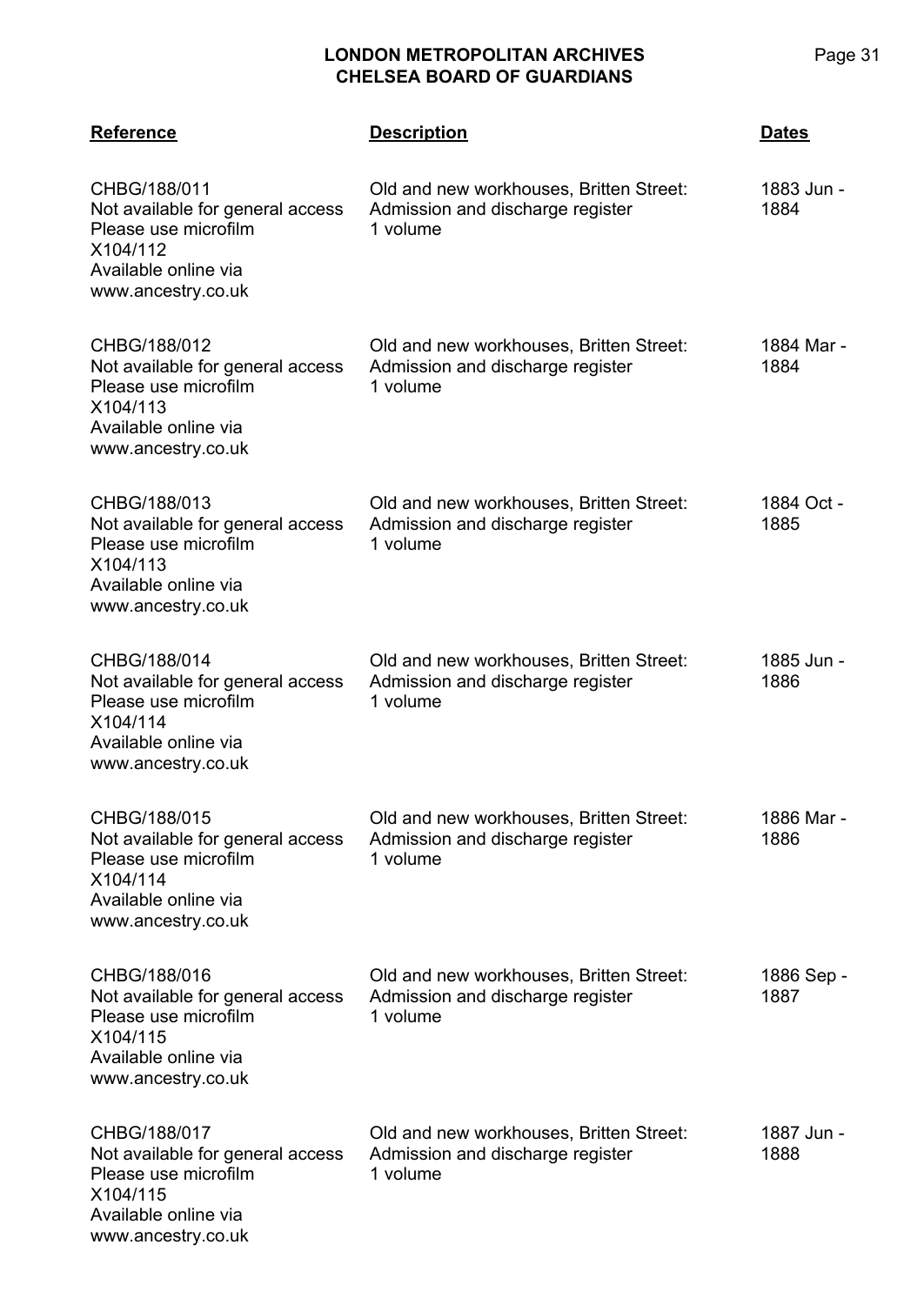| Reference | Description | Dates |
|---|---|---|
| CHBG/188/011<br>Not available for general access<br>Please use microfilm<br>X104/112<br>Available online via<br>www.ancestry.co.uk | Old and new workhouses, Britten Street:<br>Admission and discharge register<br>1 volume | 1883 Jun - 1884 |
| CHBG/188/012<br>Not available for general access<br>Please use microfilm<br>X104/113<br>Available online via<br>www.ancestry.co.uk | Old and new workhouses, Britten Street:<br>Admission and discharge register<br>1 volume | 1884 Mar - 1884 |
| CHBG/188/013<br>Not available for general access<br>Please use microfilm<br>X104/113<br>Available online via<br>www.ancestry.co.uk | Old and new workhouses, Britten Street:<br>Admission and discharge register<br>1 volume | 1884 Oct - 1885 |
| CHBG/188/014<br>Not available for general access<br>Please use microfilm<br>X104/114<br>Available online via<br>www.ancestry.co.uk | Old and new workhouses, Britten Street:<br>Admission and discharge register<br>1 volume | 1885 Jun - 1886 |
| CHBG/188/015<br>Not available for general access<br>Please use microfilm<br>X104/114<br>Available online via<br>www.ancestry.co.uk | Old and new workhouses, Britten Street:<br>Admission and discharge register<br>1 volume | 1886 Mar - 1886 |
| CHBG/188/016<br>Not available for general access<br>Please use microfilm<br>X104/115<br>Available online via<br>www.ancestry.co.uk | Old and new workhouses, Britten Street:<br>Admission and discharge register<br>1 volume | 1886 Sep - 1887 |
| CHBG/188/017<br>Not available for general access<br>Please use microfilm<br>X104/115<br>Available online via<br>www.ancestry.co.uk | Old and new workhouses, Britten Street:<br>Admission and discharge register<br>1 volume | 1887 Jun - 1888 |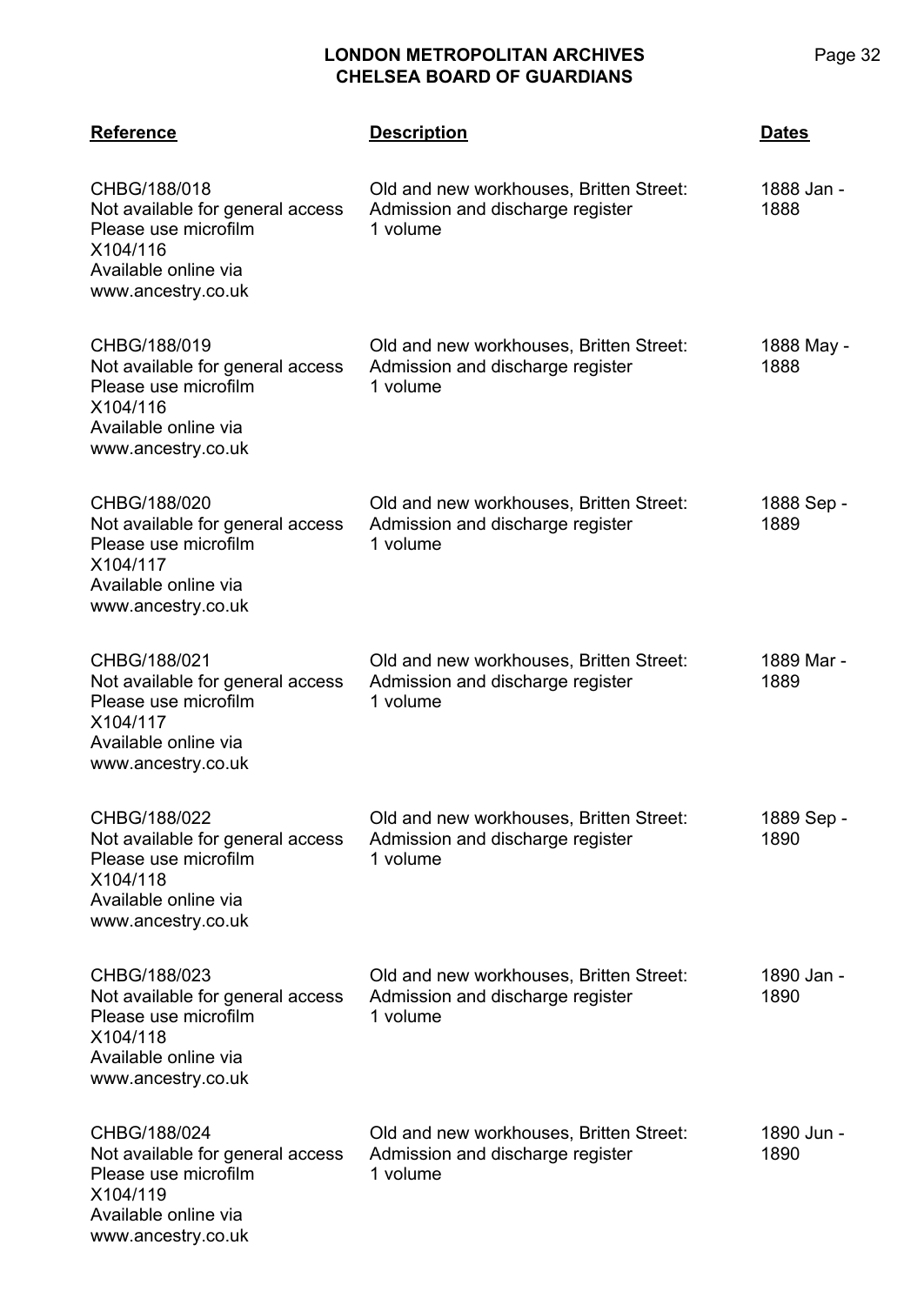| Reference | Description | Dates |
|---|---|---|
| CHBG/188/018<br>Not available for general access<br>Please use microfilm<br>X104/116<br>Available online via<br>www.ancestry.co.uk | Old and new workhouses, Britten Street:<br>Admission and discharge register<br>1 volume | 1888 Jan - 1888 |
| CHBG/188/019<br>Not available for general access<br>Please use microfilm<br>X104/116<br>Available online via<br>www.ancestry.co.uk | Old and new workhouses, Britten Street:<br>Admission and discharge register<br>1 volume | 1888 May - 1888 |
| CHBG/188/020<br>Not available for general access<br>Please use microfilm<br>X104/117<br>Available online via<br>www.ancestry.co.uk | Old and new workhouses, Britten Street:<br>Admission and discharge register<br>1 volume | 1888 Sep - 1889 |
| CHBG/188/021<br>Not available for general access<br>Please use microfilm<br>X104/117<br>Available online via<br>www.ancestry.co.uk | Old and new workhouses, Britten Street:<br>Admission and discharge register<br>1 volume | 1889 Mar - 1889 |
| CHBG/188/022<br>Not available for general access<br>Please use microfilm<br>X104/118<br>Available online via<br>www.ancestry.co.uk | Old and new workhouses, Britten Street:<br>Admission and discharge register<br>1 volume | 1889 Sep - 1890 |
| CHBG/188/023<br>Not available for general access<br>Please use microfilm<br>X104/118<br>Available online via<br>www.ancestry.co.uk | Old and new workhouses, Britten Street:<br>Admission and discharge register<br>1 volume | 1890 Jan - 1890 |
| CHBG/188/024<br>Not available for general access<br>Please use microfilm<br>X104/119<br>Available online via<br>www.ancestry.co.uk | Old and new workhouses, Britten Street:<br>Admission and discharge register<br>1 volume | 1890 Jun - 1890 |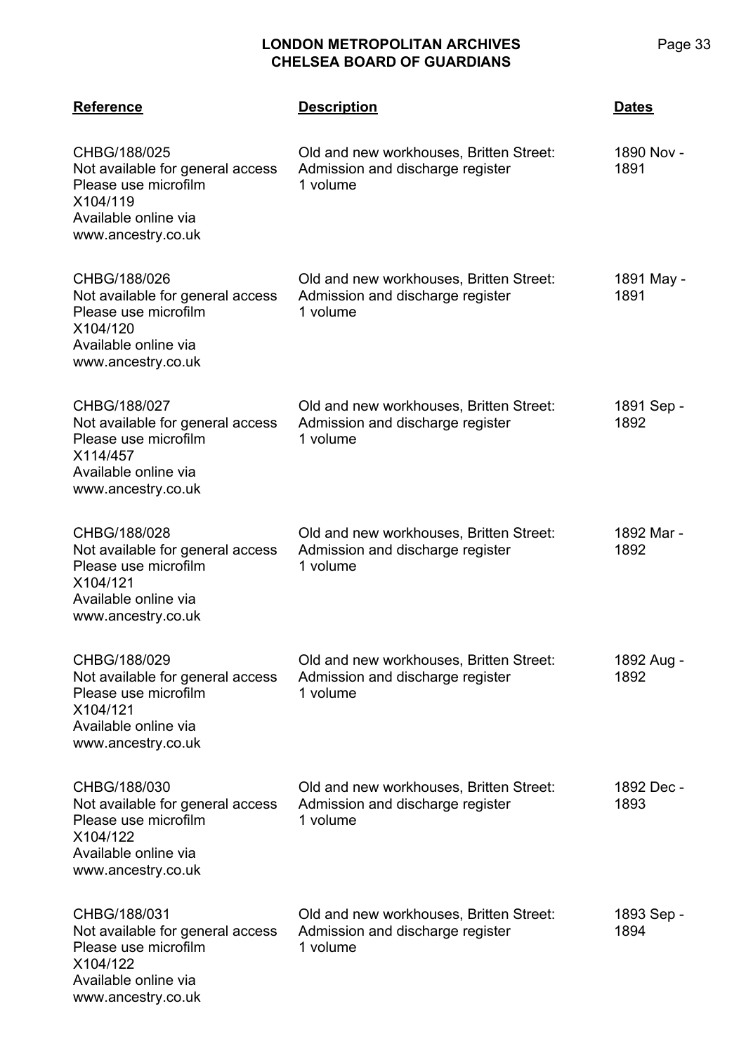| Reference | Description | Dates |
|---|---|---|
| CHBG/188/025<br>Not available for general access<br>Please use microfilm<br>X104/119<br>Available online via<br>www.ancestry.co.uk | Old and new workhouses, Britten Street:<br>Admission and discharge register<br>1 volume | 1890 Nov - 1891 |
| CHBG/188/026<br>Not available for general access<br>Please use microfilm<br>X104/120<br>Available online via<br>www.ancestry.co.uk | Old and new workhouses, Britten Street:<br>Admission and discharge register<br>1 volume | 1891 May - 1891 |
| CHBG/188/027<br>Not available for general access<br>Please use microfilm<br>X114/457<br>Available online via<br>www.ancestry.co.uk | Old and new workhouses, Britten Street:<br>Admission and discharge register<br>1 volume | 1891 Sep - 1892 |
| CHBG/188/028<br>Not available for general access<br>Please use microfilm<br>X104/121<br>Available online via<br>www.ancestry.co.uk | Old and new workhouses, Britten Street:<br>Admission and discharge register<br>1 volume | 1892 Mar - 1892 |
| CHBG/188/029<br>Not available for general access<br>Please use microfilm<br>X104/121<br>Available online via<br>www.ancestry.co.uk | Old and new workhouses, Britten Street:<br>Admission and discharge register<br>1 volume | 1892 Aug - 1892 |
| CHBG/188/030<br>Not available for general access<br>Please use microfilm<br>X104/122<br>Available online via<br>www.ancestry.co.uk | Old and new workhouses, Britten Street:<br>Admission and discharge register<br>1 volume | 1892 Dec - 1893 |
| CHBG/188/031<br>Not available for general access<br>Please use microfilm<br>X104/122<br>Available online via<br>www.ancestry.co.uk | Old and new workhouses, Britten Street:<br>Admission and discharge register<br>1 volume | 1893 Sep - 1894 |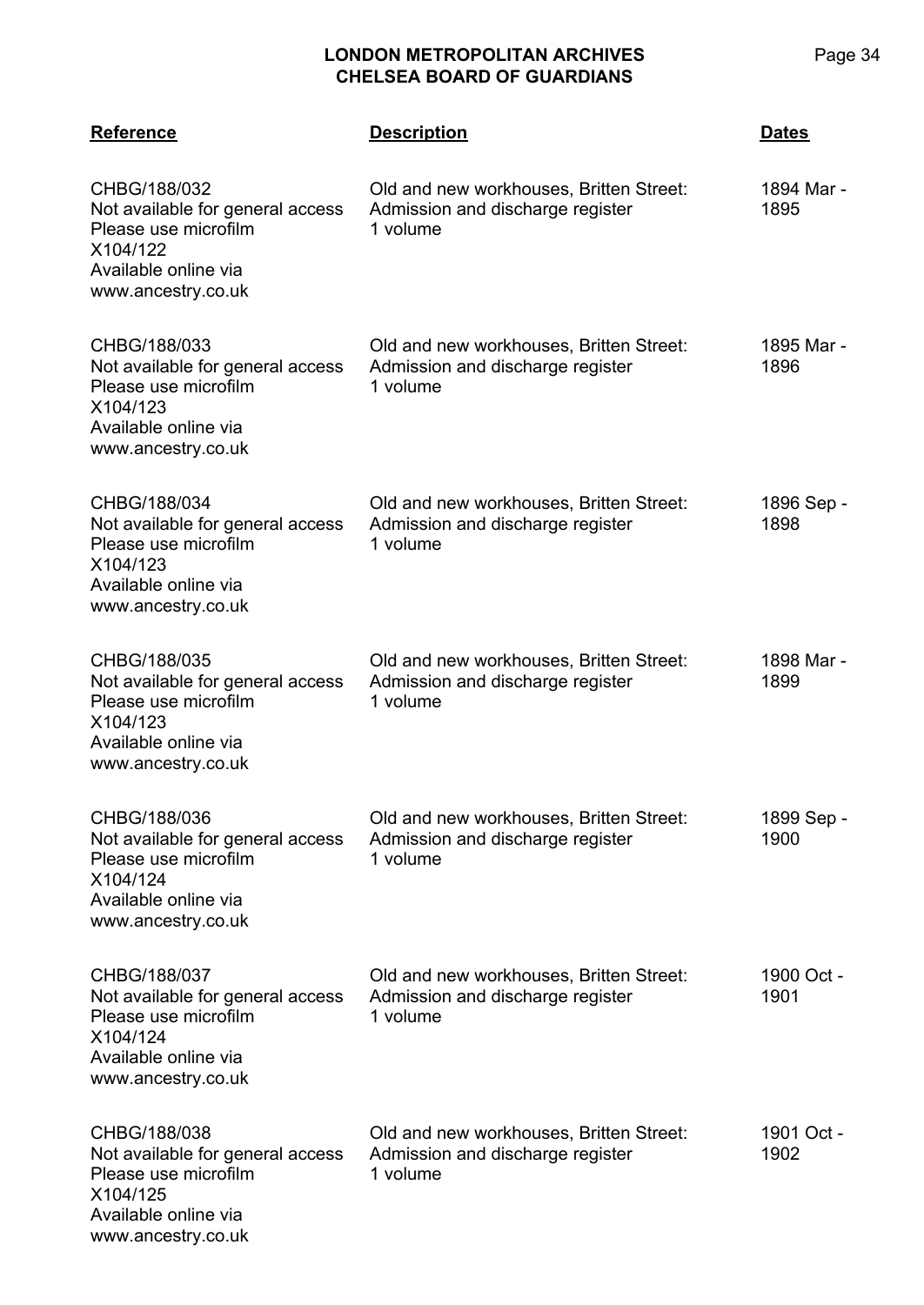| Reference | Description | Dates |
|---|---|---|
| CHBG/188/032<br>Not available for general access<br>Please use microfilm<br>X104/122<br>Available online via<br>www.ancestry.co.uk | Old and new workhouses, Britten Street:<br>Admission and discharge register<br>1 volume | 1894 Mar - 1895 |
| CHBG/188/033<br>Not available for general access<br>Please use microfilm<br>X104/123<br>Available online via<br>www.ancestry.co.uk | Old and new workhouses, Britten Street:<br>Admission and discharge register<br>1 volume | 1895 Mar - 1896 |
| CHBG/188/034<br>Not available for general access<br>Please use microfilm<br>X104/123<br>Available online via<br>www.ancestry.co.uk | Old and new workhouses, Britten Street:<br>Admission and discharge register<br>1 volume | 1896 Sep - 1898 |
| CHBG/188/035<br>Not available for general access<br>Please use microfilm<br>X104/123<br>Available online via<br>www.ancestry.co.uk | Old and new workhouses, Britten Street:<br>Admission and discharge register<br>1 volume | 1898 Mar - 1899 |
| CHBG/188/036<br>Not available for general access<br>Please use microfilm<br>X104/124<br>Available online via<br>www.ancestry.co.uk | Old and new workhouses, Britten Street:<br>Admission and discharge register<br>1 volume | 1899 Sep - 1900 |
| CHBG/188/037<br>Not available for general access<br>Please use microfilm<br>X104/124<br>Available online via<br>www.ancestry.co.uk | Old and new workhouses, Britten Street:<br>Admission and discharge register<br>1 volume | 1900 Oct - 1901 |
| CHBG/188/038<br>Not available for general access<br>Please use microfilm<br>X104/125<br>Available online via<br>www.ancestry.co.uk | Old and new workhouses, Britten Street:<br>Admission and discharge register<br>1 volume | 1901 Oct - 1902 |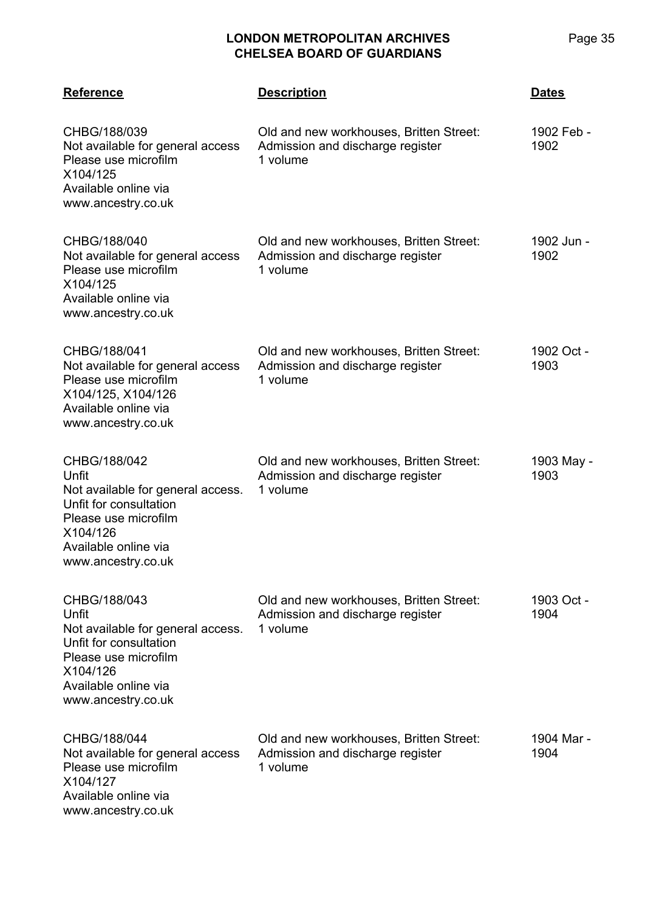| Reference | Description | Dates |
|---|---|---|
| CHBG/188/039<br>Not available for general access<br>Please use microfilm<br>X104/125<br>Available online via<br>www.ancestry.co.uk | Old and new workhouses, Britten Street:<br>Admission and discharge register<br>1 volume | 1902 Feb - 1902 |
| CHBG/188/040<br>Not available for general access<br>Please use microfilm<br>X104/125<br>Available online via<br>www.ancestry.co.uk | Old and new workhouses, Britten Street:<br>Admission and discharge register<br>1 volume | 1902 Jun - 1902 |
| CHBG/188/041<br>Not available for general access<br>Please use microfilm<br>X104/125, X104/126<br>Available online via<br>www.ancestry.co.uk | Old and new workhouses, Britten Street:<br>Admission and discharge register<br>1 volume | 1902 Oct - 1903 |
| CHBG/188/042<br>Unfit<br>Not available for general access.<br>Unfit for consultation<br>Please use microfilm<br>X104/126<br>Available online via<br>www.ancestry.co.uk | Old and new workhouses, Britten Street:<br>Admission and discharge register<br>1 volume | 1903 May - 1903 |
| CHBG/188/043<br>Unfit<br>Not available for general access.<br>Unfit for consultation<br>Please use microfilm<br>X104/126<br>Available online via<br>www.ancestry.co.uk | Old and new workhouses, Britten Street:<br>Admission and discharge register<br>1 volume | 1903 Oct - 1904 |
| CHBG/188/044<br>Not available for general access<br>Please use microfilm<br>X104/127<br>Available online via<br>www.ancestry.co.uk | Old and new workhouses, Britten Street:<br>Admission and discharge register<br>1 volume | 1904 Mar - 1904 |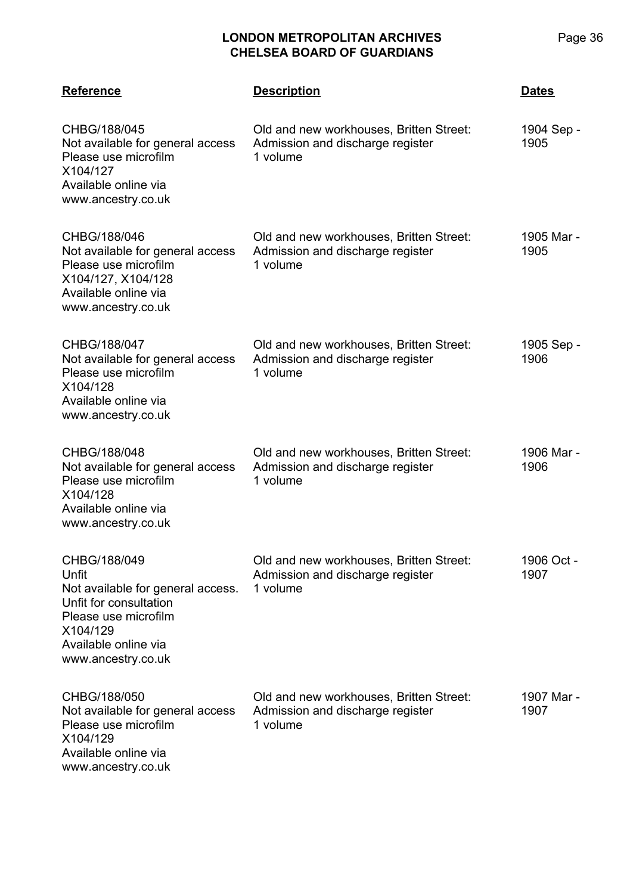| Reference | Description | Dates |
| --- | --- | --- |
| CHBG/188/045<br>Not available for general access<br>Please use microfilm<br>X104/127<br>Available online via<br>www.ancestry.co.uk | Old and new workhouses, Britten Street:<br>Admission and discharge register<br>1 volume | 1904 Sep - 1905 |
| CHBG/188/046<br>Not available for general access<br>Please use microfilm<br>X104/127, X104/128<br>Available online via<br>www.ancestry.co.uk | Old and new workhouses, Britten Street:<br>Admission and discharge register<br>1 volume | 1905 Mar - 1905 |
| CHBG/188/047<br>Not available for general access<br>Please use microfilm<br>X104/128<br>Available online via<br>www.ancestry.co.uk | Old and new workhouses, Britten Street:<br>Admission and discharge register<br>1 volume | 1905 Sep - 1906 |
| CHBG/188/048<br>Not available for general access<br>Please use microfilm<br>X104/128<br>Available online via<br>www.ancestry.co.uk | Old and new workhouses, Britten Street:<br>Admission and discharge register<br>1 volume | 1906 Mar - 1906 |
| CHBG/188/049<br>Unfit<br>Not available for general access.<br>Unfit for consultation<br>Please use microfilm<br>X104/129<br>Available online via<br>www.ancestry.co.uk | Old and new workhouses, Britten Street:<br>Admission and discharge register<br>1 volume | 1906 Oct - 1907 |
| CHBG/188/050<br>Not available for general access<br>Please use microfilm<br>X104/129<br>Available online via<br>www.ancestry.co.uk | Old and new workhouses, Britten Street:<br>Admission and discharge register<br>1 volume | 1907 Mar - 1907 |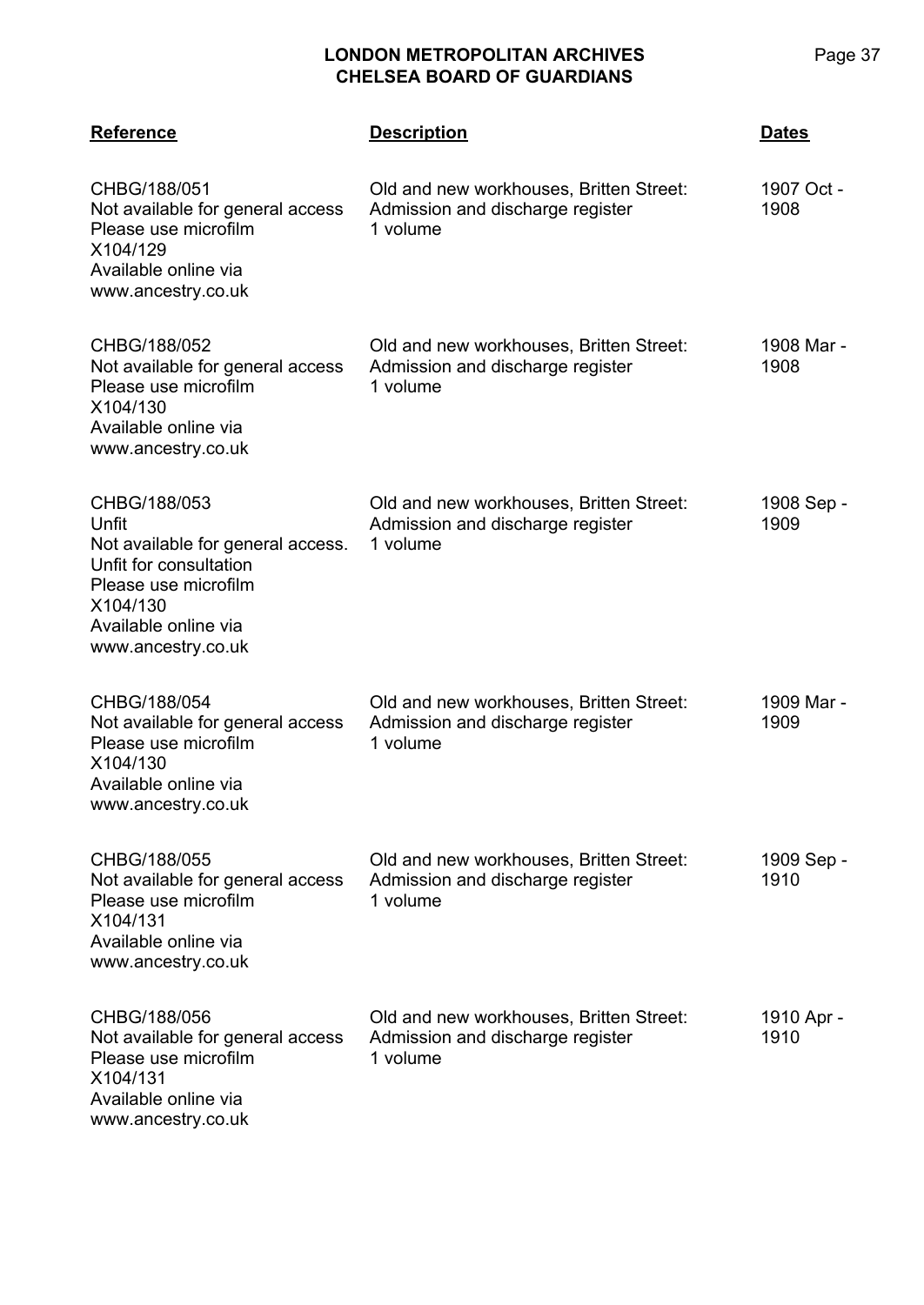| Reference | Description | Dates |
|---|---|---|
| CHBG/188/051<br>Not available for general access<br>Please use microfilm<br>X104/129<br>Available online via<br>www.ancestry.co.uk | Old and new workhouses, Britten Street:<br>Admission and discharge register<br>1 volume | 1907 Oct - 1908 |
| CHBG/188/052<br>Not available for general access<br>Please use microfilm<br>X104/130<br>Available online via<br>www.ancestry.co.uk | Old and new workhouses, Britten Street:<br>Admission and discharge register<br>1 volume | 1908 Mar - 1908 |
| CHBG/188/053<br>Unfit<br>Not available for general access.<br>Unfit for consultation<br>Please use microfilm<br>X104/130<br>Available online via<br>www.ancestry.co.uk | Old and new workhouses, Britten Street:<br>Admission and discharge register<br>1 volume | 1908 Sep - 1909 |
| CHBG/188/054<br>Not available for general access<br>Please use microfilm<br>X104/130<br>Available online via<br>www.ancestry.co.uk | Old and new workhouses, Britten Street:<br>Admission and discharge register<br>1 volume | 1909 Mar - 1909 |
| CHBG/188/055<br>Not available for general access<br>Please use microfilm<br>X104/131<br>Available online via<br>www.ancestry.co.uk | Old and new workhouses, Britten Street:<br>Admission and discharge register<br>1 volume | 1909 Sep - 1910 |
| CHBG/188/056<br>Not available for general access<br>Please use microfilm<br>X104/131<br>Available online via<br>www.ancestry.co.uk | Old and new workhouses, Britten Street:<br>Admission and discharge register<br>1 volume | 1910 Apr - 1910 |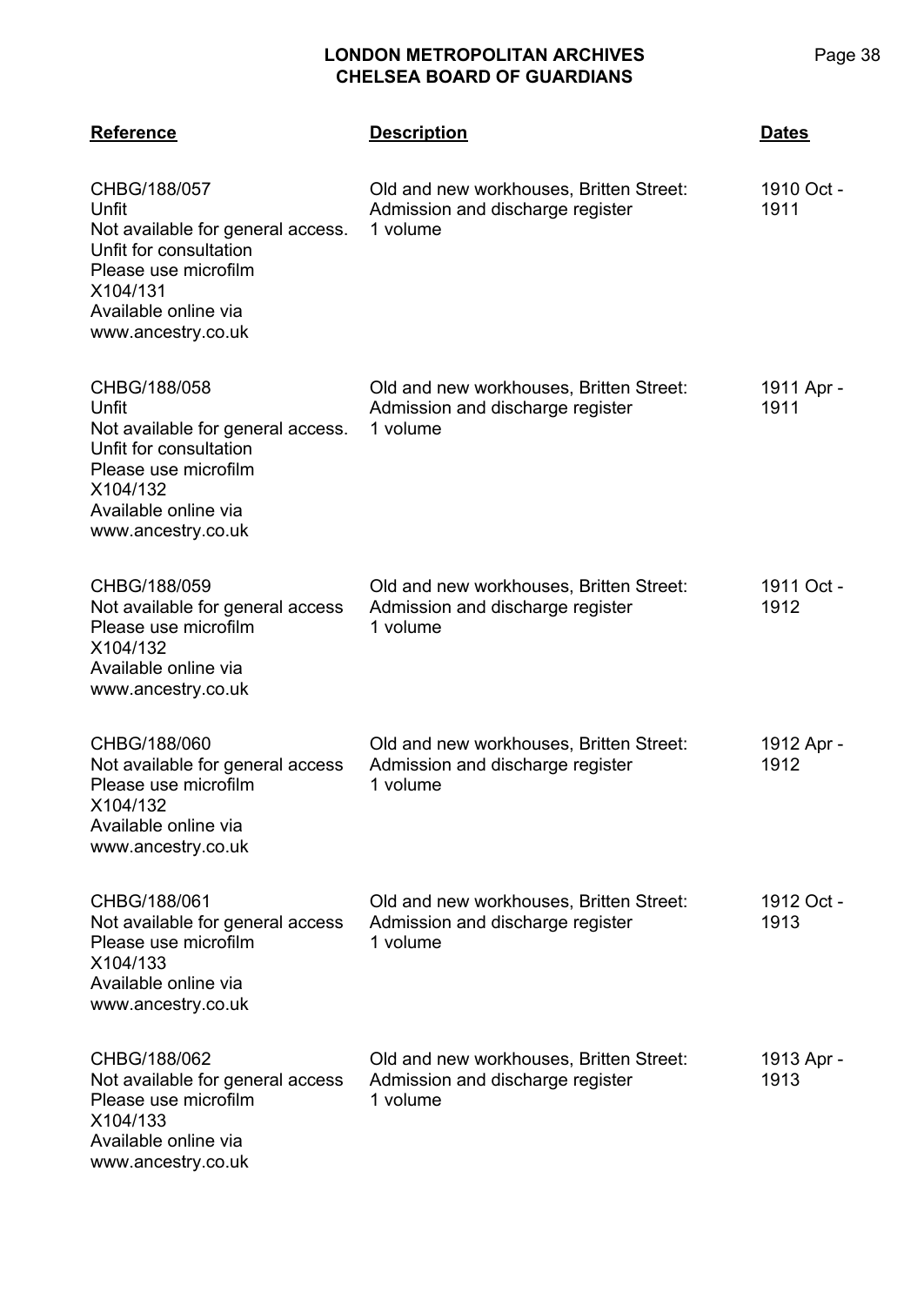| **Reference** | **Description** | **Dates** |
|---|---|---|
| CHBG/188/057<br>Unfit<br>Not available for general access. Unfit for consultation<br>Please use microfilm<br>X104/131<br>Available online via www.ancestry.co.uk | Old and new workhouses, Britten Street: Admission and discharge register<br>1 volume | 1910 Oct - 1911 |
| CHBG/188/058<br>Unfit<br>Not available for general access. Unfit for consultation<br>Please use microfilm<br>X104/132<br>Available online via www.ancestry.co.uk | Old and new workhouses, Britten Street: Admission and discharge register<br>1 volume | 1911 Apr - 1911 |
| CHBG/188/059<br>Not available for general access<br>Please use microfilm<br>X104/132<br>Available online via www.ancestry.co.uk | Old and new workhouses, Britten Street: Admission and discharge register<br>1 volume | 1911 Oct - 1912 |
| CHBG/188/060<br>Not available for general access<br>Please use microfilm<br>X104/132<br>Available online via www.ancestry.co.uk | Old and new workhouses, Britten Street: Admission and discharge register<br>1 volume | 1912 Apr - 1912 |
| CHBG/188/061<br>Not available for general access<br>Please use microfilm<br>X104/133<br>Available online via www.ancestry.co.uk | Old and new workhouses, Britten Street: Admission and discharge register<br>1 volume | 1912 Oct - 1913 |
| CHBG/188/062<br>Not available for general access<br>Please use microfilm<br>X104/133<br>Available online via www.ancestry.co.uk | Old and new workhouses, Britten Street: Admission and discharge register<br>1 volume | 1913 Apr - 1913 |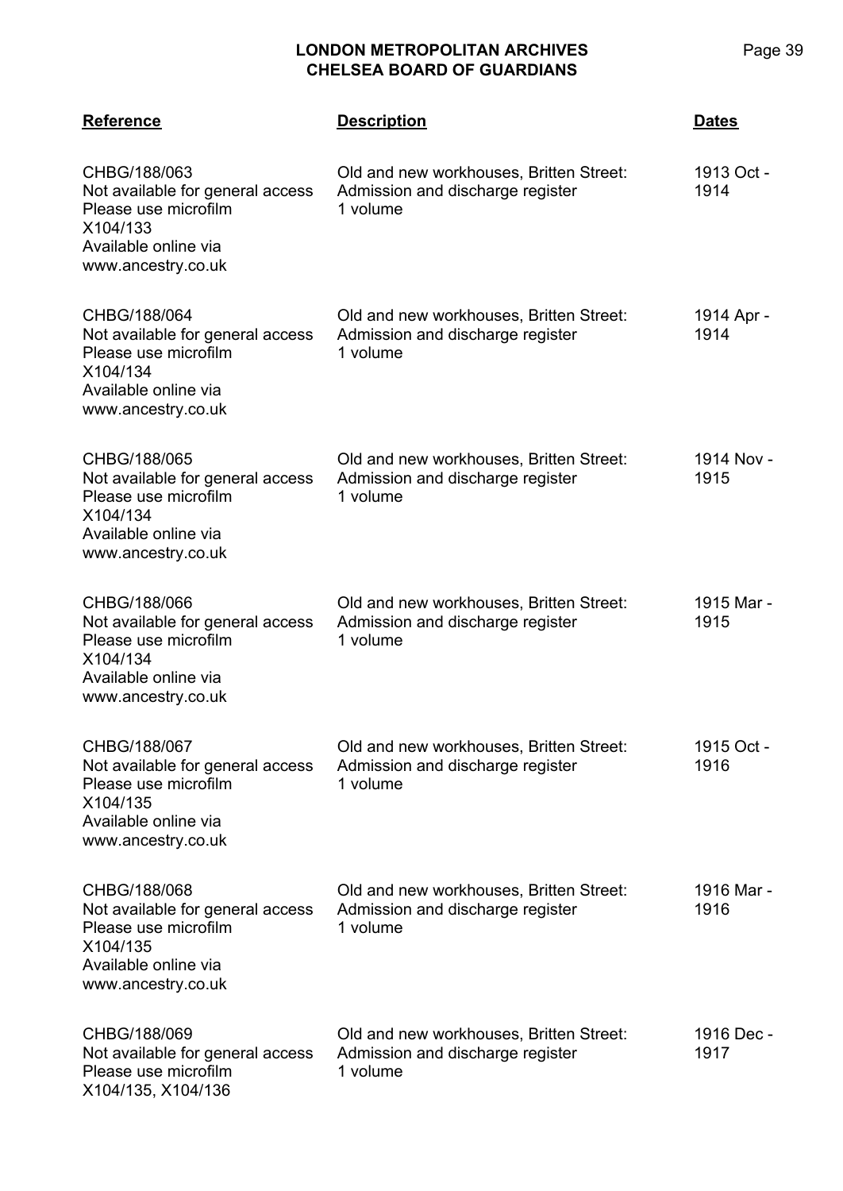| Reference | Description | Dates |
|---|---|---|
| CHBG/188/063<br>Not available for general access<br>Please use microfilm<br>X104/133<br>Available online via<br>www.ancestry.co.uk | Old and new workhouses, Britten Street:<br>Admission and discharge register<br>1 volume | 1913 Oct - 1914 |
| CHBG/188/064<br>Not available for general access<br>Please use microfilm<br>X104/134<br>Available online via<br>www.ancestry.co.uk | Old and new workhouses, Britten Street:<br>Admission and discharge register<br>1 volume | 1914 Apr - 1914 |
| CHBG/188/065<br>Not available for general access<br>Please use microfilm<br>X104/134<br>Available online via<br>www.ancestry.co.uk | Old and new workhouses, Britten Street:<br>Admission and discharge register<br>1 volume | 1914 Nov - 1915 |
| CHBG/188/066<br>Not available for general access<br>Please use microfilm<br>X104/134<br>Available online via<br>www.ancestry.co.uk | Old and new workhouses, Britten Street:<br>Admission and discharge register<br>1 volume | 1915 Mar - 1915 |
| CHBG/188/067<br>Not available for general access<br>Please use microfilm<br>X104/135<br>Available online via<br>www.ancestry.co.uk | Old and new workhouses, Britten Street:<br>Admission and discharge register<br>1 volume | 1915 Oct - 1916 |
| CHBG/188/068<br>Not available for general access<br>Please use microfilm<br>X104/135<br>Available online via<br>www.ancestry.co.uk | Old and new workhouses, Britten Street:<br>Admission and discharge register<br>1 volume | 1916 Mar - 1916 |
| CHBG/188/069<br>Not available for general access<br>Please use microfilm<br>X104/135, X104/136 | Old and new workhouses, Britten Street:<br>Admission and discharge register<br>1 volume | 1916 Dec - 1917 |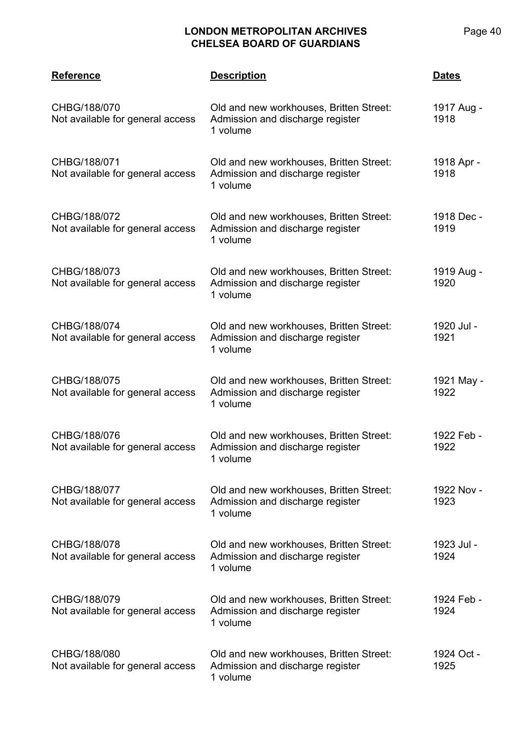| Reference | Description | Dates |
| --- | --- | --- |
| CHBG/188/070<br>Not available for general access | Old and new workhouses, Britten Street: Admission and discharge register<br>1 volume | 1917 Aug - 1918 |
| CHBG/188/071<br>Not available for general access | Old and new workhouses, Britten Street: Admission and discharge register<br>1 volume | 1918 Apr - 1918 |
| CHBG/188/072<br>Not available for general access | Old and new workhouses, Britten Street: Admission and discharge register<br>1 volume | 1918 Dec - 1919 |
| CHBG/188/073<br>Not available for general access | Old and new workhouses, Britten Street: Admission and discharge register<br>1 volume | 1919 Aug - 1920 |
| CHBG/188/074<br>Not available for general access | Old and new workhouses, Britten Street: Admission and discharge register<br>1 volume | 1920 Jul - 1921 |
| CHBG/188/075<br>Not available for general access | Old and new workhouses, Britten Street: Admission and discharge register<br>1 volume | 1921 May - 1922 |
| CHBG/188/076<br>Not available for general access | Old and new workhouses, Britten Street: Admission and discharge register<br>1 volume | 1922 Feb - 1922 |
| CHBG/188/077<br>Not available for general access | Old and new workhouses, Britten Street: Admission and discharge register<br>1 volume | 1922 Nov - 1923 |
| CHBG/188/078<br>Not available for general access | Old and new workhouses, Britten Street: Admission and discharge register<br>1 volume | 1923 Jul - 1924 |
| CHBG/188/079<br>Not available for general access | Old and new workhouses, Britten Street: Admission and discharge register<br>1 volume | 1924 Feb - 1924 |
| CHBG/188/080<br>Not available for general access | Old and new workhouses, Britten Street: Admission and discharge register<br>1 volume | 1924 Oct - 1925 |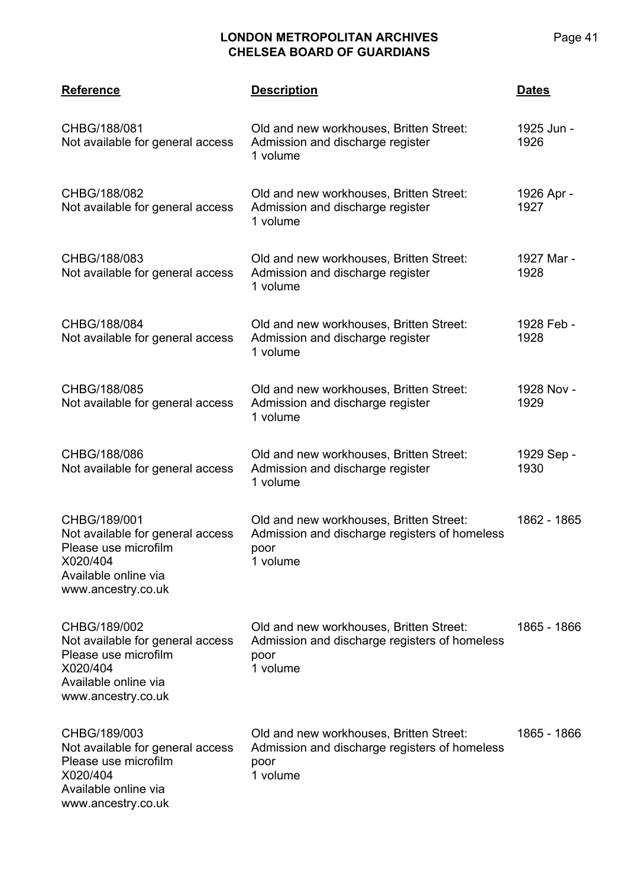| Reference | Description | Dates |
|---|---|---|
| CHBG/188/081<br>Not available for general access | Old and new workhouses, Britten Street:<br>Admission and discharge register<br>1 volume | 1925 Jun - 1926 |
| CHBG/188/082<br>Not available for general access | Old and new workhouses, Britten Street:<br>Admission and discharge register<br>1 volume | 1926 Apr - 1927 |
| CHBG/188/083<br>Not available for general access | Old and new workhouses, Britten Street:<br>Admission and discharge register<br>1 volume | 1927 Mar - 1928 |
| CHBG/188/084<br>Not available for general access | Old and new workhouses, Britten Street:<br>Admission and discharge register<br>1 volume | 1928 Feb - 1928 |
| CHBG/188/085<br>Not available for general access | Old and new workhouses, Britten Street:<br>Admission and discharge register<br>1 volume | 1928 Nov - 1929 |
| CHBG/188/086<br>Not available for general access | Old and new workhouses, Britten Street:<br>Admission and discharge register<br>1 volume | 1929 Sep - 1930 |
| CHBG/189/001<br>Not available for general access<br>Please use microfilm<br>X020/404<br>Available online via<br>www.ancestry.co.uk | Old and new workhouses, Britten Street:<br>Admission and discharge registers of homeless poor<br>1 volume | 1862 - 1865 |
| CHBG/189/002<br>Not available for general access<br>Please use microfilm<br>X020/404<br>Available online via<br>www.ancestry.co.uk | Old and new workhouses, Britten Street:<br>Admission and discharge registers of homeless poor<br>1 volume | 1865 - 1866 |
| CHBG/189/003<br>Not available for general access<br>Please use microfilm<br>X020/404<br>Available online via<br>www.ancestry.co.uk | Old and new workhouses, Britten Street:<br>Admission and discharge registers of homeless poor<br>1 volume | 1865 - 1866 |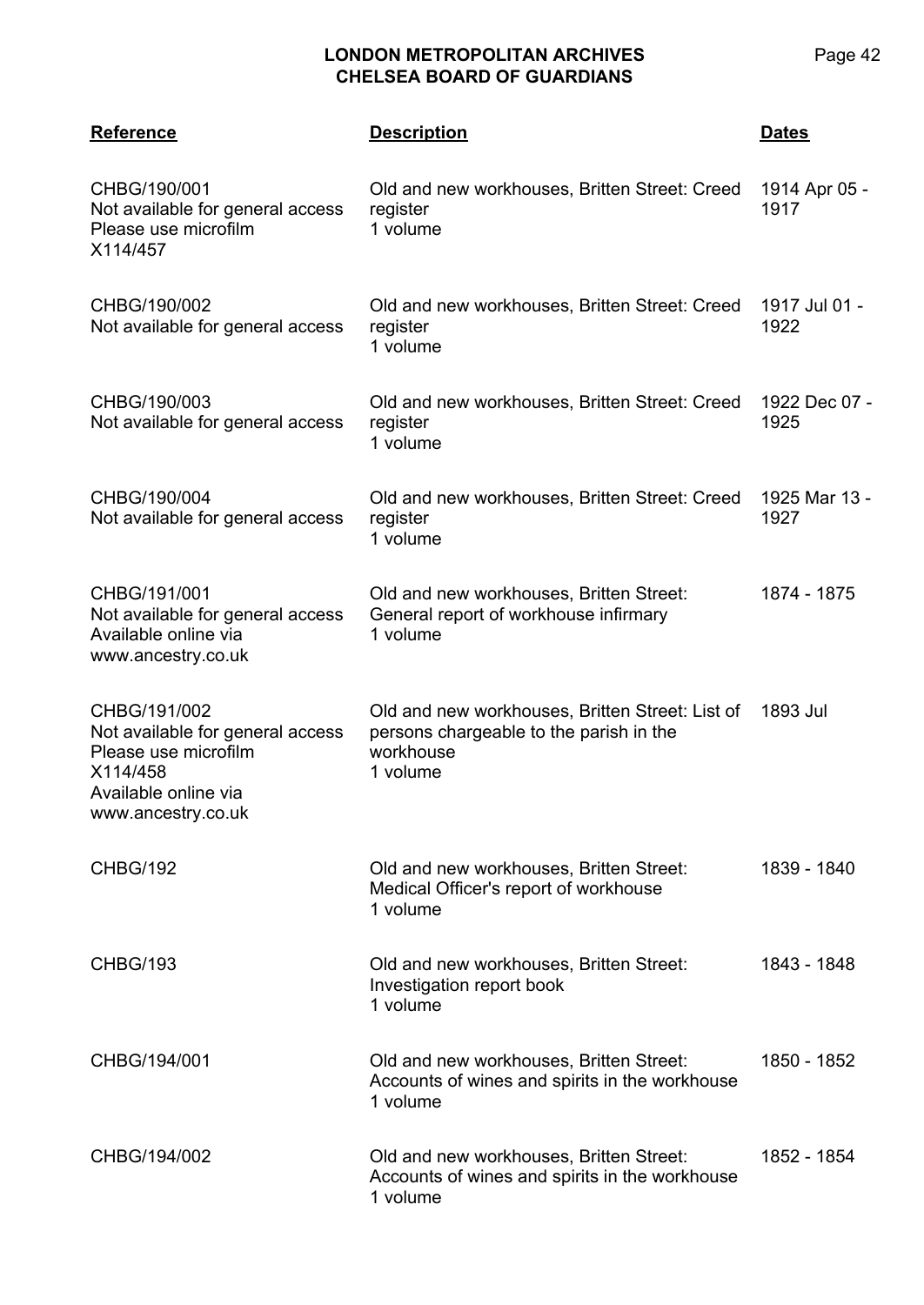| Reference | Description | Dates |
|---|---|---|
| CHBG/190/001<br>Not available for general access<br>Please use microfilm<br>X114/457 | Old and new workhouses, Britten Street: Creed register<br>1 volume | 1914 Apr 05 - 1917 |
| CHBG/190/002<br>Not available for general access | Old and new workhouses, Britten Street: Creed register<br>1 volume | 1917 Jul 01 - 1922 |
| CHBG/190/003<br>Not available for general access | Old and new workhouses, Britten Street: Creed register<br>1 volume | 1922 Dec 07 - 1925 |
| CHBG/190/004<br>Not available for general access | Old and new workhouses, Britten Street: Creed register<br>1 volume | 1925 Mar 13 - 1927 |
| CHBG/191/001<br>Not available for general access<br>Available online via<br>www.ancestry.co.uk | Old and new workhouses, Britten Street: General report of workhouse infirmary<br>1 volume | 1874 - 1875 |
| CHBG/191/002<br>Not available for general access<br>Please use microfilm<br>X114/458<br>Available online via<br>www.ancestry.co.uk | Old and new workhouses, Britten Street: List of persons chargeable to the parish in the workhouse<br>1 volume | 1893 Jul |
| CHBG/192 | Old and new workhouses, Britten Street: Medical Officer's report of workhouse<br>1 volume | 1839 - 1840 |
| CHBG/193 | Old and new workhouses, Britten Street: Investigation report book<br>1 volume | 1843 - 1848 |
| CHBG/194/001 | Old and new workhouses, Britten Street: Accounts of wines and spirits in the workhouse<br>1 volume | 1850 - 1852 |
| CHBG/194/002 | Old and new workhouses, Britten Street: Accounts of wines and spirits in the workhouse<br>1 volume | 1852 - 1854 |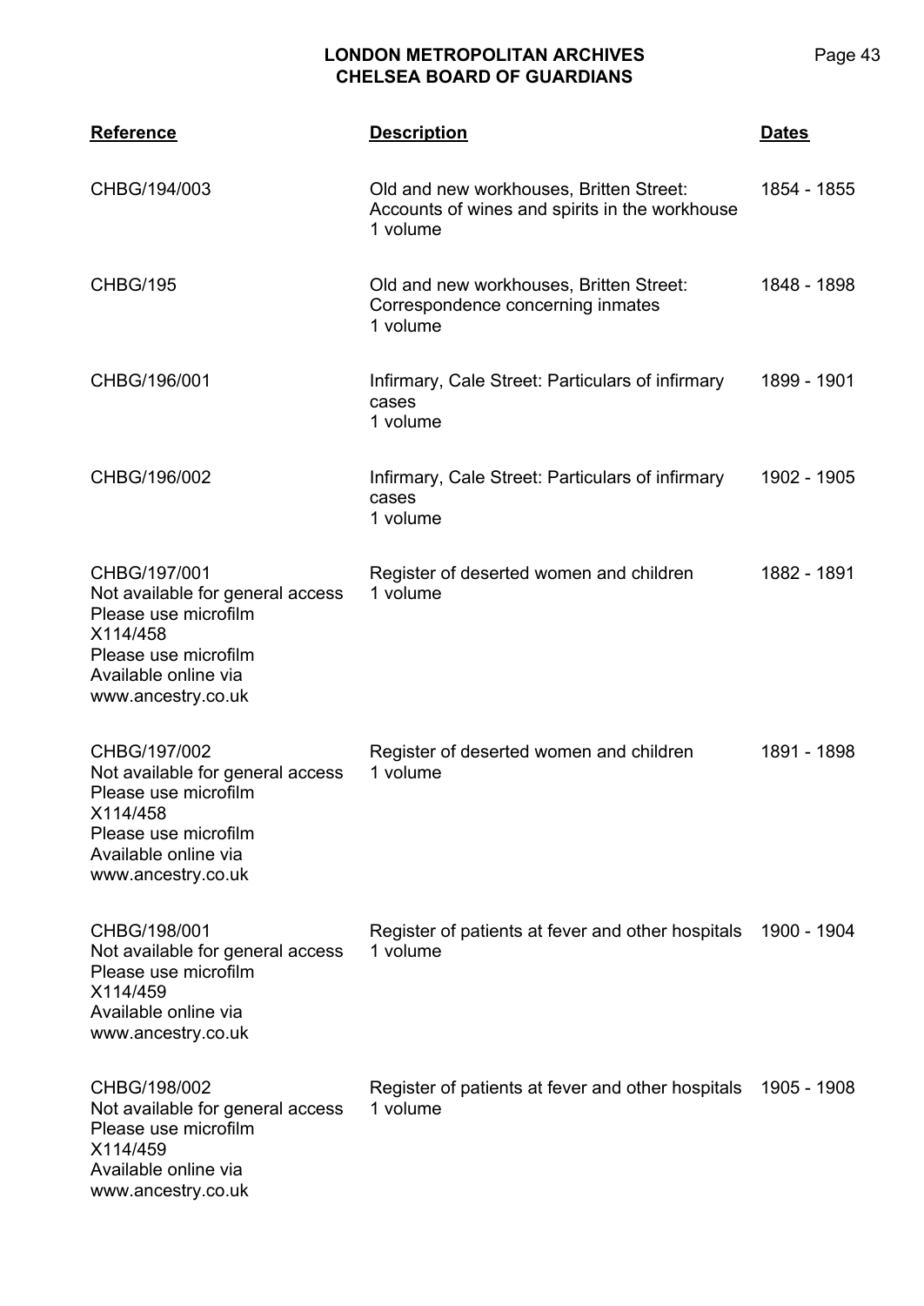| Reference | Description | Dates |
|---|---|---|
| CHBG/194/003 | Old and new workhouses, Britten Street: Accounts of wines and spirits in the workhouse<br>1 volume | 1854 - 1855 |
| CHBG/195 | Old and new workhouses, Britten Street: Correspondence concerning inmates<br>1 volume | 1848 - 1898 |
| CHBG/196/001 | Infirmary, Cale Street: Particulars of infirmary cases<br>1 volume | 1899 - 1901 |
| CHBG/196/002 | Infirmary, Cale Street: Particulars of infirmary cases<br>1 volume | 1902 - 1905 |
| CHBG/197/001<br>Not available for general access<br>Please use microfilm<br>X114/458<br>Please use microfilm<br>Available online via<br>www.ancestry.co.uk | Register of deserted women and children<br>1 volume | 1882 - 1891 |
| CHBG/197/002<br>Not available for general access<br>Please use microfilm<br>X114/458<br>Please use microfilm<br>Available online via<br>www.ancestry.co.uk | Register of deserted women and children<br>1 volume | 1891 - 1898 |
| CHBG/198/001<br>Not available for general access<br>Please use microfilm<br>X114/459<br>Available online via<br>www.ancestry.co.uk | Register of patients at fever and other hospitals<br>1 volume | 1900 - 1904 |
| CHBG/198/002<br>Not available for general access<br>Please use microfilm<br>X114/459<br>Available online via<br>www.ancestry.co.uk | Register of patients at fever and other hospitals<br>1 volume | 1905 - 1908 |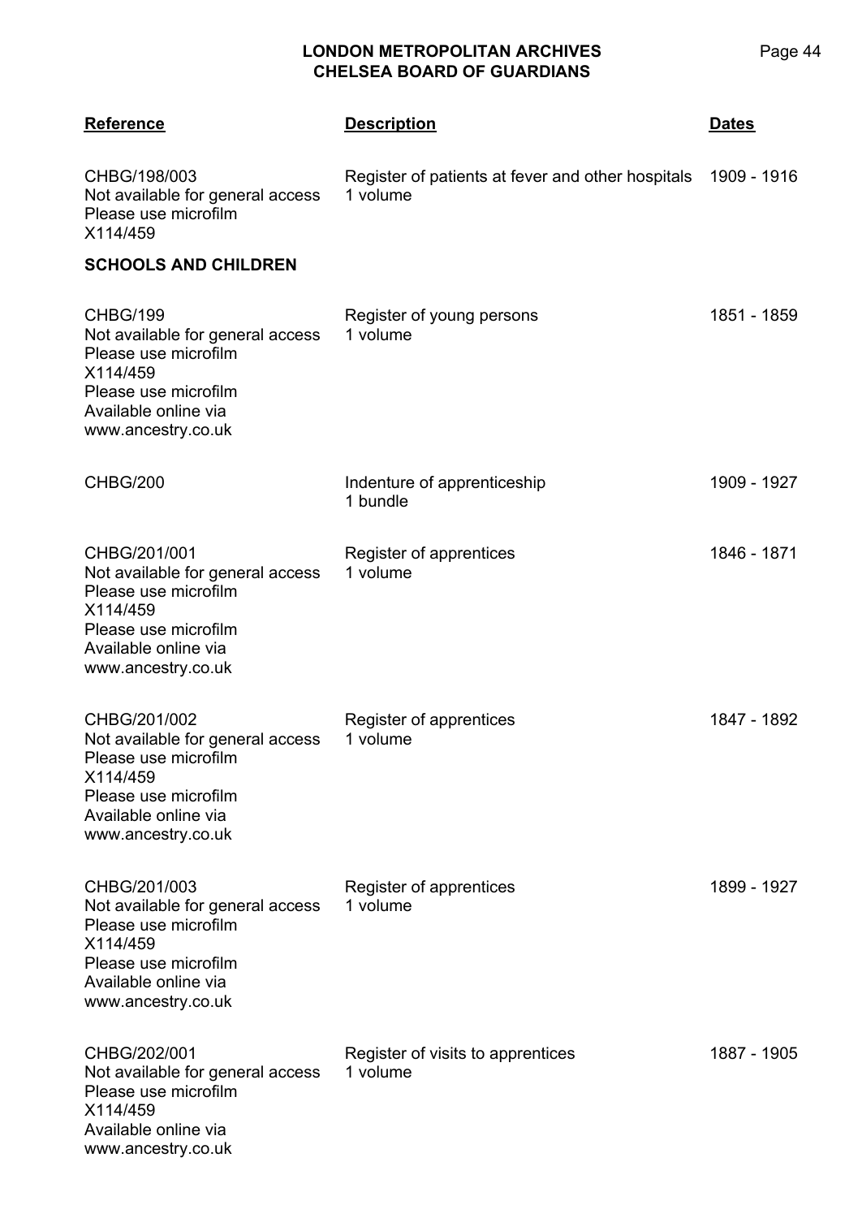| Reference | Description | Dates |
|---|---|---|
| CHBG/198/003<br>Not available for general access<br>Please use microfilm<br>X114/459 | Register of patients at fever and other hospitals<br>1 volume | 1909 - 1916 |

**SCHOOLS AND CHILDREN**

| Reference | Description | Dates |
|---|---|---|
| CHBG/199<br>Not available for general access<br>Please use microfilm<br>X114/459<br>Please use microfilm<br>Available online via<br>www.ancestry.co.uk | Register of young persons<br>1 volume | 1851 - 1859 |
| CHBG/200 | Indenture of apprenticeship<br>1 bundle | 1909 - 1927 |
| CHBG/201/001<br>Not available for general access<br>Please use microfilm<br>X114/459<br>Please use microfilm<br>Available online via<br>www.ancestry.co.uk | Register of apprentices<br>1 volume | 1846 - 1871 |
| CHBG/201/002<br>Not available for general access<br>Please use microfilm<br>X114/459<br>Please use microfilm<br>Available online via<br>www.ancestry.co.uk | Register of apprentices<br>1 volume | 1847 - 1892 |
| CHBG/201/003<br>Not available for general access<br>Please use microfilm<br>X114/459<br>Please use microfilm<br>Available online via<br>www.ancestry.co.uk | Register of apprentices<br>1 volume | 1899 - 1927 |
| CHBG/202/001<br>Not available for general access<br>Please use microfilm<br>X114/459<br>Available online via<br>www.ancestry.co.uk | Register of visits to apprentices<br>1 volume | 1887 - 1905 |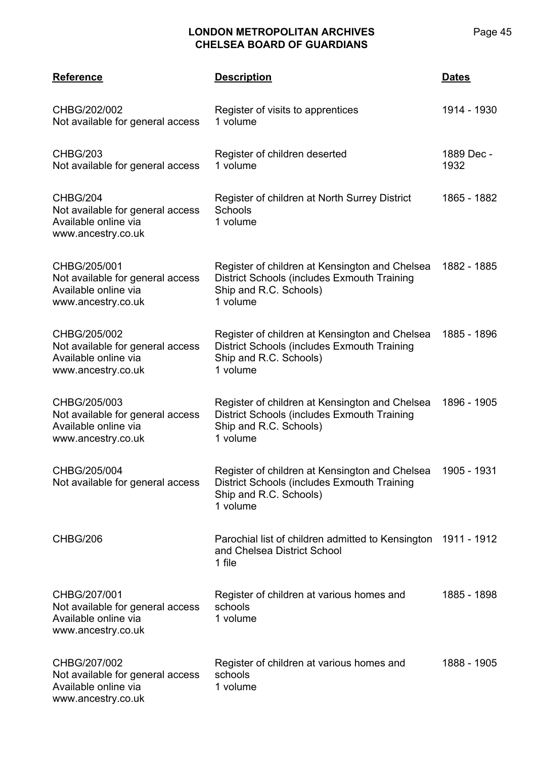| Reference | Description | Dates |
|---|---|---|
| CHBG/202/002<br>Not available for general access | Register of visits to apprentices<br>1 volume | 1914 - 1930 |
| CHBG/203<br>Not available for general access | Register of children deserted<br>1 volume | 1889 Dec - 1932 |
| CHBG/204<br>Not available for general access<br>Available online via www.ancestry.co.uk | Register of children at North Surrey District Schools<br>1 volume | 1865 - 1882 |
| CHBG/205/001<br>Not available for general access<br>Available online via www.ancestry.co.uk | Register of children at Kensington and Chelsea District Schools (includes Exmouth Training Ship and R.C. Schools)<br>1 volume | 1882 - 1885 |
| CHBG/205/002<br>Not available for general access<br>Available online via www.ancestry.co.uk | Register of children at Kensington and Chelsea District Schools (includes Exmouth Training Ship and R.C. Schools)<br>1 volume | 1885 - 1896 |
| CHBG/205/003<br>Not available for general access<br>Available online via www.ancestry.co.uk | Register of children at Kensington and Chelsea District Schools (includes Exmouth Training Ship and R.C. Schools)<br>1 volume | 1896 - 1905 |
| CHBG/205/004<br>Not available for general access | Register of children at Kensington and Chelsea District Schools (includes Exmouth Training Ship and R.C. Schools)<br>1 volume | 1905 - 1931 |
| CHBG/206 | Parochial list of children admitted to Kensington and Chelsea District School<br>1 file | 1911 - 1912 |
| CHBG/207/001<br>Not available for general access<br>Available online via www.ancestry.co.uk | Register of children at various homes and schools<br>1 volume | 1885 - 1898 |
| CHBG/207/002<br>Not available for general access<br>Available online via www.ancestry.co.uk | Register of children at various homes and schools<br>1 volume | 1888 - 1905 |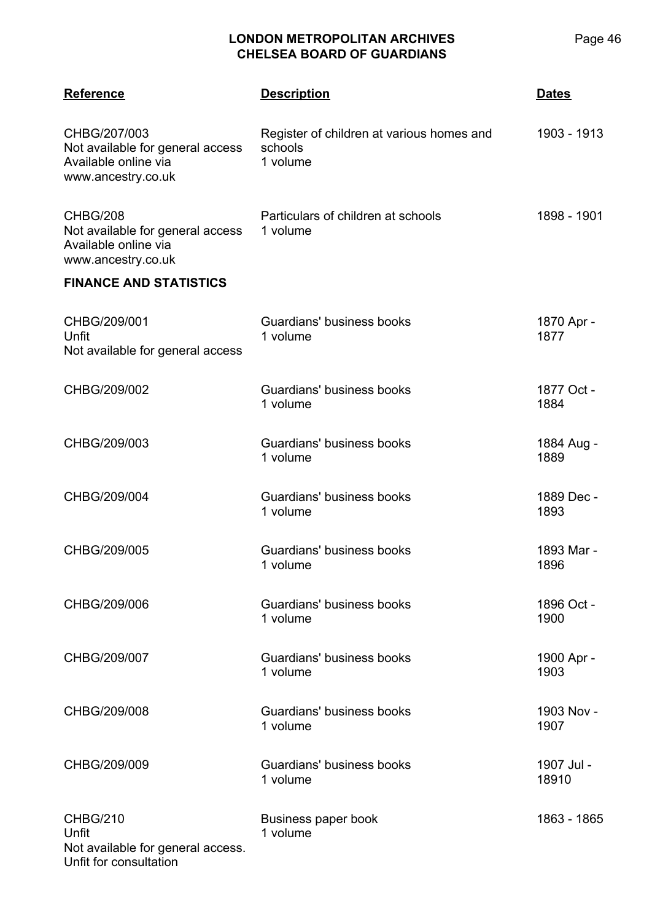| Reference | Description | Dates |
|---|---|---|
| CHBG/207/003<br>Not available for general access<br>Available online via www.ancestry.co.uk | Register of children at various homes and schools<br>1 volume | 1903 - 1913 |
| CHBG/208<br>Not available for general access<br>Available online via www.ancestry.co.uk | Particulars of children at schools<br>1 volume | 1898 - 1901 |

**FINANCE AND STATISTICS**

| Reference | Description | Dates |
|---|---|---|
| CHBG/209/001<br>Unfit<br>Not available for general access | Guardians' business books<br>1 volume | 1870 Apr - 1877 |
| CHBG/209/002 | Guardians' business books<br>1 volume | 1877 Oct - 1884 |
| CHBG/209/003 | Guardians' business books<br>1 volume | 1884 Aug - 1889 |
| CHBG/209/004 | Guardians' business books<br>1 volume | 1889 Dec - 1893 |
| CHBG/209/005 | Guardians' business books<br>1 volume | 1893 Mar - 1896 |
| CHBG/209/006 | Guardians' business books<br>1 volume | 1896 Oct - 1900 |
| CHBG/209/007 | Guardians' business books<br>1 volume | 1900 Apr - 1903 |
| CHBG/209/008 | Guardians' business books<br>1 volume | 1903 Nov - 1907 |
| CHBG/209/009 | Guardians' business books<br>1 volume | 1907 Jul - 18910 |
| CHBG/210<br>Unfit<br>Not available for general access.<br>Unfit for consultation | Business paper book<br>1 volume | 1863 - 1865 |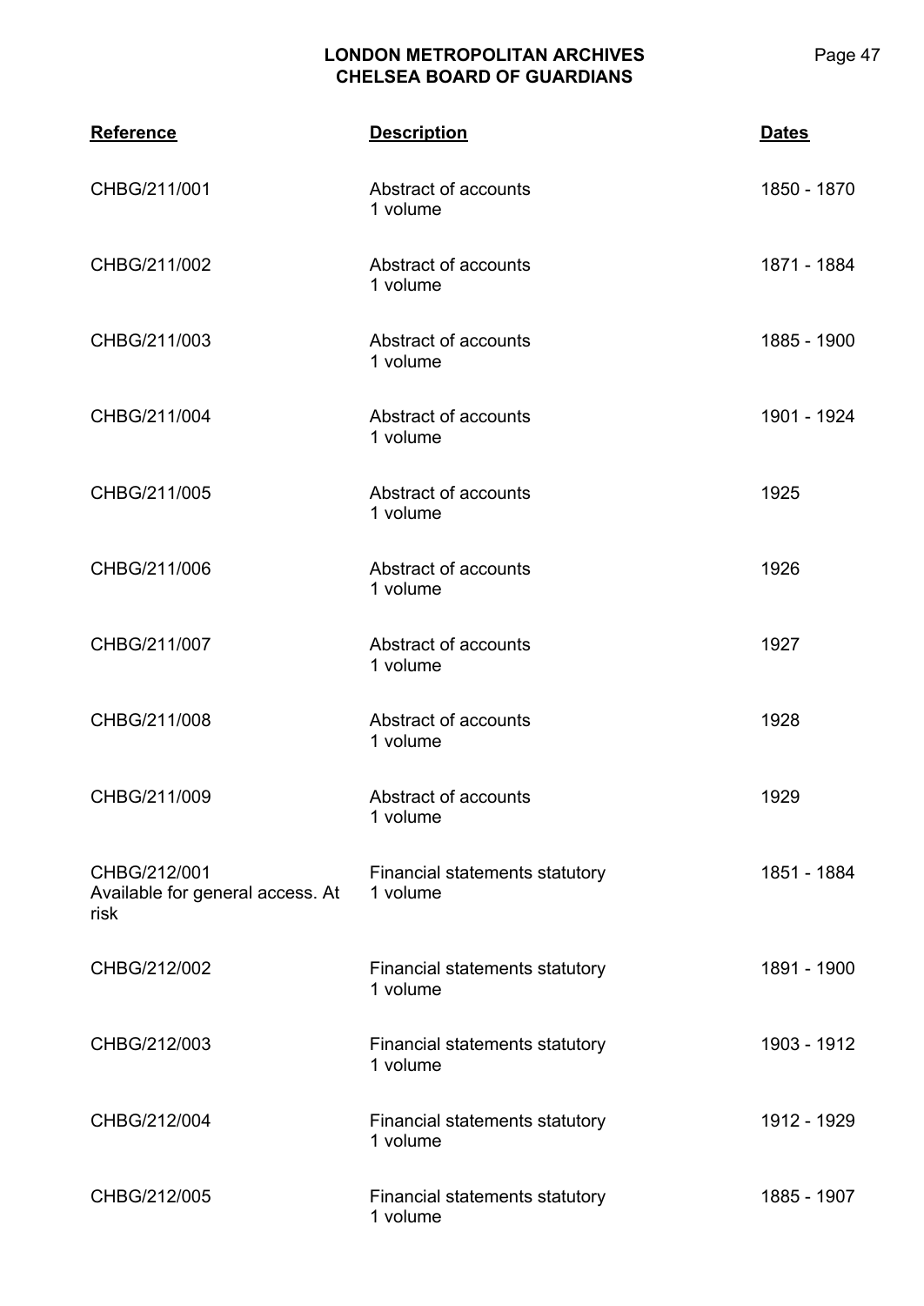| Reference | Description | Dates |
|---|---|---|
| CHBG/211/001 | Abstract of accounts<br>1 volume | 1850 - 1870 |
| CHBG/211/002 | Abstract of accounts<br>1 volume | 1871 - 1884 |
| CHBG/211/003 | Abstract of accounts<br>1 volume | 1885 - 1900 |
| CHBG/211/004 | Abstract of accounts<br>1 volume | 1901 - 1924 |
| CHBG/211/005 | Abstract of accounts<br>1 volume | 1925 |
| CHBG/211/006 | Abstract of accounts<br>1 volume | 1926 |
| CHBG/211/007 | Abstract of accounts<br>1 volume | 1927 |
| CHBG/211/008 | Abstract of accounts<br>1 volume | 1928 |
| CHBG/211/009 | Abstract of accounts<br>1 volume | 1929 |
| CHBG/212/001<br>Available for general access. At risk | Financial statements statutory<br>1 volume | 1851 - 1884 |
| CHBG/212/002 | Financial statements statutory<br>1 volume | 1891 - 1900 |
| CHBG/212/003 | Financial statements statutory<br>1 volume | 1903 - 1912 |
| CHBG/212/004 | Financial statements statutory<br>1 volume | 1912 - 1929 |
| CHBG/212/005 | Financial statements statutory<br>1 volume | 1885 - 1907 |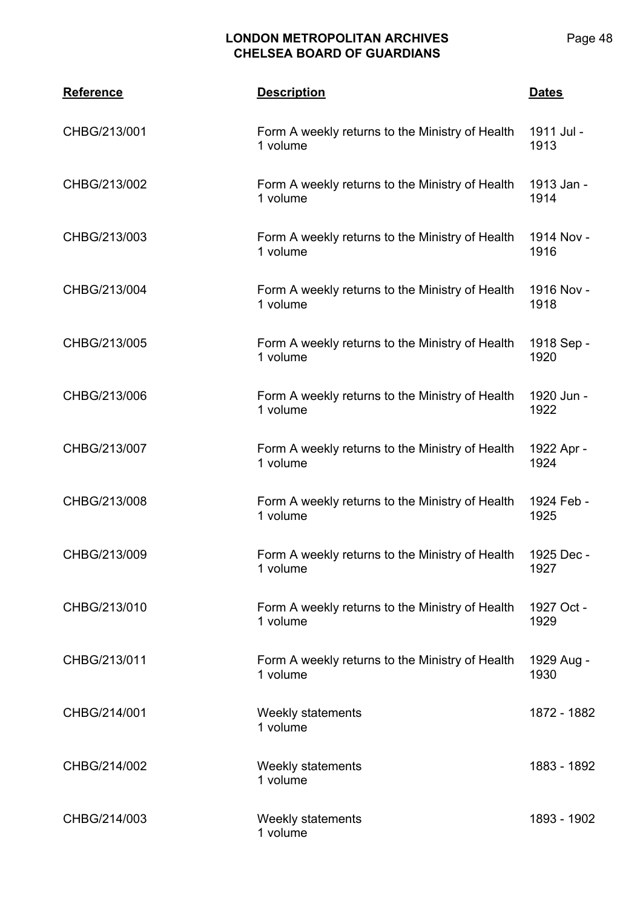| Reference | Description | Dates |
|---|---|---|
| CHBG/213/001 | Form A weekly returns to the Ministry of Health<br>1 volume | 1911 Jul - 1913 |
| CHBG/213/002 | Form A weekly returns to the Ministry of Health<br>1 volume | 1913 Jan - 1914 |
| CHBG/213/003 | Form A weekly returns to the Ministry of Health<br>1 volume | 1914 Nov - 1916 |
| CHBG/213/004 | Form A weekly returns to the Ministry of Health<br>1 volume | 1916 Nov - 1918 |
| CHBG/213/005 | Form A weekly returns to the Ministry of Health<br>1 volume | 1918 Sep - 1920 |
| CHBG/213/006 | Form A weekly returns to the Ministry of Health<br>1 volume | 1920 Jun - 1922 |
| CHBG/213/007 | Form A weekly returns to the Ministry of Health<br>1 volume | 1922 Apr - 1924 |
| CHBG/213/008 | Form A weekly returns to the Ministry of Health<br>1 volume | 1924 Feb - 1925 |
| CHBG/213/009 | Form A weekly returns to the Ministry of Health<br>1 volume | 1925 Dec - 1927 |
| CHBG/213/010 | Form A weekly returns to the Ministry of Health<br>1 volume | 1927 Oct - 1929 |
| CHBG/213/011 | Form A weekly returns to the Ministry of Health<br>1 volume | 1929 Aug - 1930 |
| CHBG/214/001 | Weekly statements<br>1 volume | 1872 - 1882 |
| CHBG/214/002 | Weekly statements<br>1 volume | 1883 - 1892 |
| CHBG/214/003 | Weekly statements<br>1 volume | 1893 - 1902 |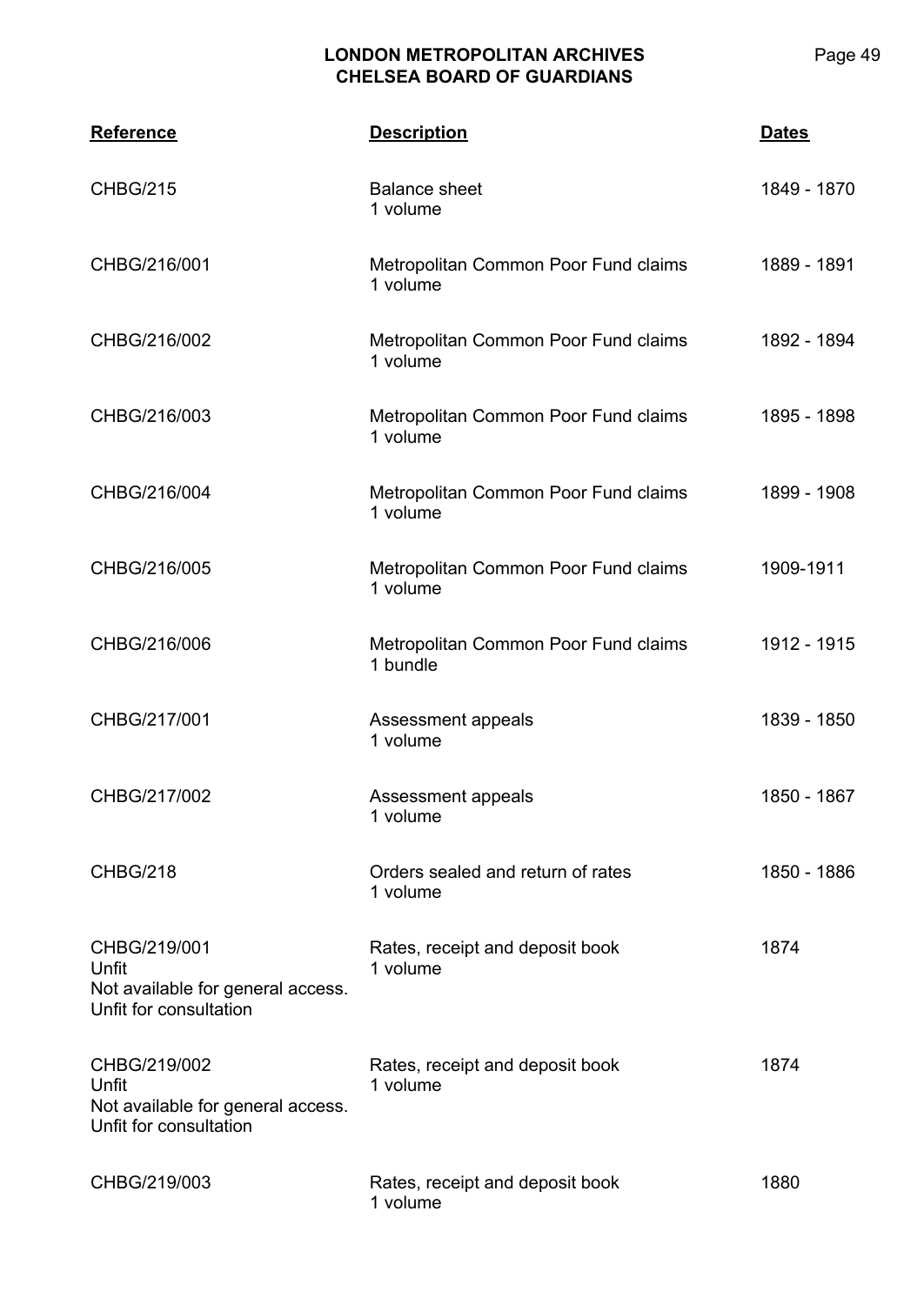| Reference | Description | Dates |
|---|---|---|
| CHBG/215 | Balance sheet<br>1 volume | 1849 - 1870 |
| CHBG/216/001 | Metropolitan Common Poor Fund claims<br>1 volume | 1889 - 1891 |
| CHBG/216/002 | Metropolitan Common Poor Fund claims<br>1 volume | 1892 - 1894 |
| CHBG/216/003 | Metropolitan Common Poor Fund claims<br>1 volume | 1895 - 1898 |
| CHBG/216/004 | Metropolitan Common Poor Fund claims<br>1 volume | 1899 - 1908 |
| CHBG/216/005 | Metropolitan Common Poor Fund claims<br>1 volume | 1909-1911 |
| CHBG/216/006 | Metropolitan Common Poor Fund claims<br>1 bundle | 1912 - 1915 |
| CHBG/217/001 | Assessment appeals<br>1 volume | 1839 - 1850 |
| CHBG/217/002 | Assessment appeals<br>1 volume | 1850 - 1867 |
| CHBG/218 | Orders sealed and return of rates<br>1 volume | 1850 - 1886 |
| CHBG/219/001<br>Unfit<br>Not available for general access.<br>Unfit for consultation | Rates, receipt and deposit book<br>1 volume | 1874 |
| CHBG/219/002<br>Unfit<br>Not available for general access.<br>Unfit for consultation | Rates, receipt and deposit book<br>1 volume | 1874 |
| CHBG/219/003 | Rates, receipt and deposit book<br>1 volume | 1880 |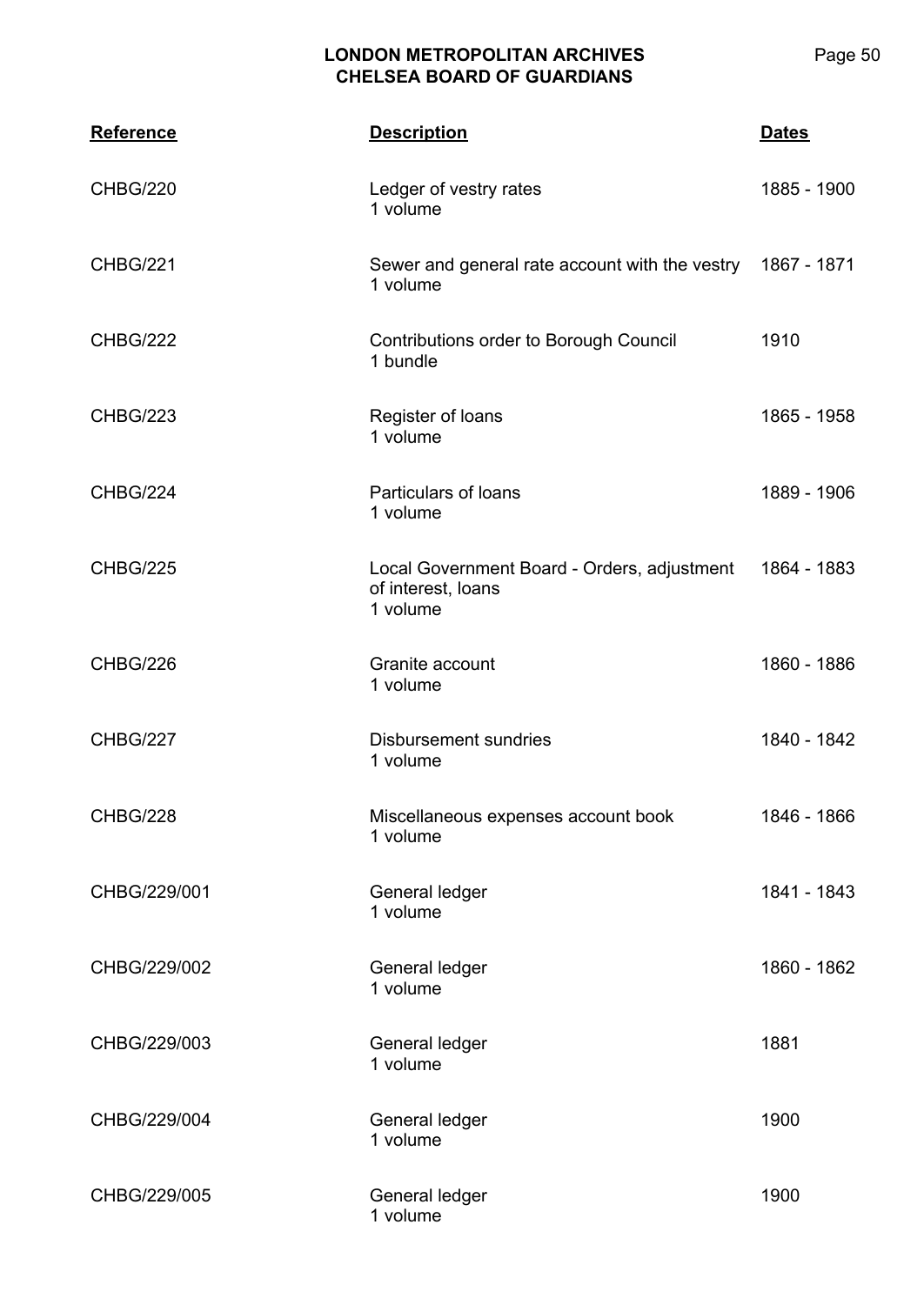| Reference | Description | Dates |
|---|---|---|
| CHBG/220 | Ledger of vestry rates<br>1 volume | 1885 - 1900 |
| CHBG/221 | Sewer and general rate account with the vestry<br>1 volume | 1867 - 1871 |
| CHBG/222 | Contributions order to Borough Council<br>1 bundle | 1910 |
| CHBG/223 | Register of loans<br>1 volume | 1865 - 1958 |
| CHBG/224 | Particulars of loans<br>1 volume | 1889 - 1906 |
| CHBG/225 | Local Government Board - Orders, adjustment of interest, loans<br>1 volume | 1864 - 1883 |
| CHBG/226 | Granite account<br>1 volume | 1860 - 1886 |
| CHBG/227 | Disbursement sundries<br>1 volume | 1840 - 1842 |
| CHBG/228 | Miscellaneous expenses account book<br>1 volume | 1846 - 1866 |
| CHBG/229/001 | General ledger<br>1 volume | 1841 - 1843 |
| CHBG/229/002 | General ledger<br>1 volume | 1860 - 1862 |
| CHBG/229/003 | General ledger<br>1 volume | 1881 |
| CHBG/229/004 | General ledger<br>1 volume | 1900 |
| CHBG/229/005 | General ledger<br>1 volume | 1900 |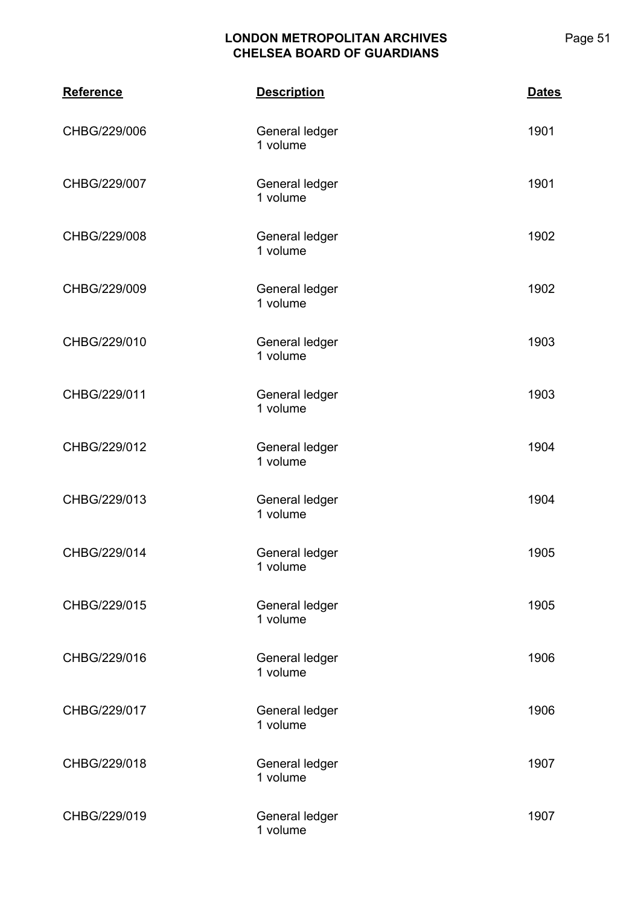| Reference | Description | Dates |
|---|---|---|
| CHBG/229/006 | General ledger<br>1 volume | 1901 |
| CHBG/229/007 | General ledger<br>1 volume | 1901 |
| CHBG/229/008 | General ledger<br>1 volume | 1902 |
| CHBG/229/009 | General ledger<br>1 volume | 1902 |
| CHBG/229/010 | General ledger<br>1 volume | 1903 |
| CHBG/229/011 | General ledger<br>1 volume | 1903 |
| CHBG/229/012 | General ledger<br>1 volume | 1904 |
| CHBG/229/013 | General ledger<br>1 volume | 1904 |
| CHBG/229/014 | General ledger<br>1 volume | 1905 |
| CHBG/229/015 | General ledger<br>1 volume | 1905 |
| CHBG/229/016 | General ledger<br>1 volume | 1906 |
| CHBG/229/017 | General ledger<br>1 volume | 1906 |
| CHBG/229/018 | General ledger<br>1 volume | 1907 |
| CHBG/229/019 | General ledger<br>1 volume | 1907 |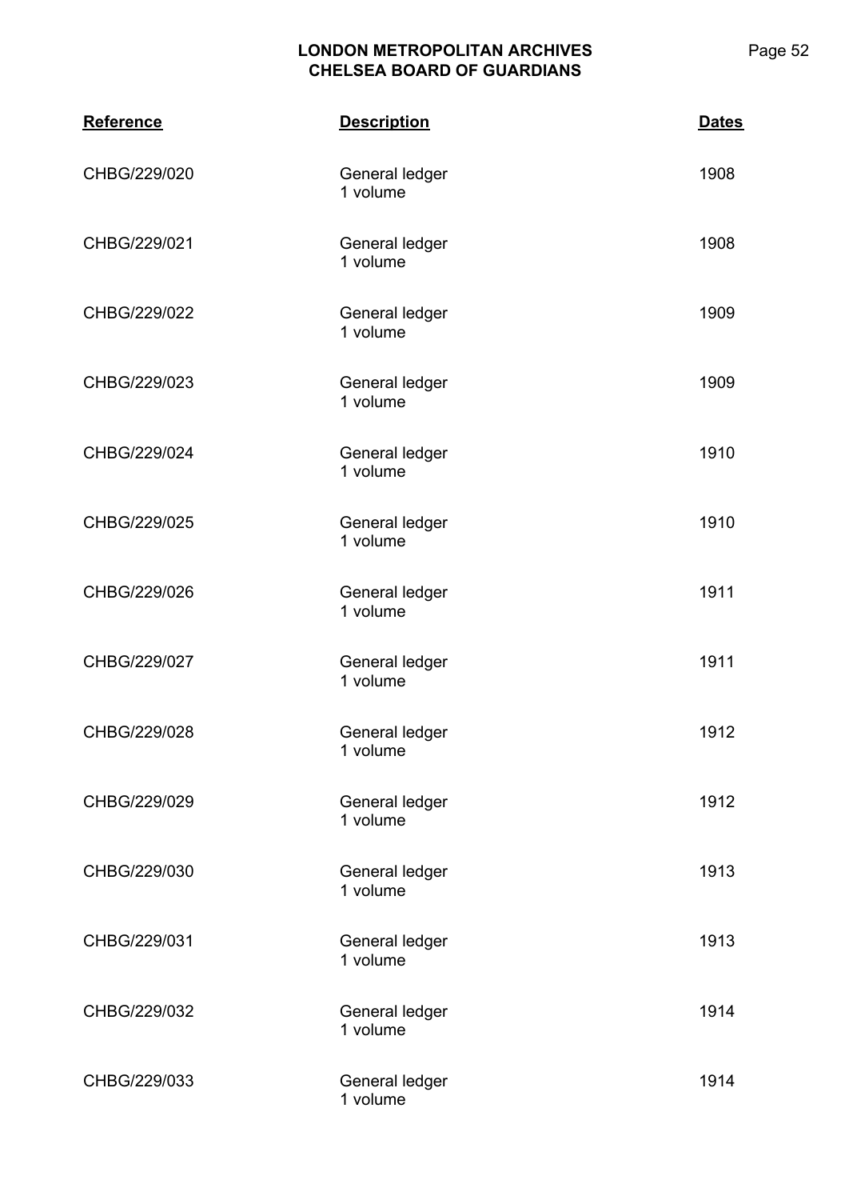| Reference | Description | Dates |
|---|---|---|
| CHBG/229/020 | General ledger<br>1 volume | 1908 |
| CHBG/229/021 | General ledger<br>1 volume | 1908 |
| CHBG/229/022 | General ledger<br>1 volume | 1909 |
| CHBG/229/023 | General ledger<br>1 volume | 1909 |
| CHBG/229/024 | General ledger<br>1 volume | 1910 |
| CHBG/229/025 | General ledger<br>1 volume | 1910 |
| CHBG/229/026 | General ledger<br>1 volume | 1911 |
| CHBG/229/027 | General ledger<br>1 volume | 1911 |
| CHBG/229/028 | General ledger<br>1 volume | 1912 |
| CHBG/229/029 | General ledger<br>1 volume | 1912 |
| CHBG/229/030 | General ledger<br>1 volume | 1913 |
| CHBG/229/031 | General ledger<br>1 volume | 1913 |
| CHBG/229/032 | General ledger<br>1 volume | 1914 |
| CHBG/229/033 | General ledger<br>1 volume | 1914 |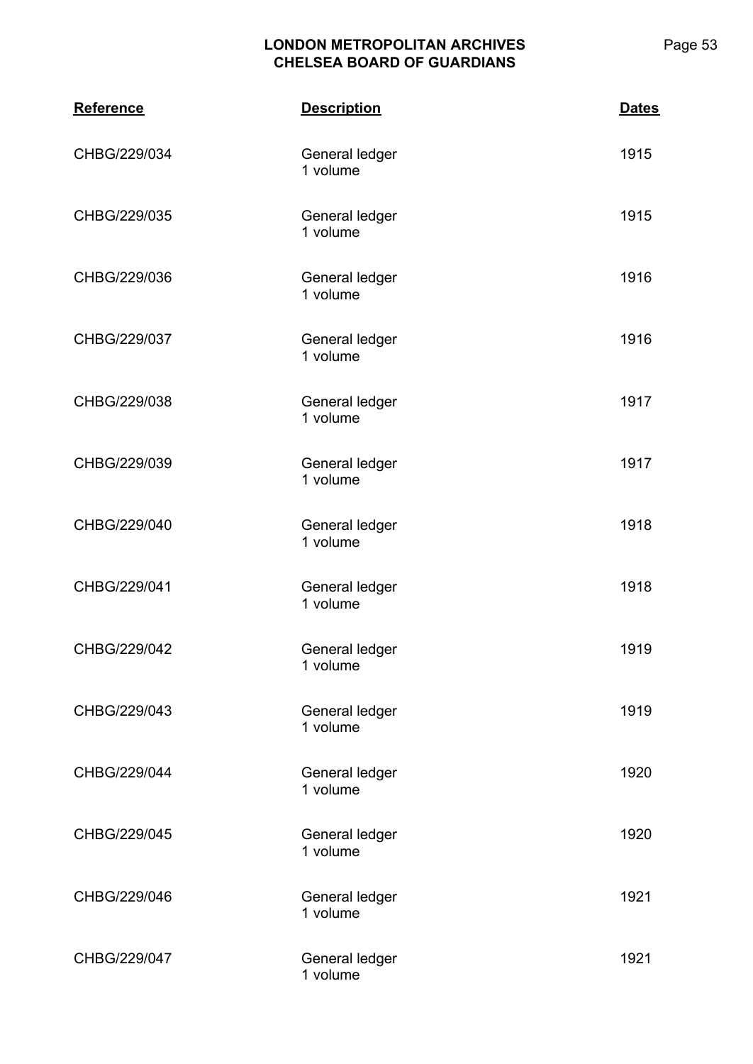| Reference | Description | Dates |
|---|---|---|
| CHBG/229/034 | General ledger<br>1 volume | 1915 |
| CHBG/229/035 | General ledger<br>1 volume | 1915 |
| CHBG/229/036 | General ledger<br>1 volume | 1916 |
| CHBG/229/037 | General ledger<br>1 volume | 1916 |
| CHBG/229/038 | General ledger<br>1 volume | 1917 |
| CHBG/229/039 | General ledger<br>1 volume | 1917 |
| CHBG/229/040 | General ledger<br>1 volume | 1918 |
| CHBG/229/041 | General ledger<br>1 volume | 1918 |
| CHBG/229/042 | General ledger<br>1 volume | 1919 |
| CHBG/229/043 | General ledger<br>1 volume | 1919 |
| CHBG/229/044 | General ledger<br>1 volume | 1920 |
| CHBG/229/045 | General ledger<br>1 volume | 1920 |
| CHBG/229/046 | General ledger<br>1 volume | 1921 |
| CHBG/229/047 | General ledger<br>1 volume | 1921 |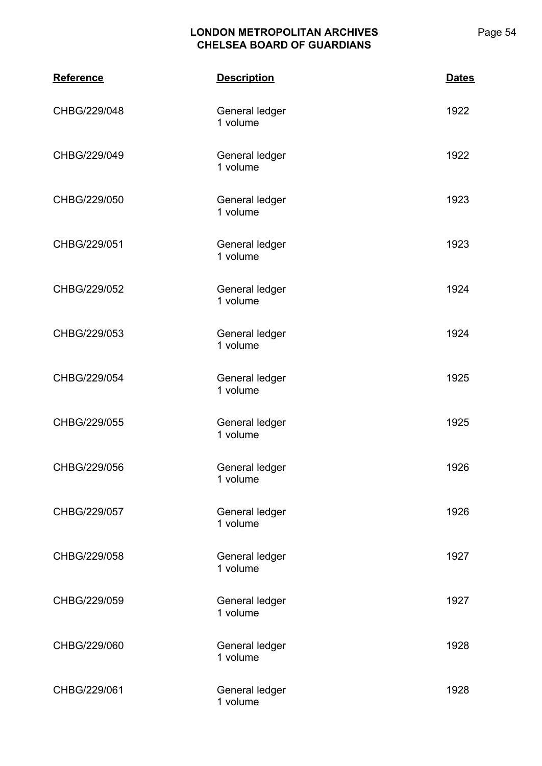| Reference | Description | Dates |
|---|---|---|
| CHBG/229/048 | General ledger<br>1 volume | 1922 |
| CHBG/229/049 | General ledger<br>1 volume | 1922 |
| CHBG/229/050 | General ledger<br>1 volume | 1923 |
| CHBG/229/051 | General ledger<br>1 volume | 1923 |
| CHBG/229/052 | General ledger<br>1 volume | 1924 |
| CHBG/229/053 | General ledger<br>1 volume | 1924 |
| CHBG/229/054 | General ledger<br>1 volume | 1925 |
| CHBG/229/055 | General ledger<br>1 volume | 1925 |
| CHBG/229/056 | General ledger<br>1 volume | 1926 |
| CHBG/229/057 | General ledger<br>1 volume | 1926 |
| CHBG/229/058 | General ledger<br>1 volume | 1927 |
| CHBG/229/059 | General ledger<br>1 volume | 1927 |
| CHBG/229/060 | General ledger<br>1 volume | 1928 |
| CHBG/229/061 | General ledger<br>1 volume | 1928 |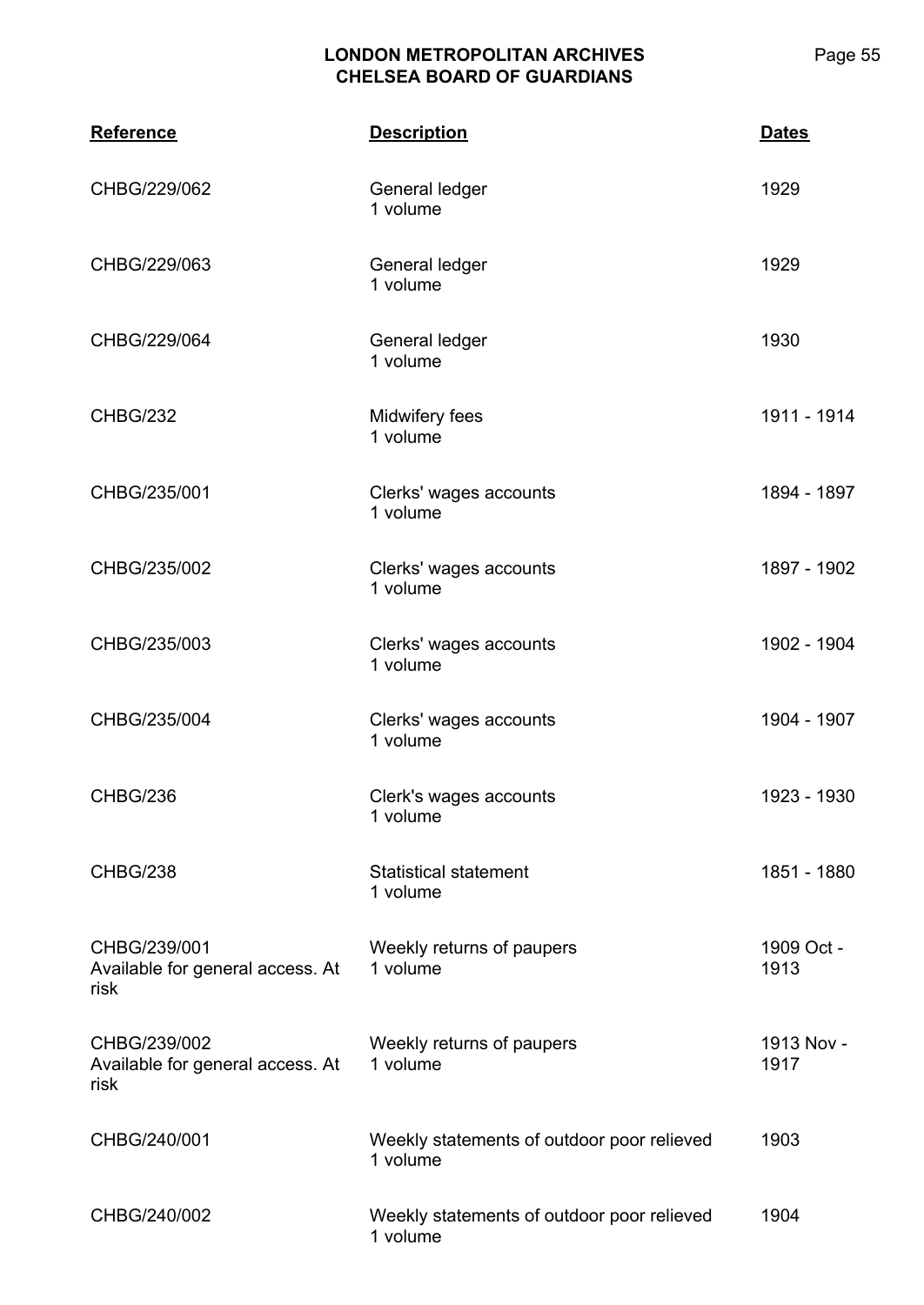| Reference | Description | Dates |
|---|---|---|
| CHBG/229/062 | General ledger<br>1 volume | 1929 |
| CHBG/229/063 | General ledger<br>1 volume | 1929 |
| CHBG/229/064 | General ledger<br>1 volume | 1930 |
| CHBG/232 | Midwifery fees<br>1 volume | 1911 - 1914 |
| CHBG/235/001 | Clerks' wages accounts<br>1 volume | 1894 - 1897 |
| CHBG/235/002 | Clerks' wages accounts<br>1 volume | 1897 - 1902 |
| CHBG/235/003 | Clerks' wages accounts<br>1 volume | 1902 - 1904 |
| CHBG/235/004 | Clerks' wages accounts<br>1 volume | 1904 - 1907 |
| CHBG/236 | Clerk's wages accounts<br>1 volume | 1923 - 1930 |
| CHBG/238 | Statistical statement<br>1 volume | 1851 - 1880 |
| CHBG/239/001<br>Available for general access. At risk | Weekly returns of paupers<br>1 volume | 1909 Oct - 1913 |
| CHBG/239/002<br>Available for general access. At risk | Weekly returns of paupers<br>1 volume | 1913 Nov - 1917 |
| CHBG/240/001 | Weekly statements of outdoor poor relieved<br>1 volume | 1903 |
| CHBG/240/002 | Weekly statements of outdoor poor relieved<br>1 volume | 1904 |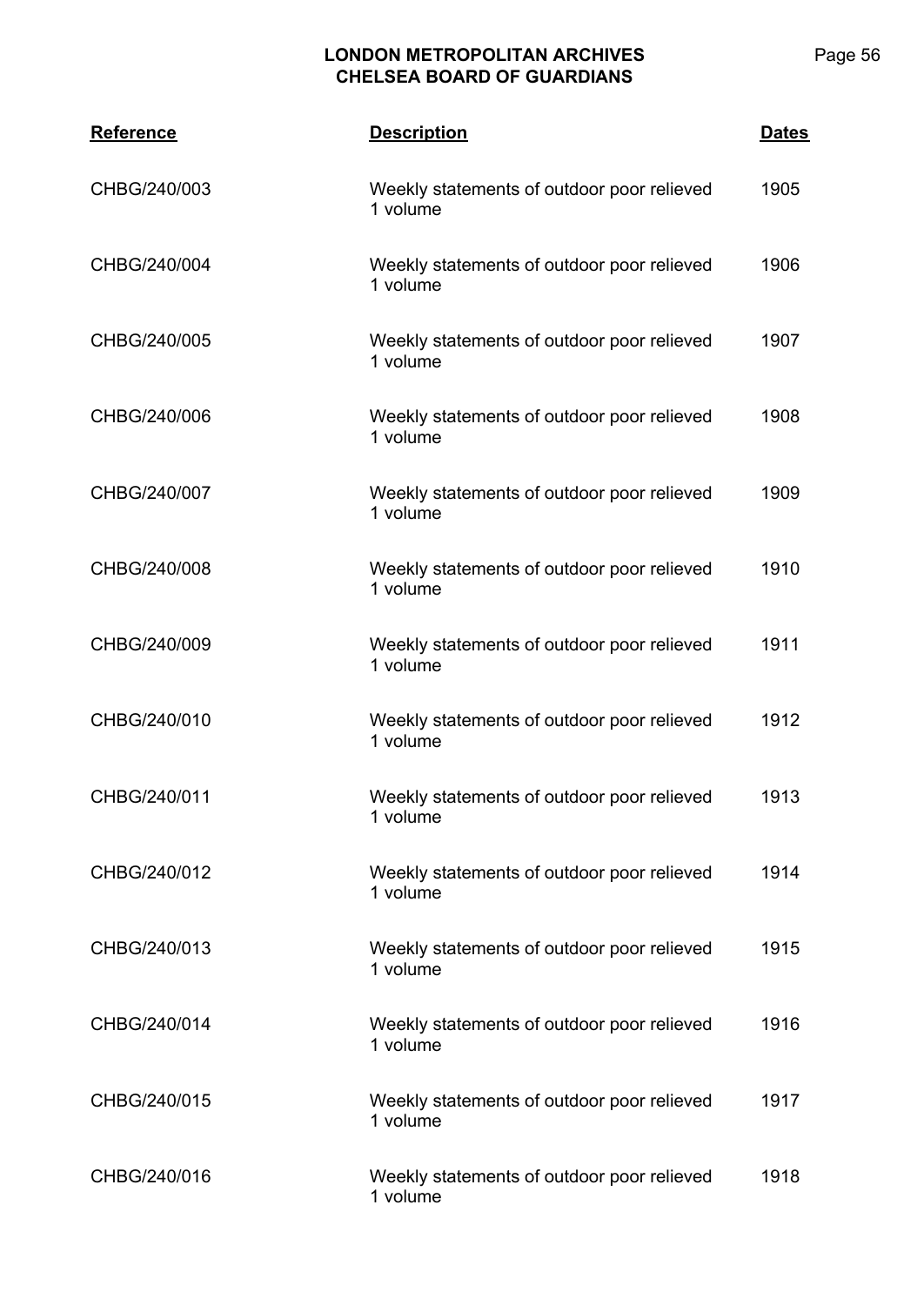| Reference | Description | Dates |
|---|---|---|
| CHBG/240/003 | Weekly statements of outdoor poor relieved<br>1 volume | 1905 |
| CHBG/240/004 | Weekly statements of outdoor poor relieved<br>1 volume | 1906 |
| CHBG/240/005 | Weekly statements of outdoor poor relieved<br>1 volume | 1907 |
| CHBG/240/006 | Weekly statements of outdoor poor relieved<br>1 volume | 1908 |
| CHBG/240/007 | Weekly statements of outdoor poor relieved<br>1 volume | 1909 |
| CHBG/240/008 | Weekly statements of outdoor poor relieved<br>1 volume | 1910 |
| CHBG/240/009 | Weekly statements of outdoor poor relieved<br>1 volume | 1911 |
| CHBG/240/010 | Weekly statements of outdoor poor relieved<br>1 volume | 1912 |
| CHBG/240/011 | Weekly statements of outdoor poor relieved<br>1 volume | 1913 |
| CHBG/240/012 | Weekly statements of outdoor poor relieved<br>1 volume | 1914 |
| CHBG/240/013 | Weekly statements of outdoor poor relieved<br>1 volume | 1915 |
| CHBG/240/014 | Weekly statements of outdoor poor relieved<br>1 volume | 1916 |
| CHBG/240/015 | Weekly statements of outdoor poor relieved<br>1 volume | 1917 |
| CHBG/240/016 | Weekly statements of outdoor poor relieved<br>1 volume | 1918 |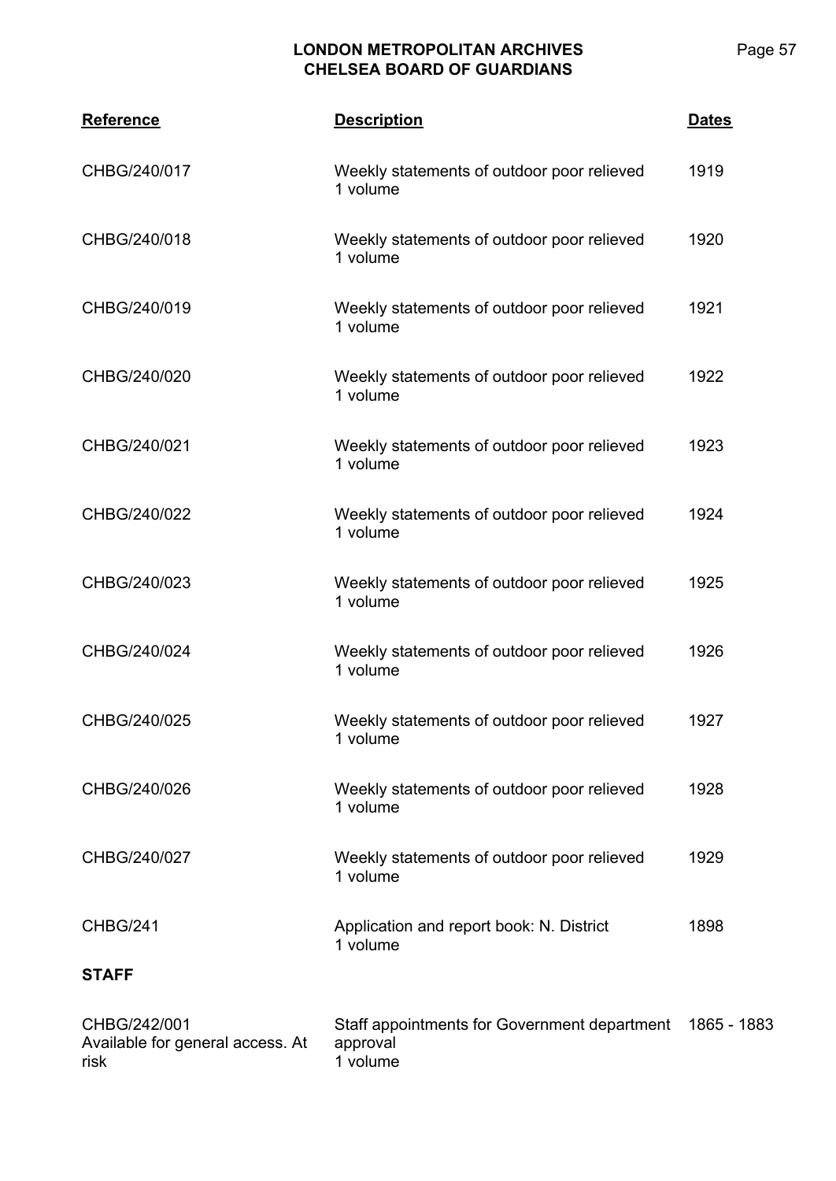| Reference | Description | Dates |
|---|---|---|
| CHBG/240/017 | Weekly statements of outdoor poor relieved<br>1 volume | 1919 |
| CHBG/240/018 | Weekly statements of outdoor poor relieved<br>1 volume | 1920 |
| CHBG/240/019 | Weekly statements of outdoor poor relieved<br>1 volume | 1921 |
| CHBG/240/020 | Weekly statements of outdoor poor relieved<br>1 volume | 1922 |
| CHBG/240/021 | Weekly statements of outdoor poor relieved<br>1 volume | 1923 |
| CHBG/240/022 | Weekly statements of outdoor poor relieved<br>1 volume | 1924 |
| CHBG/240/023 | Weekly statements of outdoor poor relieved<br>1 volume | 1925 |
| CHBG/240/024 | Weekly statements of outdoor poor relieved<br>1 volume | 1926 |
| CHBG/240/025 | Weekly statements of outdoor poor relieved<br>1 volume | 1927 |
| CHBG/240/026 | Weekly statements of outdoor poor relieved<br>1 volume | 1928 |
| CHBG/240/027 | Weekly statements of outdoor poor relieved<br>1 volume | 1929 |
| CHBG/241 | Application and report book: N. District<br>1 volume | 1898 |

**STAFF**

| Reference | Description | Dates |
|---|---|---|
| CHBG/242/001<br>Available for general access. At risk | Staff appointments for Government department approval<br>1 volume | 1865 - 1883 |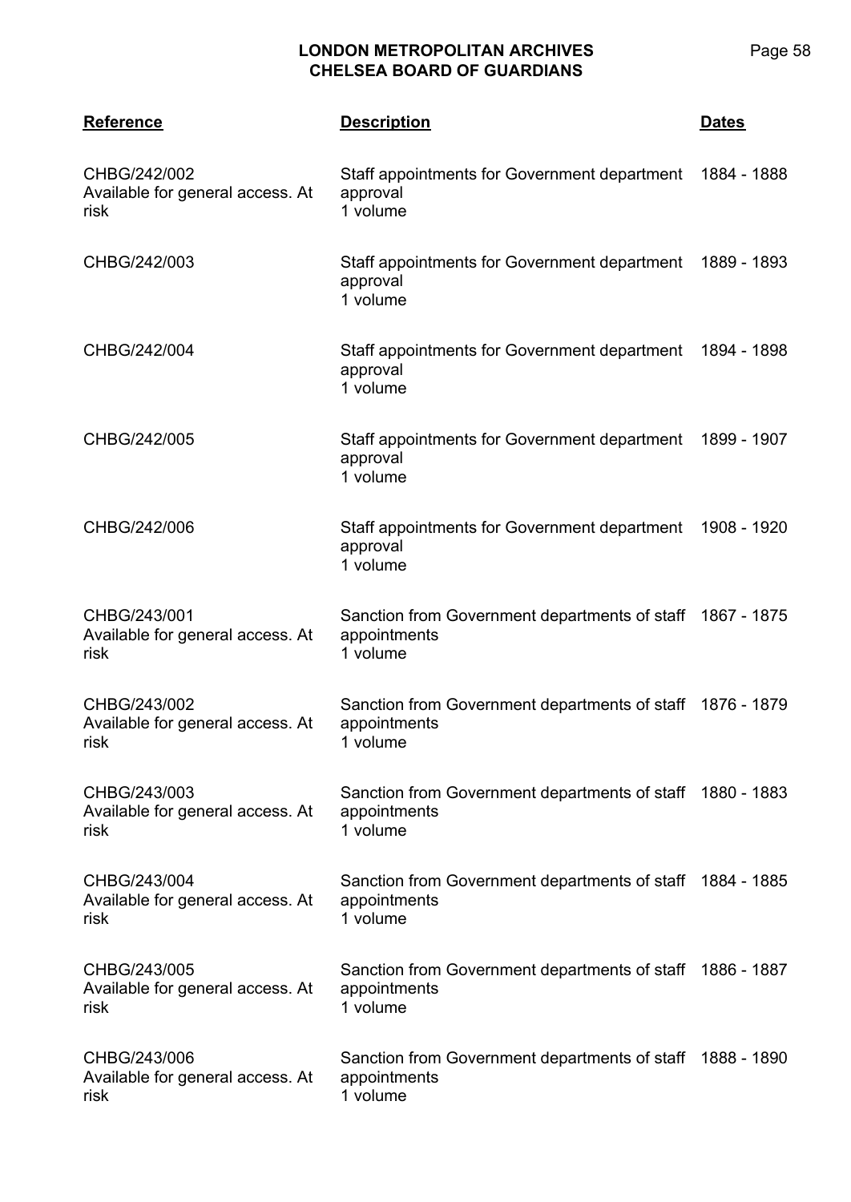| Reference | Description | Dates |
|---|---|---|
| CHBG/242/002<br>Available for general access. At risk | Staff appointments for Government department approval<br>1 volume | 1884 - 1888 |
| CHBG/242/003 | Staff appointments for Government department approval<br>1 volume | 1889 - 1893 |
| CHBG/242/004 | Staff appointments for Government department approval<br>1 volume | 1894 - 1898 |
| CHBG/242/005 | Staff appointments for Government department approval<br>1 volume | 1899 - 1907 |
| CHBG/242/006 | Staff appointments for Government department approval<br>1 volume | 1908 - 1920 |
| CHBG/243/001<br>Available for general access. At risk | Sanction from Government departments of staff appointments<br>1 volume | 1867 - 1875 |
| CHBG/243/002<br>Available for general access. At risk | Sanction from Government departments of staff appointments<br>1 volume | 1876 - 1879 |
| CHBG/243/003<br>Available for general access. At risk | Sanction from Government departments of staff appointments<br>1 volume | 1880 - 1883 |
| CHBG/243/004<br>Available for general access. At risk | Sanction from Government departments of staff appointments<br>1 volume | 1884 - 1885 |
| CHBG/243/005<br>Available for general access. At risk | Sanction from Government departments of staff appointments<br>1 volume | 1886 - 1887 |
| CHBG/243/006<br>Available for general access. At risk | Sanction from Government departments of staff appointments<br>1 volume | 1888 - 1890 |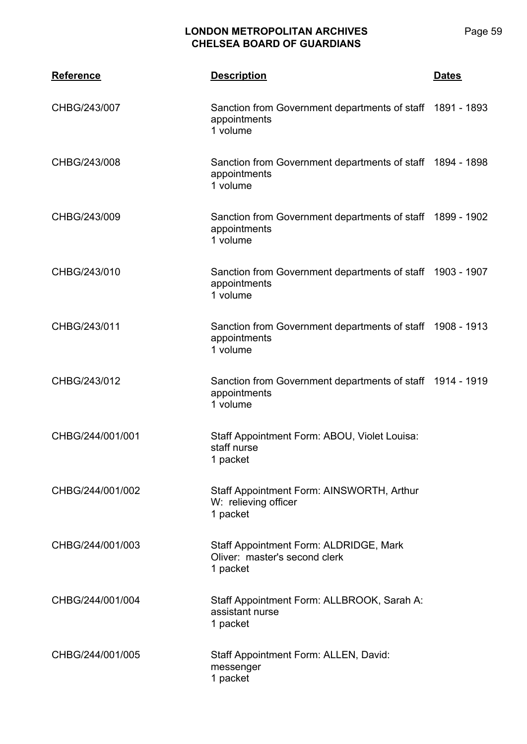| Reference | Description | Dates |
| --- | --- | --- |
| CHBG/243/007 | Sanction from Government departments of staff appointments<br>1 volume | 1891 - 1893 |
| CHBG/243/008 | Sanction from Government departments of staff appointments<br>1 volume | 1894 - 1898 |
| CHBG/243/009 | Sanction from Government departments of staff appointments<br>1 volume | 1899 - 1902 |
| CHBG/243/010 | Sanction from Government departments of staff appointments<br>1 volume | 1903 - 1907 |
| CHBG/243/011 | Sanction from Government departments of staff appointments<br>1 volume | 1908 - 1913 |
| CHBG/243/012 | Sanction from Government departments of staff appointments<br>1 volume | 1914 - 1919 |
| CHBG/244/001/001 | Staff Appointment Form: ABOU, Violet Louisa: staff nurse<br>1 packet | |
| CHBG/244/001/002 | Staff Appointment Form: AINSWORTH, Arthur W: relieving officer<br>1 packet | |
| CHBG/244/001/003 | Staff Appointment Form: ALDRIDGE, Mark Oliver: master's second clerk<br>1 packet | |
| CHBG/244/001/004 | Staff Appointment Form: ALLBROOK, Sarah A: assistant nurse<br>1 packet | |
| CHBG/244/001/005 | Staff Appointment Form: ALLEN, David: messenger<br>1 packet | |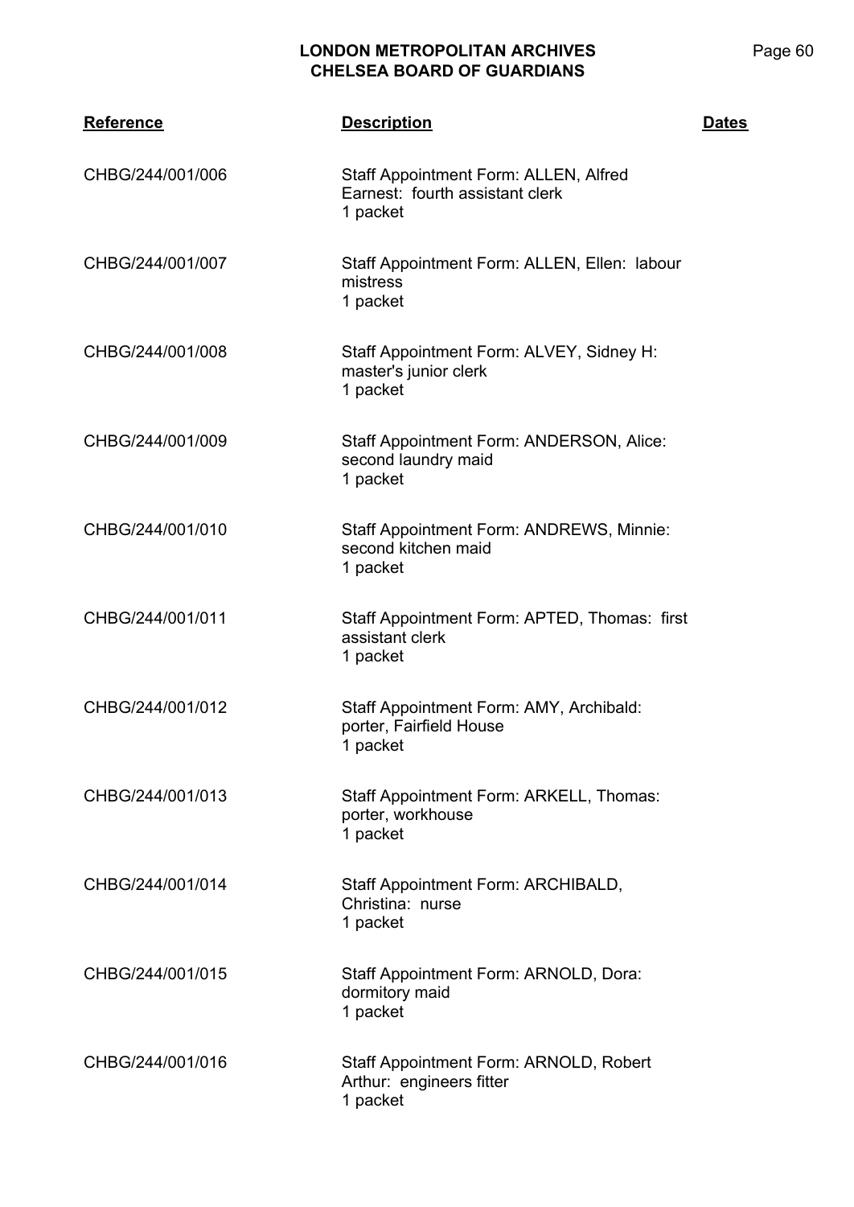| Reference | Description | Dates |
|---|---|---|
| CHBG/244/001/006 | Staff Appointment Form: ALLEN, Alfred Earnest: fourth assistant clerk<br>1 packet | |
| CHBG/244/001/007 | Staff Appointment Form: ALLEN, Ellen: labour mistress<br>1 packet | |
| CHBG/244/001/008 | Staff Appointment Form: ALVEY, Sidney H: master's junior clerk<br>1 packet | |
| CHBG/244/001/009 | Staff Appointment Form: ANDERSON, Alice: second laundry maid<br>1 packet | |
| CHBG/244/001/010 | Staff Appointment Form: ANDREWS, Minnie: second kitchen maid<br>1 packet | |
| CHBG/244/001/011 | Staff Appointment Form: APTED, Thomas: first assistant clerk<br>1 packet | |
| CHBG/244/001/012 | Staff Appointment Form: AMY, Archibald: porter, Fairfield House<br>1 packet | |
| CHBG/244/001/013 | Staff Appointment Form: ARKELL, Thomas: porter, workhouse<br>1 packet | |
| CHBG/244/001/014 | Staff Appointment Form: ARCHIBALD, Christina: nurse<br>1 packet | |
| CHBG/244/001/015 | Staff Appointment Form: ARNOLD, Dora: dormitory maid<br>1 packet | |
| CHBG/244/001/016 | Staff Appointment Form: ARNOLD, Robert Arthur: engineers fitter<br>1 packet | |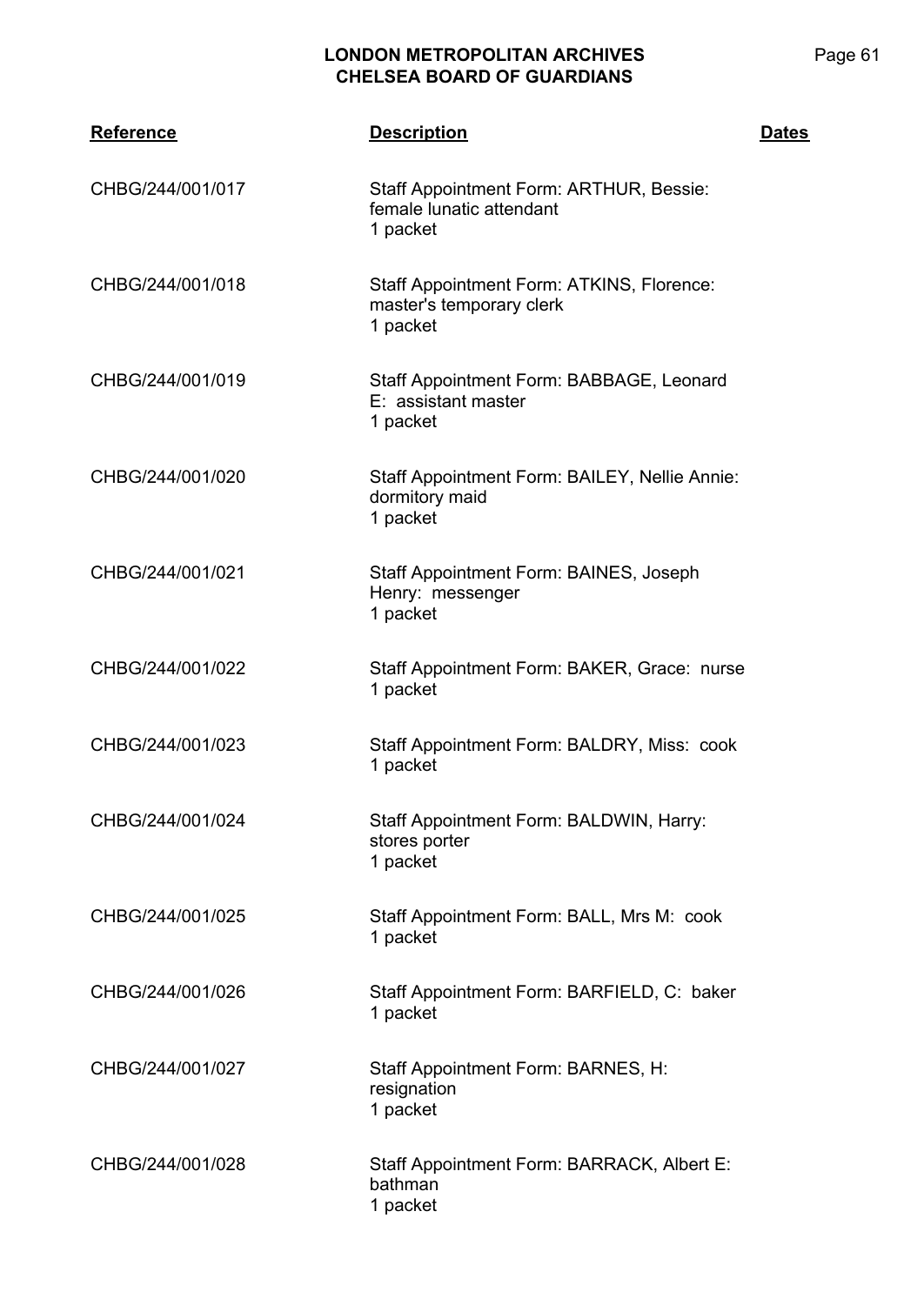| Reference | Description | Dates |
|---|---|---|
| CHBG/244/001/017 | Staff Appointment Form: ARTHUR, Bessie: female lunatic attendant<br>1 packet | |
| CHBG/244/001/018 | Staff Appointment Form: ATKINS, Florence: master's temporary clerk<br>1 packet | |
| CHBG/244/001/019 | Staff Appointment Form: BABBAGE, Leonard E: assistant master<br>1 packet | |
| CHBG/244/001/020 | Staff Appointment Form: BAILEY, Nellie Annie: dormitory maid<br>1 packet | |
| CHBG/244/001/021 | Staff Appointment Form: BAINES, Joseph Henry: messenger<br>1 packet | |
| CHBG/244/001/022 | Staff Appointment Form: BAKER, Grace: nurse<br>1 packet | |
| CHBG/244/001/023 | Staff Appointment Form: BALDRY, Miss: cook<br>1 packet | |
| CHBG/244/001/024 | Staff Appointment Form: BALDWIN, Harry: stores porter<br>1 packet | |
| CHBG/244/001/025 | Staff Appointment Form: BALL, Mrs M: cook<br>1 packet | |
| CHBG/244/001/026 | Staff Appointment Form: BARFIELD, C: baker<br>1 packet | |
| CHBG/244/001/027 | Staff Appointment Form: BARNES, H: resignation<br>1 packet | |
| CHBG/244/001/028 | Staff Appointment Form: BARRACK, Albert E: bathman<br>1 packet | |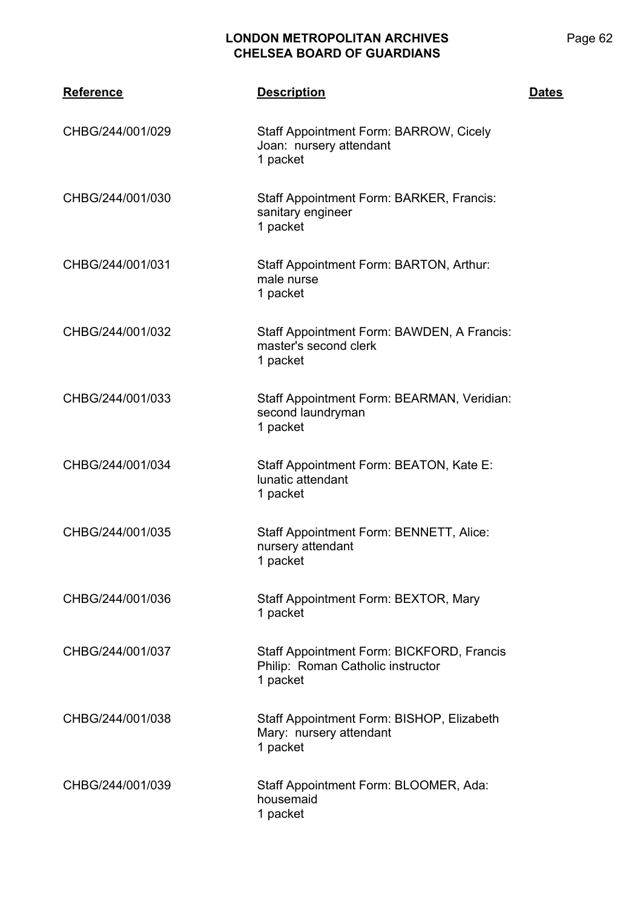| Reference | Description | Dates |
|---|---|---|
| CHBG/244/001/029 | Staff Appointment Form: BARROW, Cicely Joan: nursery attendant<br>1 packet | |
| CHBG/244/001/030 | Staff Appointment Form: BARKER, Francis: sanitary engineer<br>1 packet | |
| CHBG/244/001/031 | Staff Appointment Form: BARTON, Arthur: male nurse<br>1 packet | |
| CHBG/244/001/032 | Staff Appointment Form: BAWDEN, A Francis: master's second clerk<br>1 packet | |
| CHBG/244/001/033 | Staff Appointment Form: BEARMAN, Veridian: second laundryman<br>1 packet | |
| CHBG/244/001/034 | Staff Appointment Form: BEATON, Kate E: lunatic attendant<br>1 packet | |
| CHBG/244/001/035 | Staff Appointment Form: BENNETT, Alice: nursery attendant<br>1 packet | |
| CHBG/244/001/036 | Staff Appointment Form: BEXTOR, Mary<br>1 packet | |
| CHBG/244/001/037 | Staff Appointment Form: BICKFORD, Francis Philip: Roman Catholic instructor<br>1 packet | |
| CHBG/244/001/038 | Staff Appointment Form: BISHOP, Elizabeth Mary: nursery attendant<br>1 packet | |
| CHBG/244/001/039 | Staff Appointment Form: BLOOMER, Ada: housemaid<br>1 packet | |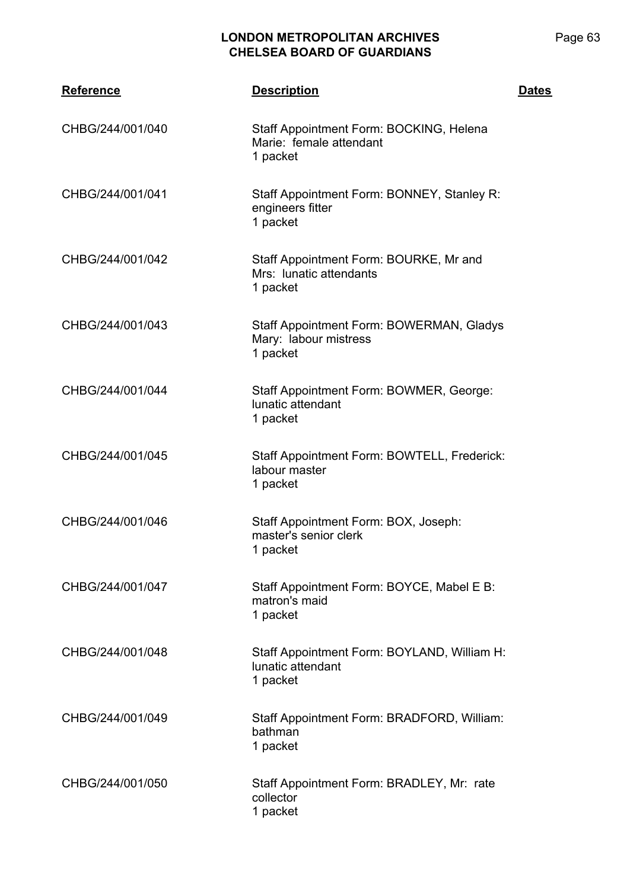| Reference | Description | Dates |
|---|---|---|
| CHBG/244/001/040 | Staff Appointment Form: BOCKING, Helena Marie: female attendant<br>1 packet | |
| CHBG/244/001/041 | Staff Appointment Form: BONNEY, Stanley R: engineers fitter<br>1 packet | |
| CHBG/244/001/042 | Staff Appointment Form: BOURKE, Mr and Mrs: lunatic attendants<br>1 packet | |
| CHBG/244/001/043 | Staff Appointment Form: BOWERMAN, Gladys Mary: labour mistress<br>1 packet | |
| CHBG/244/001/044 | Staff Appointment Form: BOWMER, George: lunatic attendant<br>1 packet | |
| CHBG/244/001/045 | Staff Appointment Form: BOWTELL, Frederick: labour master<br>1 packet | |
| CHBG/244/001/046 | Staff Appointment Form: BOX, Joseph: master's senior clerk<br>1 packet | |
| CHBG/244/001/047 | Staff Appointment Form: BOYCE, Mabel E B: matron's maid<br>1 packet | |
| CHBG/244/001/048 | Staff Appointment Form: BOYLAND, William H: lunatic attendant<br>1 packet | |
| CHBG/244/001/049 | Staff Appointment Form: BRADFORD, William: bathman<br>1 packet | |
| CHBG/244/001/050 | Staff Appointment Form: BRADLEY, Mr: rate collector<br>1 packet | |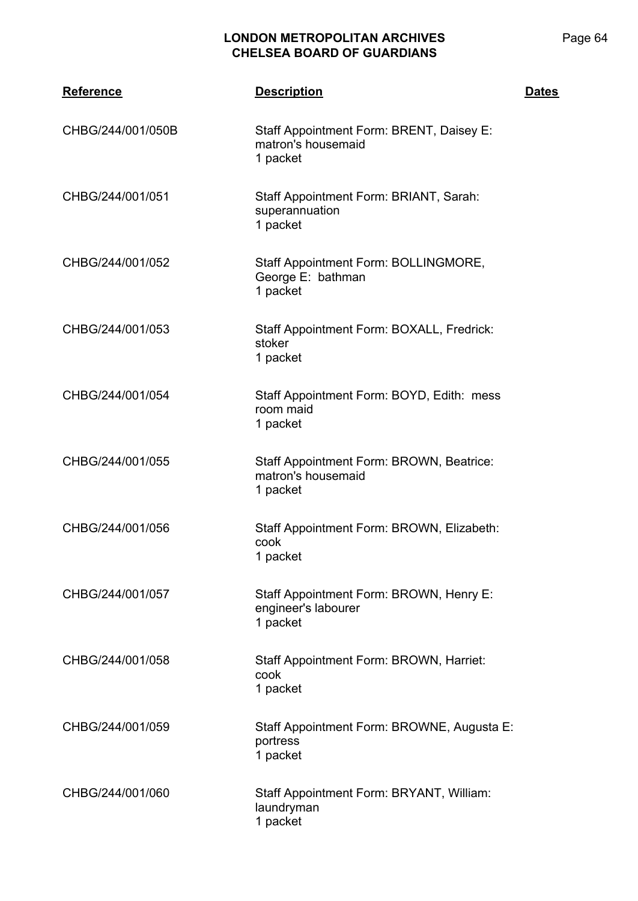| Reference | Description | Dates |
|---|---|---|
| CHBG/244/001/050B | Staff Appointment Form: BRENT, Daisey E: matron's housemaid<br>1 packet | |
| CHBG/244/001/051 | Staff Appointment Form: BRIANT, Sarah: superannuation<br>1 packet | |
| CHBG/244/001/052 | Staff Appointment Form: BOLLINGMORE, George E: bathman<br>1 packet | |
| CHBG/244/001/053 | Staff Appointment Form: BOXALL, Fredrick: stoker<br>1 packet | |
| CHBG/244/001/054 | Staff Appointment Form: BOYD, Edith: mess room maid<br>1 packet | |
| CHBG/244/001/055 | Staff Appointment Form: BROWN, Beatrice: matron's housemaid<br>1 packet | |
| CHBG/244/001/056 | Staff Appointment Form: BROWN, Elizabeth: cook<br>1 packet | |
| CHBG/244/001/057 | Staff Appointment Form: BROWN, Henry E: engineer's labourer<br>1 packet | |
| CHBG/244/001/058 | Staff Appointment Form: BROWN, Harriet: cook<br>1 packet | |
| CHBG/244/001/059 | Staff Appointment Form: BROWNE, Augusta E: portress<br>1 packet | |
| CHBG/244/001/060 | Staff Appointment Form: BRYANT, William: laundryman<br>1 packet | |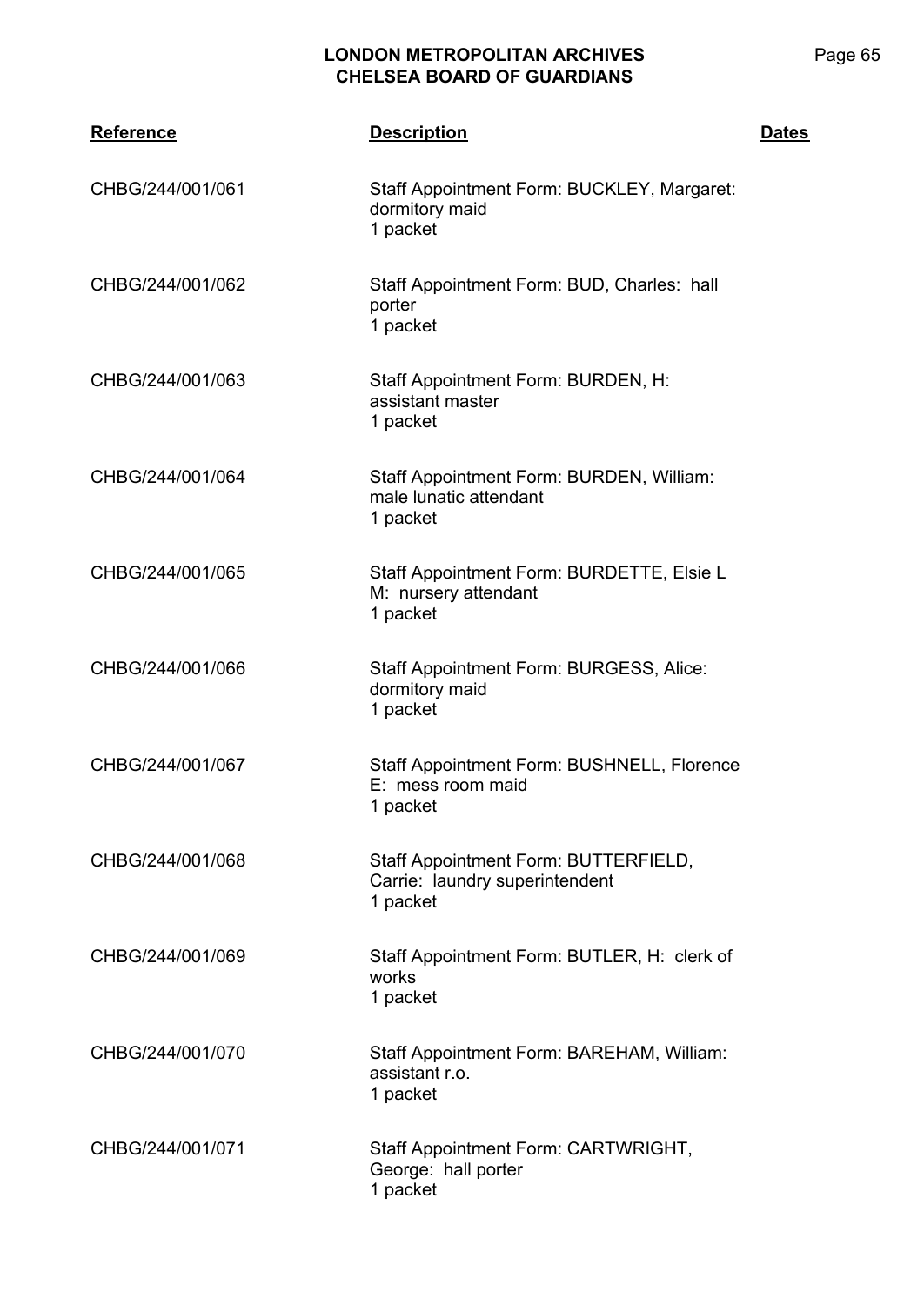| Reference | Description | Dates |
|---|---|---|
| CHBG/244/001/061 | Staff Appointment Form: BUCKLEY, Margaret: dormitory maid<br>1 packet | |
| CHBG/244/001/062 | Staff Appointment Form: BUD, Charles: hall porter<br>1 packet | |
| CHBG/244/001/063 | Staff Appointment Form: BURDEN, H: assistant master<br>1 packet | |
| CHBG/244/001/064 | Staff Appointment Form: BURDEN, William: male lunatic attendant<br>1 packet | |
| CHBG/244/001/065 | Staff Appointment Form: BURDETTE, Elsie L M: nursery attendant<br>1 packet | |
| CHBG/244/001/066 | Staff Appointment Form: BURGESS, Alice: dormitory maid<br>1 packet | |
| CHBG/244/001/067 | Staff Appointment Form: BUSHNELL, Florence E: mess room maid<br>1 packet | |
| CHBG/244/001/068 | Staff Appointment Form: BUTTERFIELD, Carrie: laundry superintendent<br>1 packet | |
| CHBG/244/001/069 | Staff Appointment Form: BUTLER, H: clerk of works<br>1 packet | |
| CHBG/244/001/070 | Staff Appointment Form: BAREHAM, William: assistant r.o.<br>1 packet | |
| CHBG/244/001/071 | Staff Appointment Form: CARTWRIGHT, George: hall porter<br>1 packet | |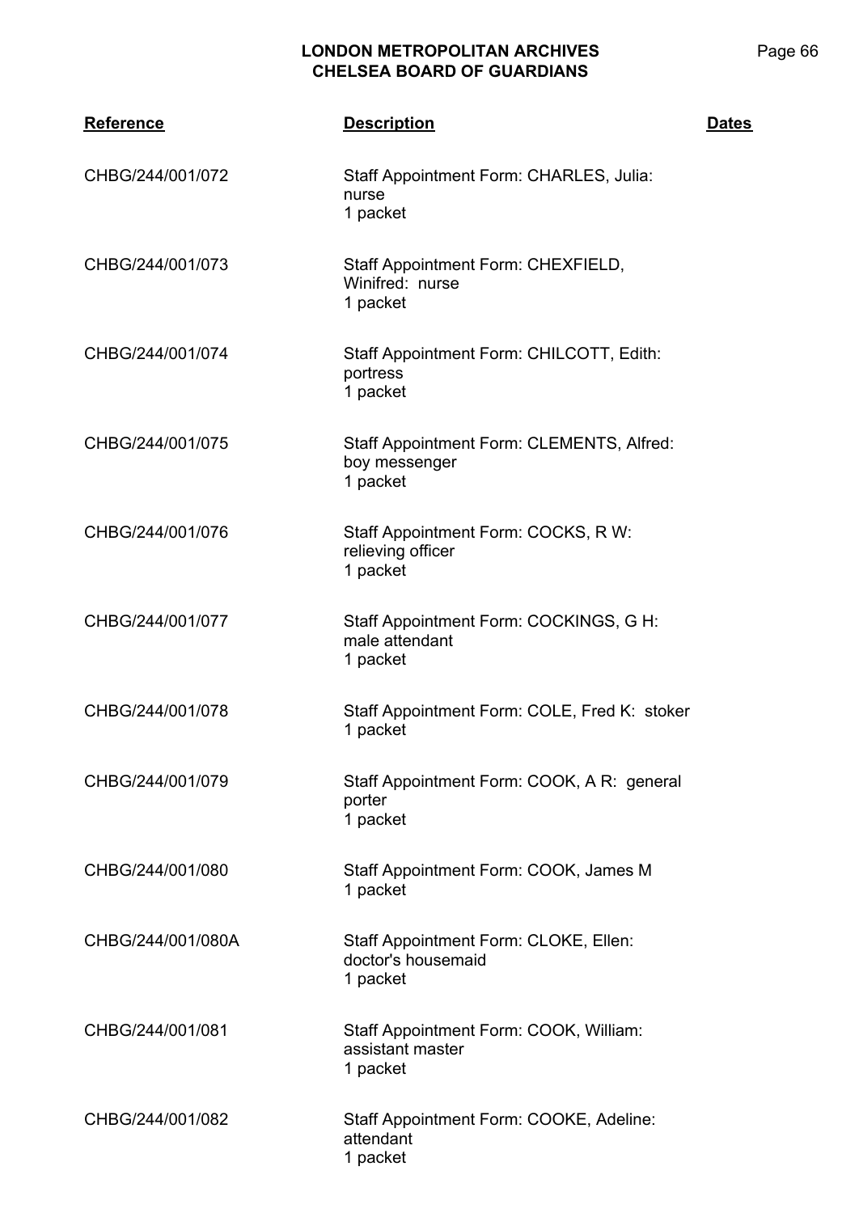| Reference | Description | Dates |
|---|---|---|
| CHBG/244/001/072 | Staff Appointment Form: CHARLES, Julia: nurse<br>1 packet | |
| CHBG/244/001/073 | Staff Appointment Form: CHEXFIELD, Winifred: nurse<br>1 packet | |
| CHBG/244/001/074 | Staff Appointment Form: CHILCOTT, Edith: portress<br>1 packet | |
| CHBG/244/001/075 | Staff Appointment Form: CLEMENTS, Alfred: boy messenger<br>1 packet | |
| CHBG/244/001/076 | Staff Appointment Form: COCKS, R W: relieving officer<br>1 packet | |
| CHBG/244/001/077 | Staff Appointment Form: COCKINGS, G H: male attendant<br>1 packet | |
| CHBG/244/001/078 | Staff Appointment Form: COLE, Fred K: stoker<br>1 packet | |
| CHBG/244/001/079 | Staff Appointment Form: COOK, A R: general porter<br>1 packet | |
| CHBG/244/001/080 | Staff Appointment Form: COOK, James M<br>1 packet | |
| CHBG/244/001/080A | Staff Appointment Form: CLOKE, Ellen: doctor's housemaid<br>1 packet | |
| CHBG/244/001/081 | Staff Appointment Form: COOK, William: assistant master<br>1 packet | |
| CHBG/244/001/082 | Staff Appointment Form: COOKE, Adeline: attendant<br>1 packet | |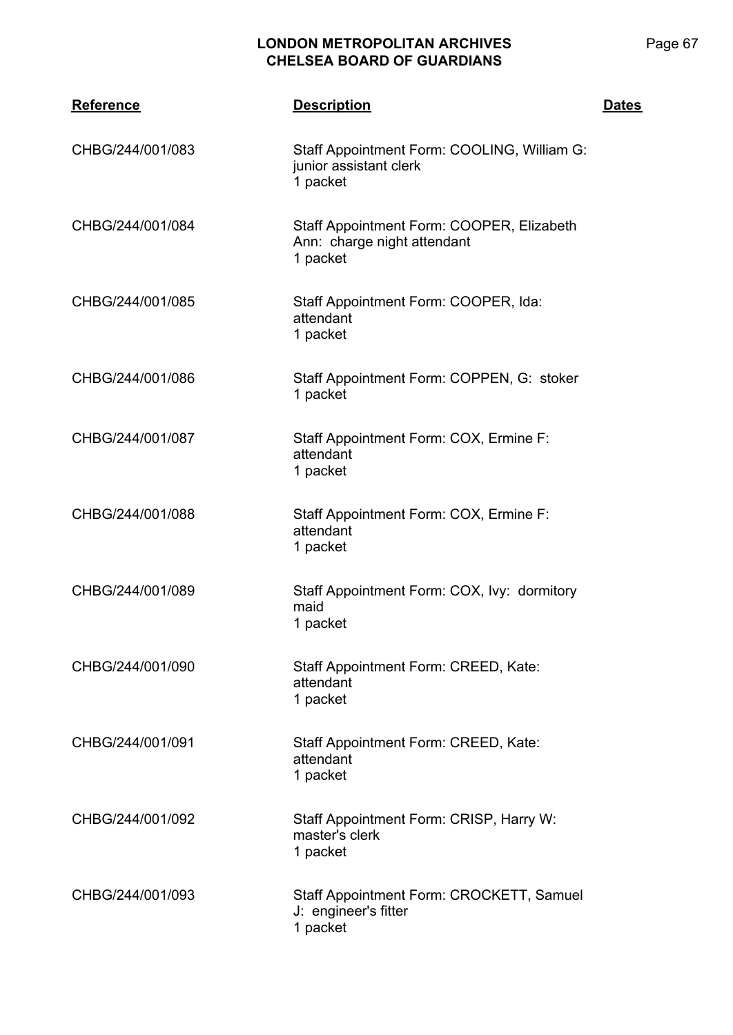| Reference | Description | Dates |
|---|---|---|
| CHBG/244/001/083 | Staff Appointment Form: COOLING, William G: junior assistant clerk<br>1 packet | |
| CHBG/244/001/084 | Staff Appointment Form: COOPER, Elizabeth Ann: charge night attendant<br>1 packet | |
| CHBG/244/001/085 | Staff Appointment Form: COOPER, Ida: attendant<br>1 packet | |
| CHBG/244/001/086 | Staff Appointment Form: COPPEN, G: stoker<br>1 packet | |
| CHBG/244/001/087 | Staff Appointment Form: COX, Ermine F: attendant<br>1 packet | |
| CHBG/244/001/088 | Staff Appointment Form: COX, Ermine F: attendant<br>1 packet | |
| CHBG/244/001/089 | Staff Appointment Form: COX, Ivy: dormitory maid<br>1 packet | |
| CHBG/244/001/090 | Staff Appointment Form: CREED, Kate: attendant<br>1 packet | |
| CHBG/244/001/091 | Staff Appointment Form: CREED, Kate: attendant<br>1 packet | |
| CHBG/244/001/092 | Staff Appointment Form: CRISP, Harry W: master's clerk<br>1 packet | |
| CHBG/244/001/093 | Staff Appointment Form: CROCKETT, Samuel J: engineer's fitter<br>1 packet | |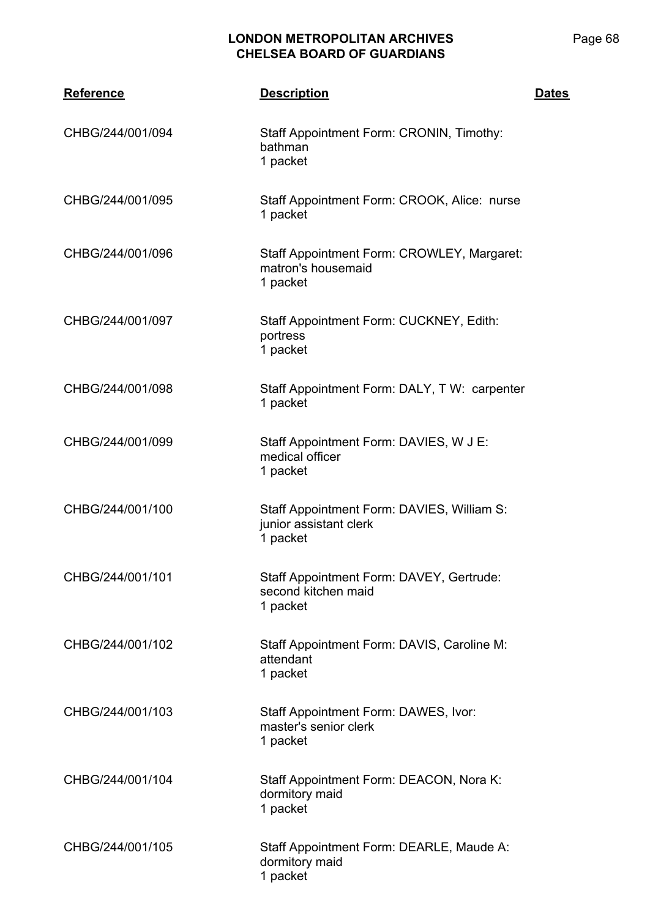| Reference | Description | Dates |
|---|---|---|
| CHBG/244/001/094 | Staff Appointment Form: CRONIN, Timothy: bathman<br>1 packet | |
| CHBG/244/001/095 | Staff Appointment Form: CROOK, Alice: nurse<br>1 packet | |
| CHBG/244/001/096 | Staff Appointment Form: CROWLEY, Margaret: matron's housemaid<br>1 packet | |
| CHBG/244/001/097 | Staff Appointment Form: CUCKNEY, Edith: portress<br>1 packet | |
| CHBG/244/001/098 | Staff Appointment Form: DALY, T W: carpenter<br>1 packet | |
| CHBG/244/001/099 | Staff Appointment Form: DAVIES, W J E: medical officer<br>1 packet | |
| CHBG/244/001/100 | Staff Appointment Form: DAVIES, William S: junior assistant clerk<br>1 packet | |
| CHBG/244/001/101 | Staff Appointment Form: DAVEY, Gertrude: second kitchen maid<br>1 packet | |
| CHBG/244/001/102 | Staff Appointment Form: DAVIS, Caroline M: attendant<br>1 packet | |
| CHBG/244/001/103 | Staff Appointment Form: DAWES, Ivor: master's senior clerk<br>1 packet | |
| CHBG/244/001/104 | Staff Appointment Form: DEACON, Nora K: dormitory maid<br>1 packet | |
| CHBG/244/001/105 | Staff Appointment Form: DEARLE, Maude A: dormitory maid<br>1 packet | |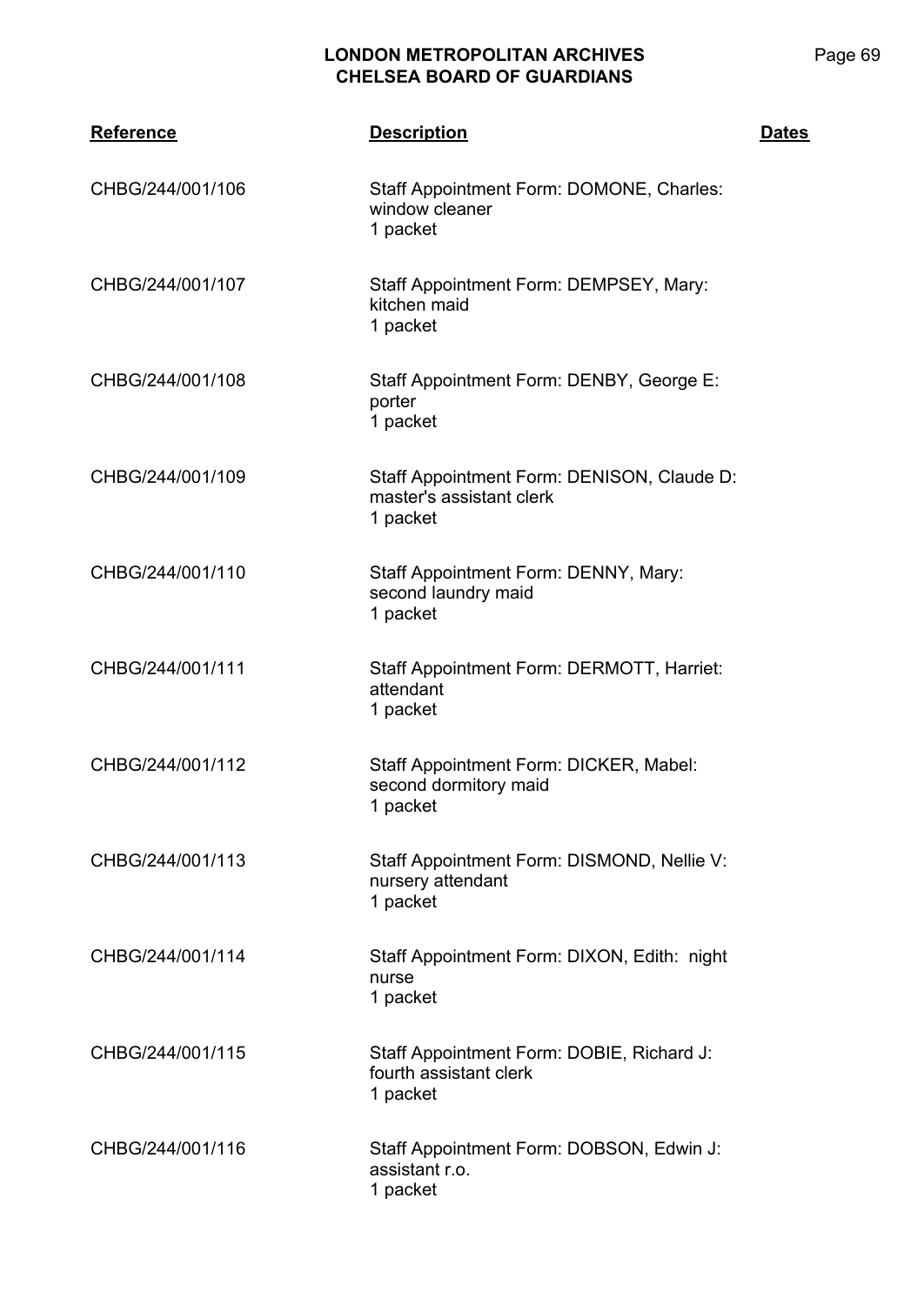| Reference | Description | Dates |
|---|---|---|
| CHBG/244/001/106 | Staff Appointment Form: DOMONE, Charles: window cleaner<br>1 packet | |
| CHBG/244/001/107 | Staff Appointment Form: DEMPSEY, Mary: kitchen maid<br>1 packet | |
| CHBG/244/001/108 | Staff Appointment Form: DENBY, George E: porter<br>1 packet | |
| CHBG/244/001/109 | Staff Appointment Form: DENISON, Claude D: master's assistant clerk<br>1 packet | |
| CHBG/244/001/110 | Staff Appointment Form: DENNY, Mary: second laundry maid<br>1 packet | |
| CHBG/244/001/111 | Staff Appointment Form: DERMOTT, Harriet: attendant<br>1 packet | |
| CHBG/244/001/112 | Staff Appointment Form: DICKER, Mabel: second dormitory maid<br>1 packet | |
| CHBG/244/001/113 | Staff Appointment Form: DISMOND, Nellie V: nursery attendant<br>1 packet | |
| CHBG/244/001/114 | Staff Appointment Form: DIXON, Edith: night nurse<br>1 packet | |
| CHBG/244/001/115 | Staff Appointment Form: DOBIE, Richard J: fourth assistant clerk<br>1 packet | |
| CHBG/244/001/116 | Staff Appointment Form: DOBSON, Edwin J: assistant r.o.<br>1 packet | |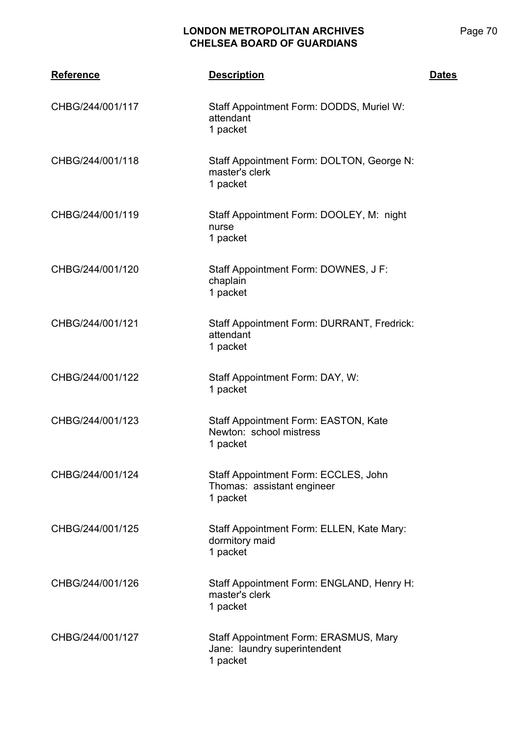| Reference | Description | Dates |
|---|---|---|
| CHBG/244/001/117 | Staff Appointment Form: DODDS, Muriel W: attendant<br>1 packet | |
| CHBG/244/001/118 | Staff Appointment Form: DOLTON, George N: master's clerk<br>1 packet | |
| CHBG/244/001/119 | Staff Appointment Form: DOOLEY, M: night nurse<br>1 packet | |
| CHBG/244/001/120 | Staff Appointment Form: DOWNES, J F: chaplain<br>1 packet | |
| CHBG/244/001/121 | Staff Appointment Form: DURRANT, Fredrick: attendant<br>1 packet | |
| CHBG/244/001/122 | Staff Appointment Form: DAY, W:<br>1 packet | |
| CHBG/244/001/123 | Staff Appointment Form: EASTON, Kate Newton: school mistress<br>1 packet | |
| CHBG/244/001/124 | Staff Appointment Form: ECCLES, John Thomas: assistant engineer<br>1 packet | |
| CHBG/244/001/125 | Staff Appointment Form: ELLEN, Kate Mary: dormitory maid<br>1 packet | |
| CHBG/244/001/126 | Staff Appointment Form: ENGLAND, Henry H: master's clerk<br>1 packet | |
| CHBG/244/001/127 | Staff Appointment Form: ERASMUS, Mary Jane: laundry superintendent<br>1 packet | |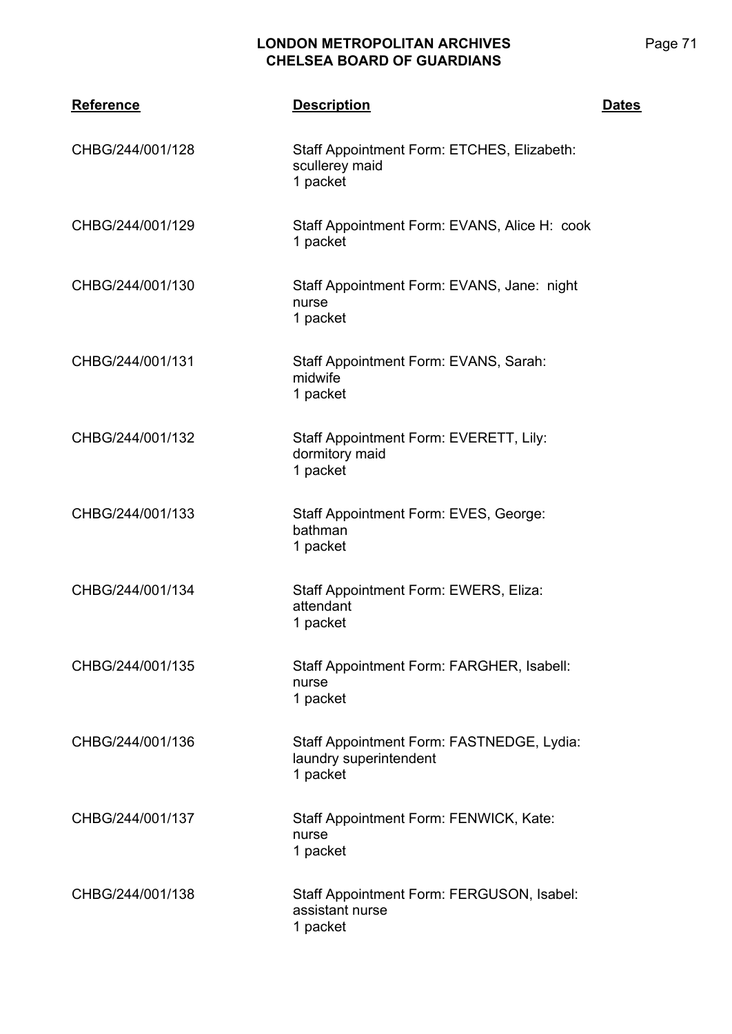| Reference | Description | Dates |
|---|---|---|
| CHBG/244/001/128 | Staff Appointment Form: ETCHES, Elizabeth: scullerey maid<br>1 packet | |
| CHBG/244/001/129 | Staff Appointment Form: EVANS, Alice H: cook<br>1 packet | |
| CHBG/244/001/130 | Staff Appointment Form: EVANS, Jane: night nurse<br>1 packet | |
| CHBG/244/001/131 | Staff Appointment Form: EVANS, Sarah: midwife<br>1 packet | |
| CHBG/244/001/132 | Staff Appointment Form: EVERETT, Lily: dormitory maid<br>1 packet | |
| CHBG/244/001/133 | Staff Appointment Form: EVES, George: bathman<br>1 packet | |
| CHBG/244/001/134 | Staff Appointment Form: EWERS, Eliza: attendant<br>1 packet | |
| CHBG/244/001/135 | Staff Appointment Form: FARGHER, Isabell: nurse<br>1 packet | |
| CHBG/244/001/136 | Staff Appointment Form: FASTNEDGE, Lydia: laundry superintendent<br>1 packet | |
| CHBG/244/001/137 | Staff Appointment Form: FENWICK, Kate: nurse<br>1 packet | |
| CHBG/244/001/138 | Staff Appointment Form: FERGUSON, Isabel: assistant nurse<br>1 packet | |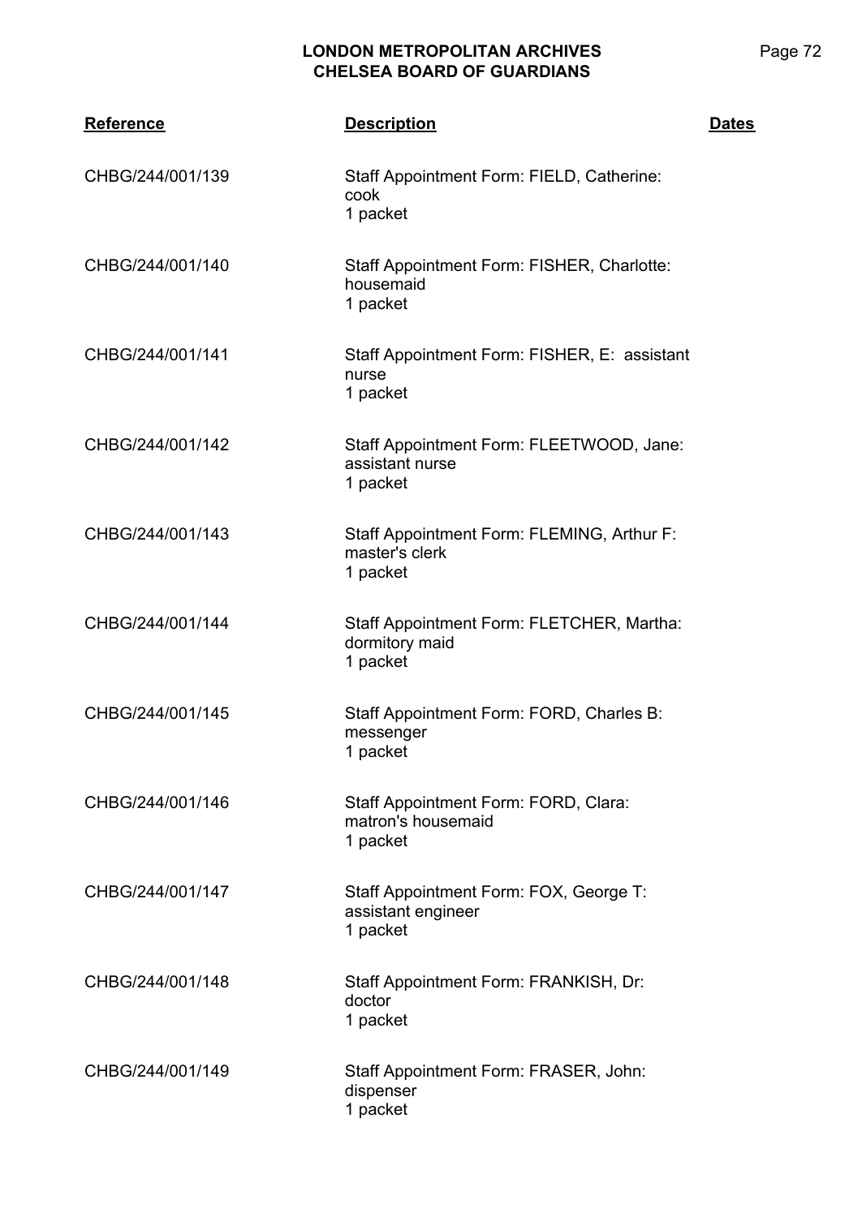| Reference | Description | Dates |
|---|---|---|
| CHBG/244/001/139 | Staff Appointment Form: FIELD, Catherine: cook<br>1 packet | |
| CHBG/244/001/140 | Staff Appointment Form: FISHER, Charlotte: housemaid<br>1 packet | |
| CHBG/244/001/141 | Staff Appointment Form: FISHER, E: assistant nurse<br>1 packet | |
| CHBG/244/001/142 | Staff Appointment Form: FLEETWOOD, Jane: assistant nurse<br>1 packet | |
| CHBG/244/001/143 | Staff Appointment Form: FLEMING, Arthur F: master's clerk<br>1 packet | |
| CHBG/244/001/144 | Staff Appointment Form: FLETCHER, Martha: dormitory maid<br>1 packet | |
| CHBG/244/001/145 | Staff Appointment Form: FORD, Charles B: messenger<br>1 packet | |
| CHBG/244/001/146 | Staff Appointment Form: FORD, Clara: matron's housemaid<br>1 packet | |
| CHBG/244/001/147 | Staff Appointment Form: FOX, George T: assistant engineer<br>1 packet | |
| CHBG/244/001/148 | Staff Appointment Form: FRANKISH, Dr: doctor<br>1 packet | |
| CHBG/244/001/149 | Staff Appointment Form: FRASER, John: dispenser<br>1 packet | |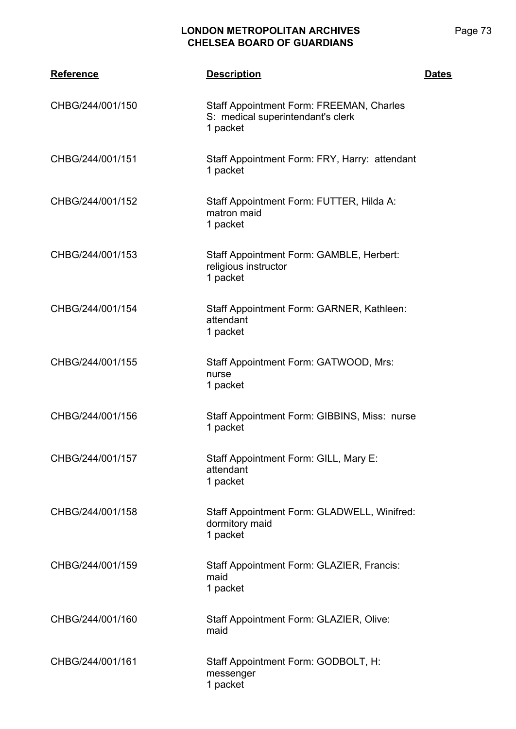| Reference | Description | Dates |
|---|---|---|
| CHBG/244/001/150 | Staff Appointment Form: FREEMAN, Charles S: medical superintendant's clerk<br>1 packet | |
| CHBG/244/001/151 | Staff Appointment Form: FRY, Harry: attendant<br>1 packet | |
| CHBG/244/001/152 | Staff Appointment Form: FUTTER, Hilda A: matron maid<br>1 packet | |
| CHBG/244/001/153 | Staff Appointment Form: GAMBLE, Herbert: religious instructor<br>1 packet | |
| CHBG/244/001/154 | Staff Appointment Form: GARNER, Kathleen: attendant<br>1 packet | |
| CHBG/244/001/155 | Staff Appointment Form: GATWOOD, Mrs: nurse<br>1 packet | |
| CHBG/244/001/156 | Staff Appointment Form: GIBBINS, Miss: nurse<br>1 packet | |
| CHBG/244/001/157 | Staff Appointment Form: GILL, Mary E: attendant<br>1 packet | |
| CHBG/244/001/158 | Staff Appointment Form: GLADWELL, Winifred: dormitory maid<br>1 packet | |
| CHBG/244/001/159 | Staff Appointment Form: GLAZIER, Francis: maid<br>1 packet | |
| CHBG/244/001/160 | Staff Appointment Form: GLAZIER, Olive: maid | |
| CHBG/244/001/161 | Staff Appointment Form: GODBOLT, H: messenger<br>1 packet | |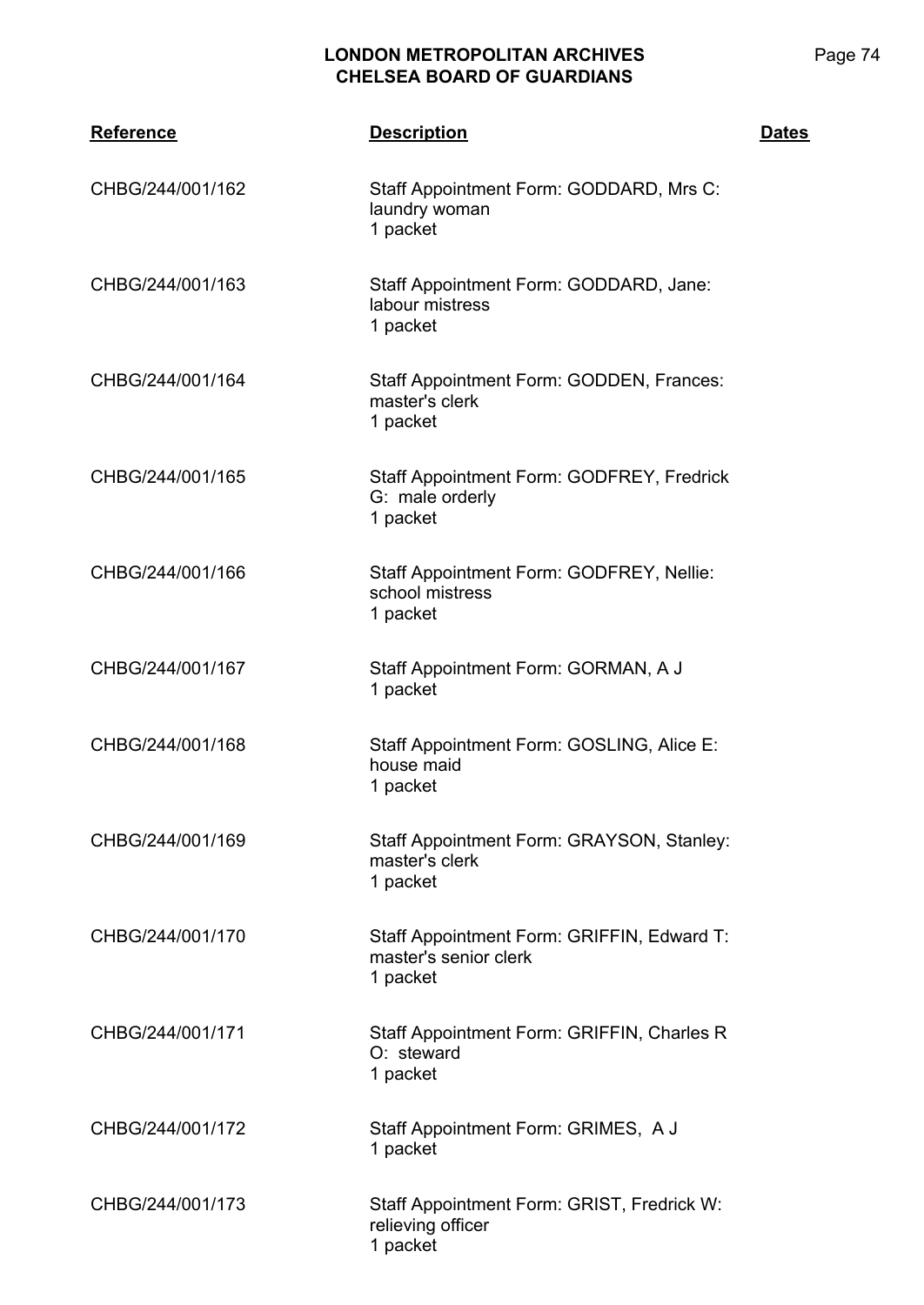| Reference | Description | Dates |
|---|---|---|
| CHBG/244/001/162 | Staff Appointment Form: GODDARD, Mrs C: laundry woman<br>1 packet | |
| CHBG/244/001/163 | Staff Appointment Form: GODDARD, Jane: labour mistress<br>1 packet | |
| CHBG/244/001/164 | Staff Appointment Form: GODDEN, Frances: master's clerk<br>1 packet | |
| CHBG/244/001/165 | Staff Appointment Form: GODFREY, Fredrick G: male orderly<br>1 packet | |
| CHBG/244/001/166 | Staff Appointment Form: GODFREY, Nellie: school mistress<br>1 packet | |
| CHBG/244/001/167 | Staff Appointment Form: GORMAN, A J<br>1 packet | |
| CHBG/244/001/168 | Staff Appointment Form: GOSLING, Alice E: house maid<br>1 packet | |
| CHBG/244/001/169 | Staff Appointment Form: GRAYSON, Stanley: master's clerk<br>1 packet | |
| CHBG/244/001/170 | Staff Appointment Form: GRIFFIN, Edward T: master's senior clerk<br>1 packet | |
| CHBG/244/001/171 | Staff Appointment Form: GRIFFIN, Charles R O: steward<br>1 packet | |
| CHBG/244/001/172 | Staff Appointment Form: GRIMES, A J<br>1 packet | |
| CHBG/244/001/173 | Staff Appointment Form: GRIST, Fredrick W: relieving officer<br>1 packet | |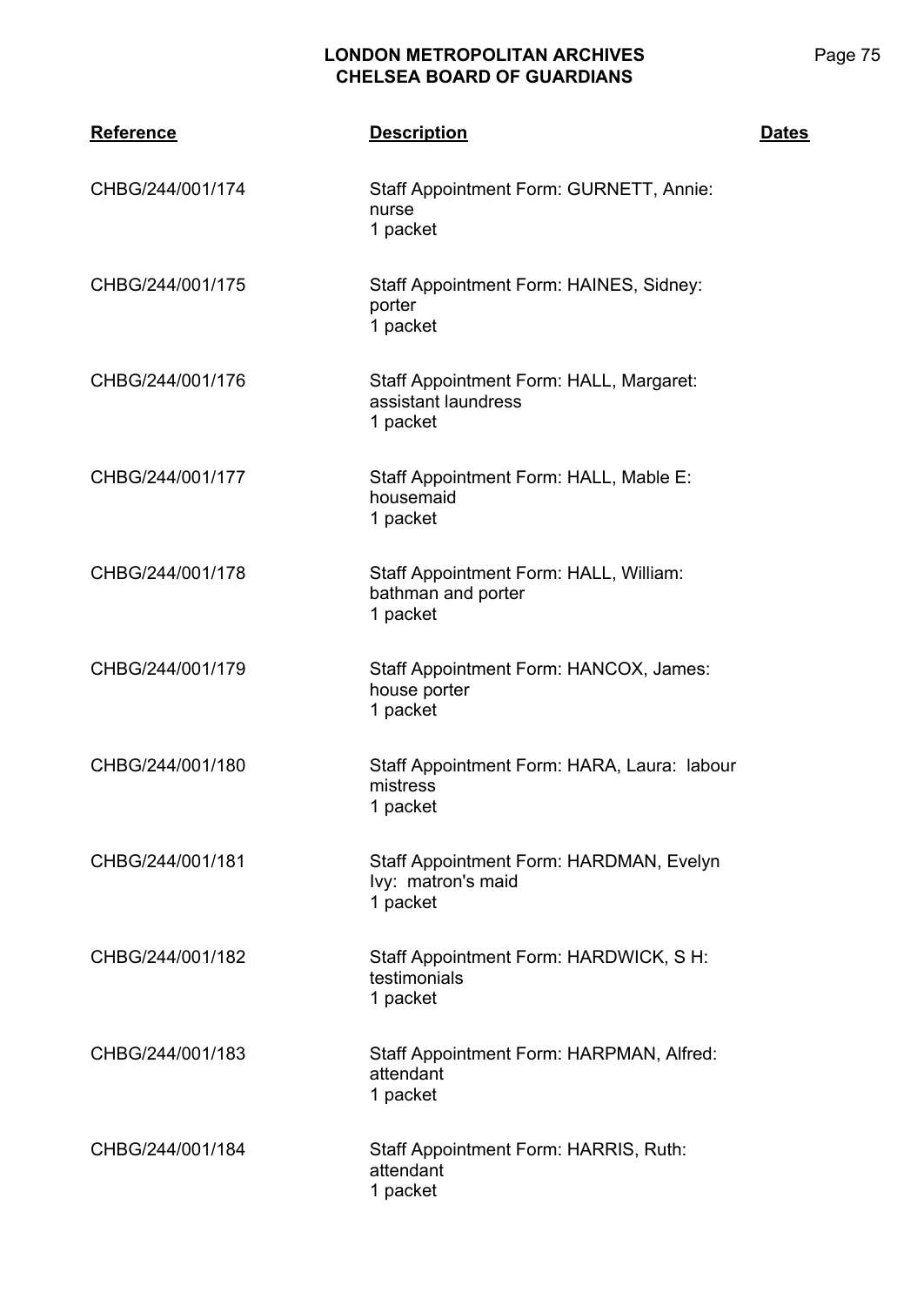| Reference | Description | Dates |
|---|---|---|
| CHBG/244/001/174 | Staff Appointment Form: GURNETT, Annie: nurse<br>1 packet | |
| CHBG/244/001/175 | Staff Appointment Form: HAINES, Sidney: porter<br>1 packet | |
| CHBG/244/001/176 | Staff Appointment Form: HALL, Margaret: assistant laundress<br>1 packet | |
| CHBG/244/001/177 | Staff Appointment Form: HALL, Mable E: housemaid<br>1 packet | |
| CHBG/244/001/178 | Staff Appointment Form: HALL, William: bathman and porter<br>1 packet | |
| CHBG/244/001/179 | Staff Appointment Form: HANCOX, James: house porter<br>1 packet | |
| CHBG/244/001/180 | Staff Appointment Form: HARA, Laura: labour mistress<br>1 packet | |
| CHBG/244/001/181 | Staff Appointment Form: HARDMAN, Evelyn Ivy: matron's maid<br>1 packet | |
| CHBG/244/001/182 | Staff Appointment Form: HARDWICK, S H: testimonials<br>1 packet | |
| CHBG/244/001/183 | Staff Appointment Form: HARPMAN, Alfred: attendant<br>1 packet | |
| CHBG/244/001/184 | Staff Appointment Form: HARRIS, Ruth: attendant<br>1 packet | |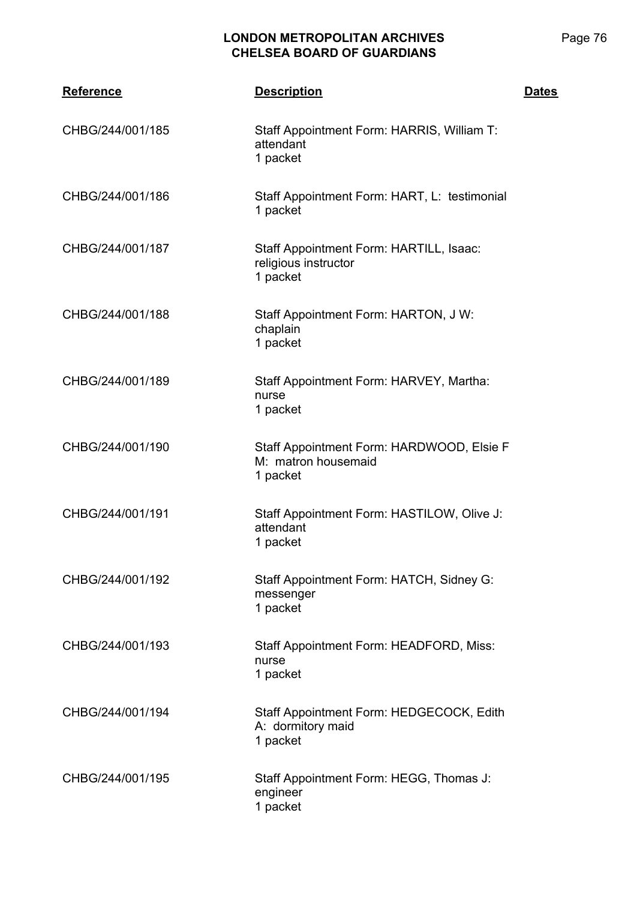| Reference | Description | Dates |
|---|---|---|
| CHBG/244/001/185 | Staff Appointment Form: HARRIS, William T: attendant<br>1 packet | |
| CHBG/244/001/186 | Staff Appointment Form: HART, L: testimonial<br>1 packet | |
| CHBG/244/001/187 | Staff Appointment Form: HARTILL, Isaac: religious instructor<br>1 packet | |
| CHBG/244/001/188 | Staff Appointment Form: HARTON, J W: chaplain<br>1 packet | |
| CHBG/244/001/189 | Staff Appointment Form: HARVEY, Martha: nurse<br>1 packet | |
| CHBG/244/001/190 | Staff Appointment Form: HARDWOOD, Elsie F M: matron housemaid<br>1 packet | |
| CHBG/244/001/191 | Staff Appointment Form: HASTILOW, Olive J: attendant<br>1 packet | |
| CHBG/244/001/192 | Staff Appointment Form: HATCH, Sidney G: messenger<br>1 packet | |
| CHBG/244/001/193 | Staff Appointment Form: HEADFORD, Miss: nurse<br>1 packet | |
| CHBG/244/001/194 | Staff Appointment Form: HEDGECOCK, Edith A: dormitory maid<br>1 packet | |
| CHBG/244/001/195 | Staff Appointment Form: HEGG, Thomas J: engineer<br>1 packet | |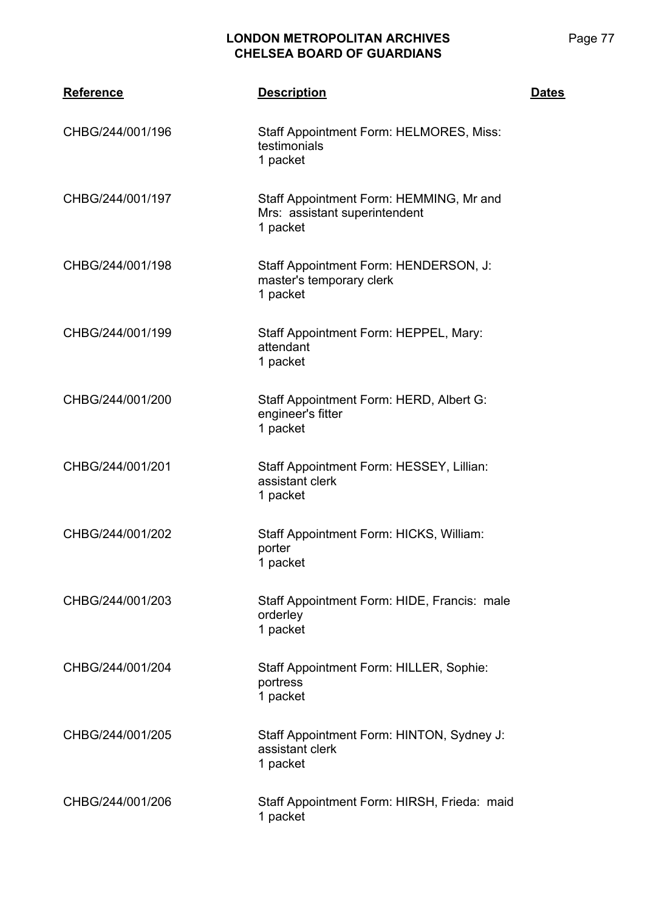| Reference | Description | Dates |
|---|---|---|
| CHBG/244/001/196 | Staff Appointment Form: HELMORES, Miss: testimonials<br>1 packet | |
| CHBG/244/001/197 | Staff Appointment Form: HEMMING, Mr and Mrs: assistant superintendent<br>1 packet | |
| CHBG/244/001/198 | Staff Appointment Form: HENDERSON, J: master's temporary clerk<br>1 packet | |
| CHBG/244/001/199 | Staff Appointment Form: HEPPEL, Mary: attendant<br>1 packet | |
| CHBG/244/001/200 | Staff Appointment Form: HERD, Albert G: engineer's fitter<br>1 packet | |
| CHBG/244/001/201 | Staff Appointment Form: HESSEY, Lillian: assistant clerk<br>1 packet | |
| CHBG/244/001/202 | Staff Appointment Form: HICKS, William: porter<br>1 packet | |
| CHBG/244/001/203 | Staff Appointment Form: HIDE, Francis: male orderley<br>1 packet | |
| CHBG/244/001/204 | Staff Appointment Form: HILLER, Sophie: portress<br>1 packet | |
| CHBG/244/001/205 | Staff Appointment Form: HINTON, Sydney J: assistant clerk<br>1 packet | |
| CHBG/244/001/206 | Staff Appointment Form: HIRSH, Frieda: maid<br>1 packet | |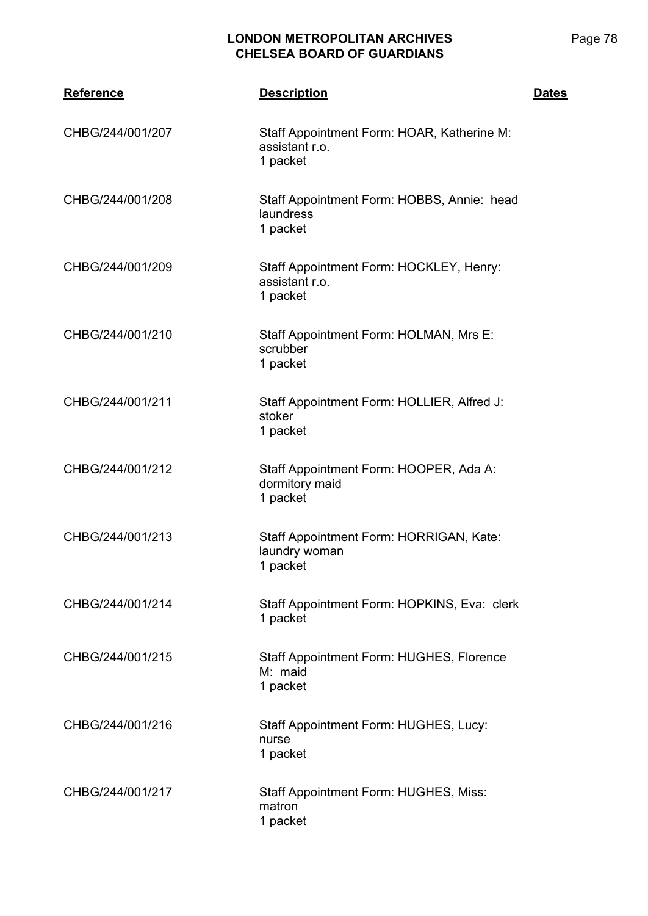| Reference | Description | Dates |
|---|---|---|
| CHBG/244/001/207 | Staff Appointment Form: HOAR, Katherine M: assistant r.o.<br>1 packet | |
| CHBG/244/001/208 | Staff Appointment Form: HOBBS, Annie: head laundress<br>1 packet | |
| CHBG/244/001/209 | Staff Appointment Form: HOCKLEY, Henry: assistant r.o.<br>1 packet | |
| CHBG/244/001/210 | Staff Appointment Form: HOLMAN, Mrs E: scrubber<br>1 packet | |
| CHBG/244/001/211 | Staff Appointment Form: HOLLIER, Alfred J: stoker<br>1 packet | |
| CHBG/244/001/212 | Staff Appointment Form: HOOPER, Ada A: dormitory maid<br>1 packet | |
| CHBG/244/001/213 | Staff Appointment Form: HORRIGAN, Kate: laundry woman<br>1 packet | |
| CHBG/244/001/214 | Staff Appointment Form: HOPKINS, Eva: clerk<br>1 packet | |
| CHBG/244/001/215 | Staff Appointment Form: HUGHES, Florence M: maid<br>1 packet | |
| CHBG/244/001/216 | Staff Appointment Form: HUGHES, Lucy: nurse<br>1 packet | |
| CHBG/244/001/217 | Staff Appointment Form: HUGHES, Miss: matron<br>1 packet | |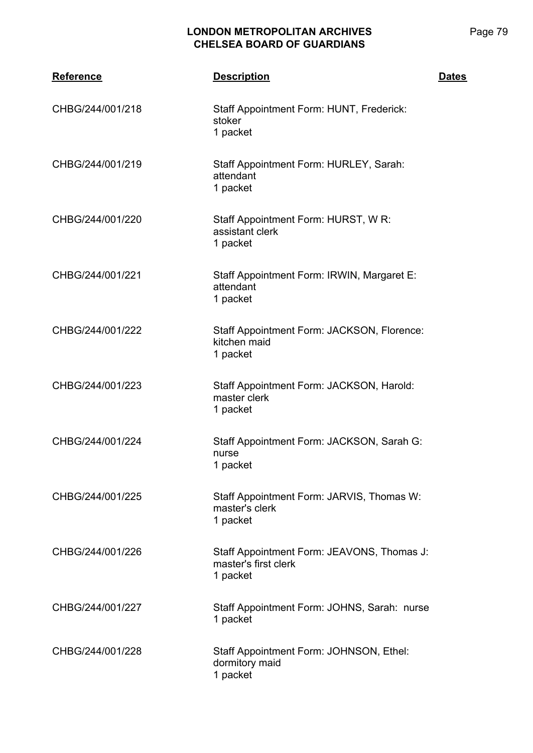| Reference | Description | Dates |
|---|---|---|
| CHBG/244/001/218 | Staff Appointment Form: HUNT, Frederick: stoker<br>1 packet | |
| CHBG/244/001/219 | Staff Appointment Form: HURLEY, Sarah: attendant<br>1 packet | |
| CHBG/244/001/220 | Staff Appointment Form: HURST, W R: assistant clerk<br>1 packet | |
| CHBG/244/001/221 | Staff Appointment Form: IRWIN, Margaret E: attendant<br>1 packet | |
| CHBG/244/001/222 | Staff Appointment Form: JACKSON, Florence: kitchen maid<br>1 packet | |
| CHBG/244/001/223 | Staff Appointment Form: JACKSON, Harold: master clerk<br>1 packet | |
| CHBG/244/001/224 | Staff Appointment Form: JACKSON, Sarah G: nurse<br>1 packet | |
| CHBG/244/001/225 | Staff Appointment Form: JARVIS, Thomas W: master's clerk<br>1 packet | |
| CHBG/244/001/226 | Staff Appointment Form: JEAVONS, Thomas J: master's first clerk<br>1 packet | |
| CHBG/244/001/227 | Staff Appointment Form: JOHNS, Sarah: nurse<br>1 packet | |
| CHBG/244/001/228 | Staff Appointment Form: JOHNSON, Ethel: dormitory maid<br>1 packet | |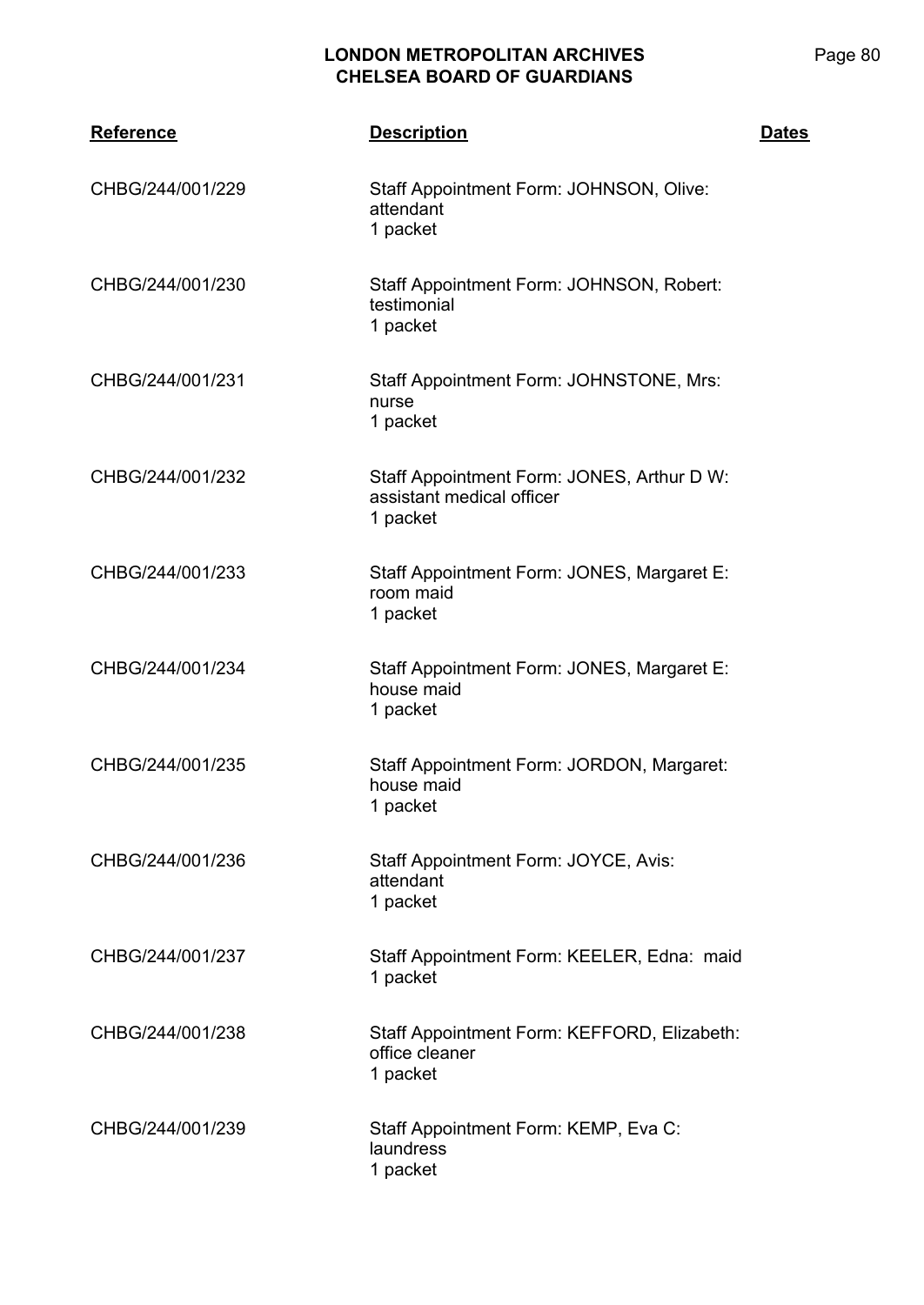| Reference | Description | Dates |
|---|---|---|
| CHBG/244/001/229 | Staff Appointment Form: JOHNSON, Olive: attendant<br>1 packet | |
| CHBG/244/001/230 | Staff Appointment Form: JOHNSON, Robert: testimonial<br>1 packet | |
| CHBG/244/001/231 | Staff Appointment Form: JOHNSTONE, Mrs: nurse<br>1 packet | |
| CHBG/244/001/232 | Staff Appointment Form: JONES, Arthur D W: assistant medical officer<br>1 packet | |
| CHBG/244/001/233 | Staff Appointment Form: JONES, Margaret E: room maid<br>1 packet | |
| CHBG/244/001/234 | Staff Appointment Form: JONES, Margaret E: house maid<br>1 packet | |
| CHBG/244/001/235 | Staff Appointment Form: JORDON, Margaret: house maid<br>1 packet | |
| CHBG/244/001/236 | Staff Appointment Form: JOYCE, Avis: attendant<br>1 packet | |
| CHBG/244/001/237 | Staff Appointment Form: KEELER, Edna: maid<br>1 packet | |
| CHBG/244/001/238 | Staff Appointment Form: KEFFORD, Elizabeth: office cleaner<br>1 packet | |
| CHBG/244/001/239 | Staff Appointment Form: KEMP, Eva C: laundress<br>1 packet | |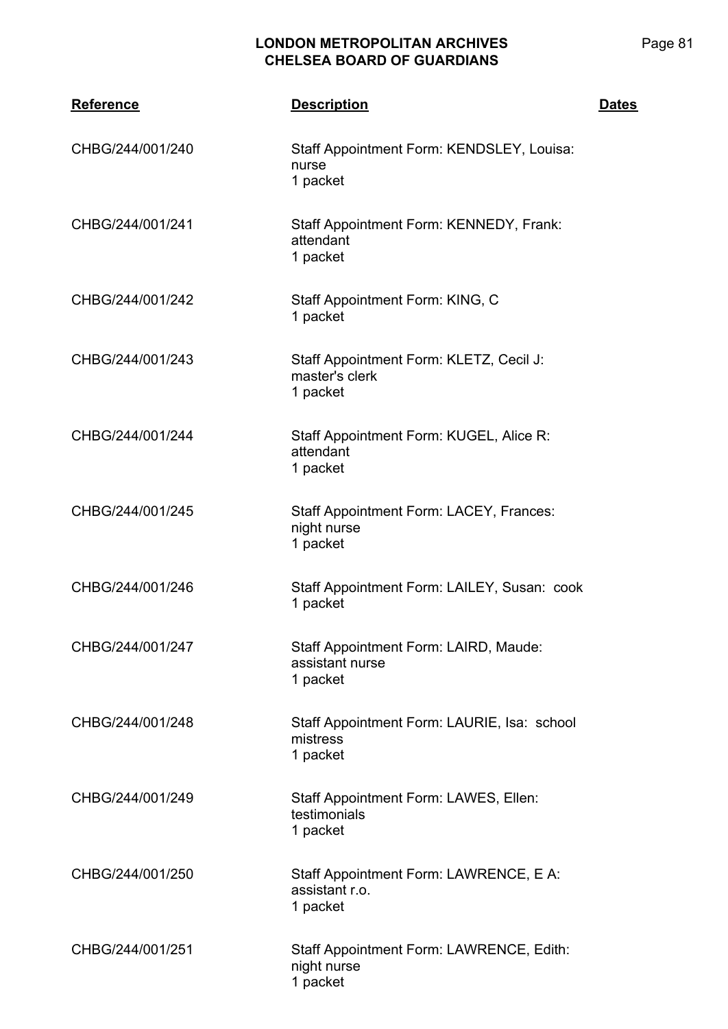| Reference | Description | Dates |
|---|---|---|
| CHBG/244/001/240 | Staff Appointment Form: KENDSLEY, Louisa: nurse<br>1 packet | |
| CHBG/244/001/241 | Staff Appointment Form: KENNEDY, Frank: attendant<br>1 packet | |
| CHBG/244/001/242 | Staff Appointment Form: KING, C<br>1 packet | |
| CHBG/244/001/243 | Staff Appointment Form: KLETZ, Cecil J: master's clerk<br>1 packet | |
| CHBG/244/001/244 | Staff Appointment Form: KUGEL, Alice R: attendant<br>1 packet | |
| CHBG/244/001/245 | Staff Appointment Form: LACEY, Frances: night nurse<br>1 packet | |
| CHBG/244/001/246 | Staff Appointment Form: LAILEY, Susan: cook<br>1 packet | |
| CHBG/244/001/247 | Staff Appointment Form: LAIRD, Maude: assistant nurse<br>1 packet | |
| CHBG/244/001/248 | Staff Appointment Form: LAURIE, Isa: school mistress<br>1 packet | |
| CHBG/244/001/249 | Staff Appointment Form: LAWES, Ellen: testimonials<br>1 packet | |
| CHBG/244/001/250 | Staff Appointment Form: LAWRENCE, E A: assistant r.o.<br>1 packet | |
| CHBG/244/001/251 | Staff Appointment Form: LAWRENCE, Edith: night nurse<br>1 packet | |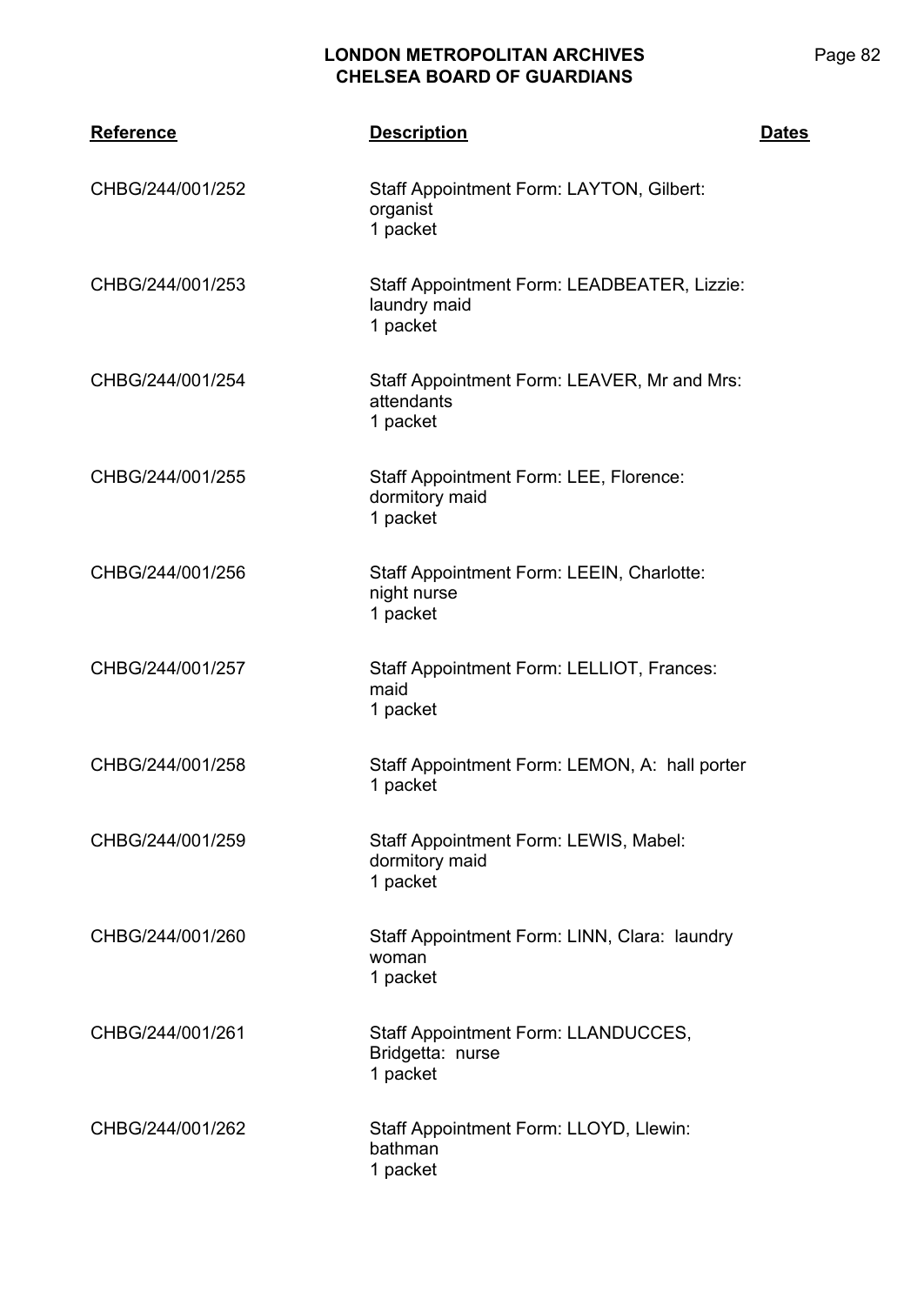| Reference | Description | Dates |
|---|---|---|
| CHBG/244/001/252 | Staff Appointment Form: LAYTON, Gilbert: organist<br>1 packet | |
| CHBG/244/001/253 | Staff Appointment Form: LEADBEATER, Lizzie: laundry maid<br>1 packet | |
| CHBG/244/001/254 | Staff Appointment Form: LEAVER, Mr and Mrs: attendants<br>1 packet | |
| CHBG/244/001/255 | Staff Appointment Form: LEE, Florence: dormitory maid<br>1 packet | |
| CHBG/244/001/256 | Staff Appointment Form: LEEIN, Charlotte: night nurse<br>1 packet | |
| CHBG/244/001/257 | Staff Appointment Form: LELLIOT, Frances: maid<br>1 packet | |
| CHBG/244/001/258 | Staff Appointment Form: LEMON, A: hall porter<br>1 packet | |
| CHBG/244/001/259 | Staff Appointment Form: LEWIS, Mabel: dormitory maid<br>1 packet | |
| CHBG/244/001/260 | Staff Appointment Form: LINN, Clara: laundry woman<br>1 packet | |
| CHBG/244/001/261 | Staff Appointment Form: LLANDUCCES, Bridgetta: nurse<br>1 packet | |
| CHBG/244/001/262 | Staff Appointment Form: LLOYD, Llewin: bathman<br>1 packet | |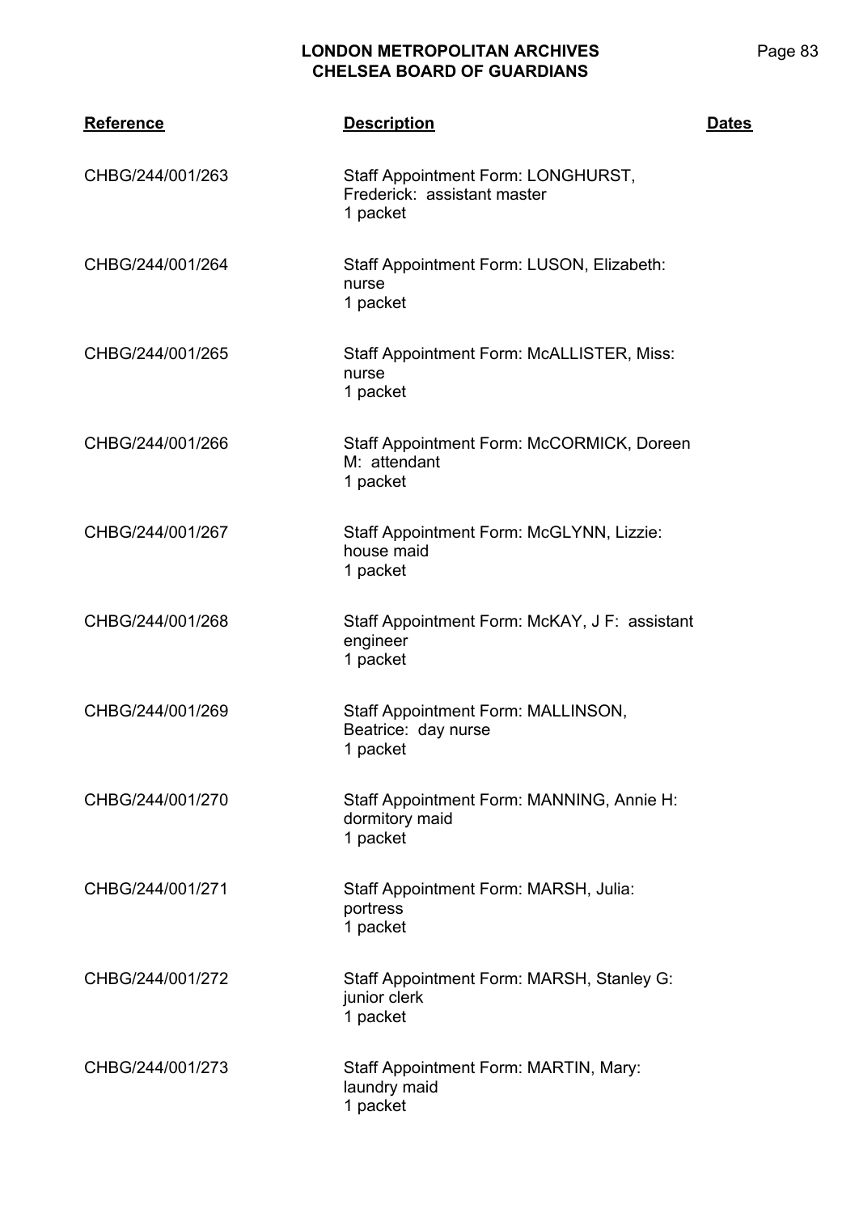| Reference | Description | Dates |
|---|---|---|
| CHBG/244/001/263 | Staff Appointment Form: LONGHURST, Frederick: assistant master<br>1 packet | |
| CHBG/244/001/264 | Staff Appointment Form: LUSON, Elizabeth: nurse<br>1 packet | |
| CHBG/244/001/265 | Staff Appointment Form: McALLISTER, Miss: nurse<br>1 packet | |
| CHBG/244/001/266 | Staff Appointment Form: McCORMICK, Doreen M: attendant<br>1 packet | |
| CHBG/244/001/267 | Staff Appointment Form: McGLYNN, Lizzie: house maid<br>1 packet | |
| CHBG/244/001/268 | Staff Appointment Form: McKAY, J F: assistant engineer<br>1 packet | |
| CHBG/244/001/269 | Staff Appointment Form: MALLINSON, Beatrice: day nurse<br>1 packet | |
| CHBG/244/001/270 | Staff Appointment Form: MANNING, Annie H: dormitory maid<br>1 packet | |
| CHBG/244/001/271 | Staff Appointment Form: MARSH, Julia: portress<br>1 packet | |
| CHBG/244/001/272 | Staff Appointment Form: MARSH, Stanley G: junior clerk<br>1 packet | |
| CHBG/244/001/273 | Staff Appointment Form: MARTIN, Mary: laundry maid<br>1 packet | |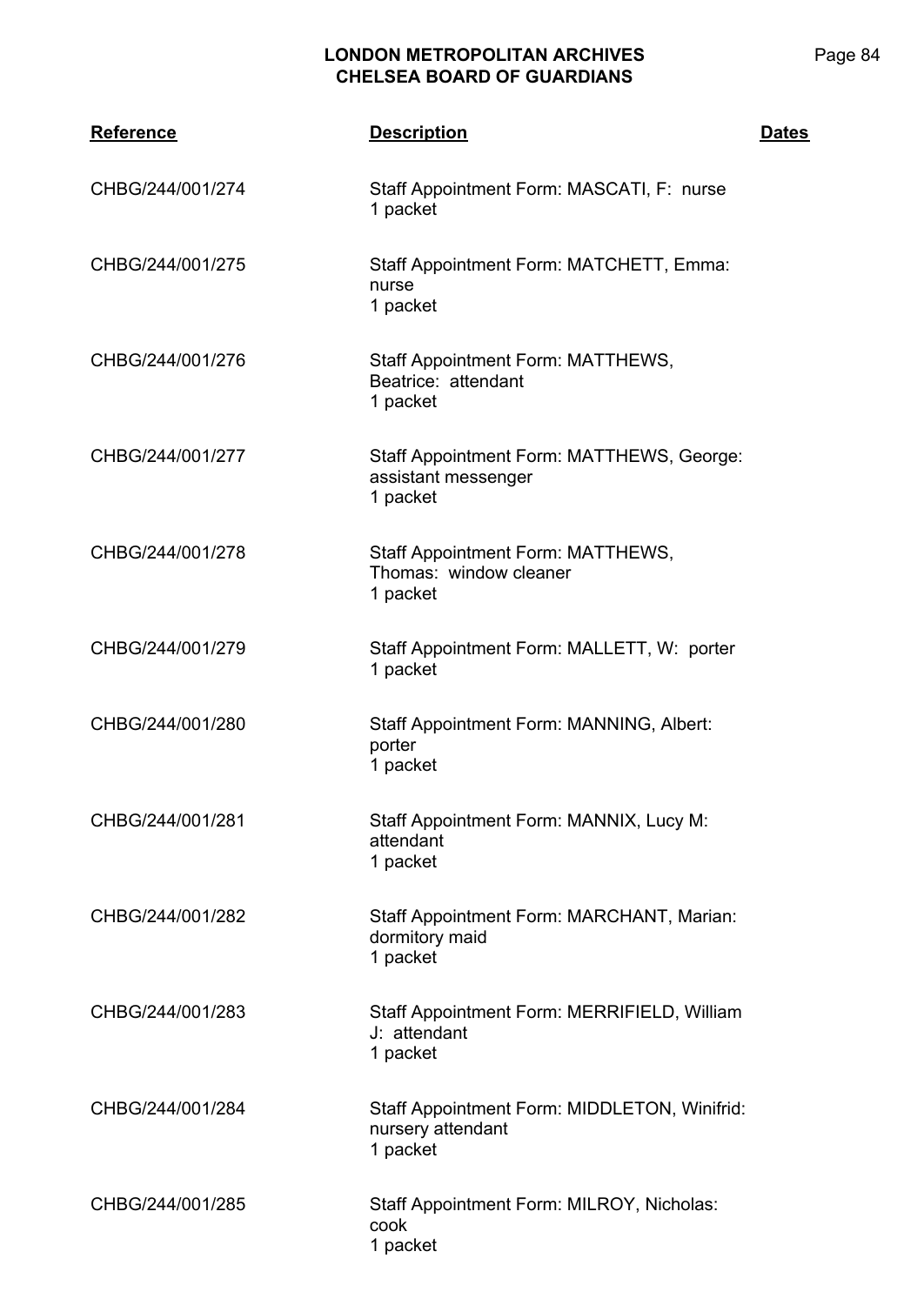| Reference | Description | Dates |
|---|---|---|
| CHBG/244/001/274 | Staff Appointment Form: MASCATI, F: nurse<br>1 packet | |
| CHBG/244/001/275 | Staff Appointment Form: MATCHETT, Emma: nurse<br>1 packet | |
| CHBG/244/001/276 | Staff Appointment Form: MATTHEWS, Beatrice: attendant<br>1 packet | |
| CHBG/244/001/277 | Staff Appointment Form: MATTHEWS, George: assistant messenger<br>1 packet | |
| CHBG/244/001/278 | Staff Appointment Form: MATTHEWS, Thomas: window cleaner<br>1 packet | |
| CHBG/244/001/279 | Staff Appointment Form: MALLETT, W: porter<br>1 packet | |
| CHBG/244/001/280 | Staff Appointment Form: MANNING, Albert: porter<br>1 packet | |
| CHBG/244/001/281 | Staff Appointment Form: MANNIX, Lucy M: attendant<br>1 packet | |
| CHBG/244/001/282 | Staff Appointment Form: MARCHANT, Marian: dormitory maid<br>1 packet | |
| CHBG/244/001/283 | Staff Appointment Form: MERRIFIELD, William J: attendant<br>1 packet | |
| CHBG/244/001/284 | Staff Appointment Form: MIDDLETON, Winifrid: nursery attendant<br>1 packet | |
| CHBG/244/001/285 | Staff Appointment Form: MILROY, Nicholas: cook<br>1 packet | |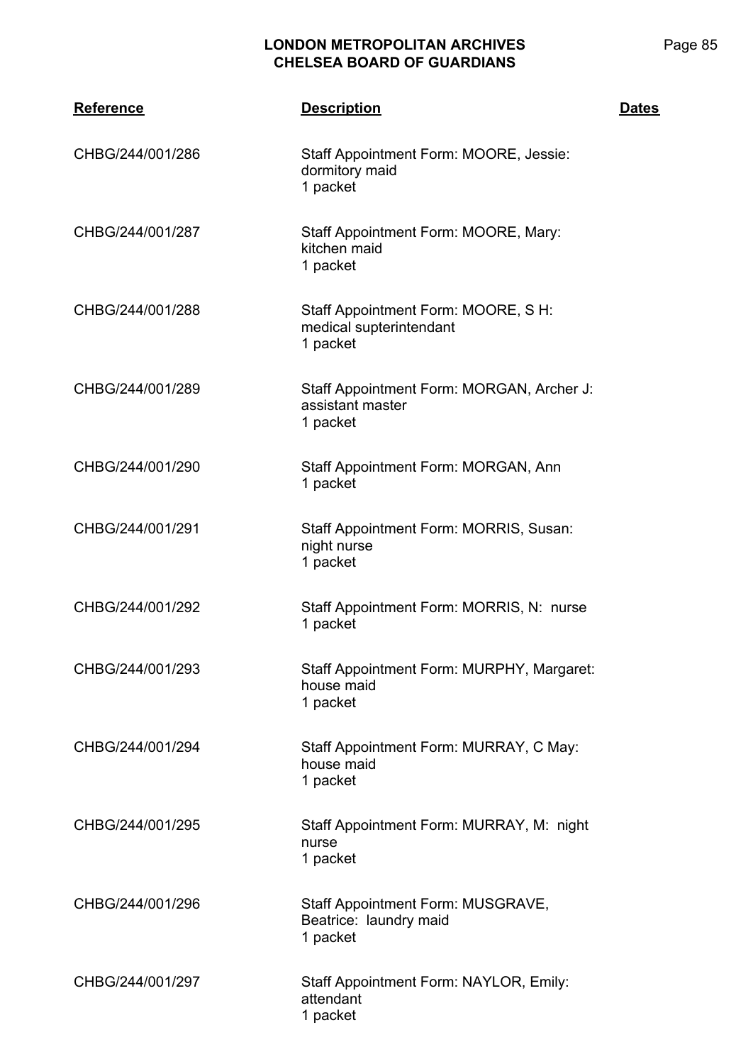| Reference | Description | Dates |
|---|---|---|
| CHBG/244/001/286 | Staff Appointment Form: MOORE, Jessie: dormitory maid<br>1 packet | |
| CHBG/244/001/287 | Staff Appointment Form: MOORE, Mary: kitchen maid<br>1 packet | |
| CHBG/244/001/288 | Staff Appointment Form: MOORE, S H: medical supterintendant<br>1 packet | |
| CHBG/244/001/289 | Staff Appointment Form: MORGAN, Archer J: assistant master<br>1 packet | |
| CHBG/244/001/290 | Staff Appointment Form: MORGAN, Ann<br>1 packet | |
| CHBG/244/001/291 | Staff Appointment Form: MORRIS, Susan: night nurse<br>1 packet | |
| CHBG/244/001/292 | Staff Appointment Form: MORRIS, N: nurse<br>1 packet | |
| CHBG/244/001/293 | Staff Appointment Form: MURPHY, Margaret: house maid<br>1 packet | |
| CHBG/244/001/294 | Staff Appointment Form: MURRAY, C May: house maid<br>1 packet | |
| CHBG/244/001/295 | Staff Appointment Form: MURRAY, M: night nurse<br>1 packet | |
| CHBG/244/001/296 | Staff Appointment Form: MUSGRAVE, Beatrice: laundry maid<br>1 packet | |
| CHBG/244/001/297 | Staff Appointment Form: NAYLOR, Emily: attendant<br>1 packet | |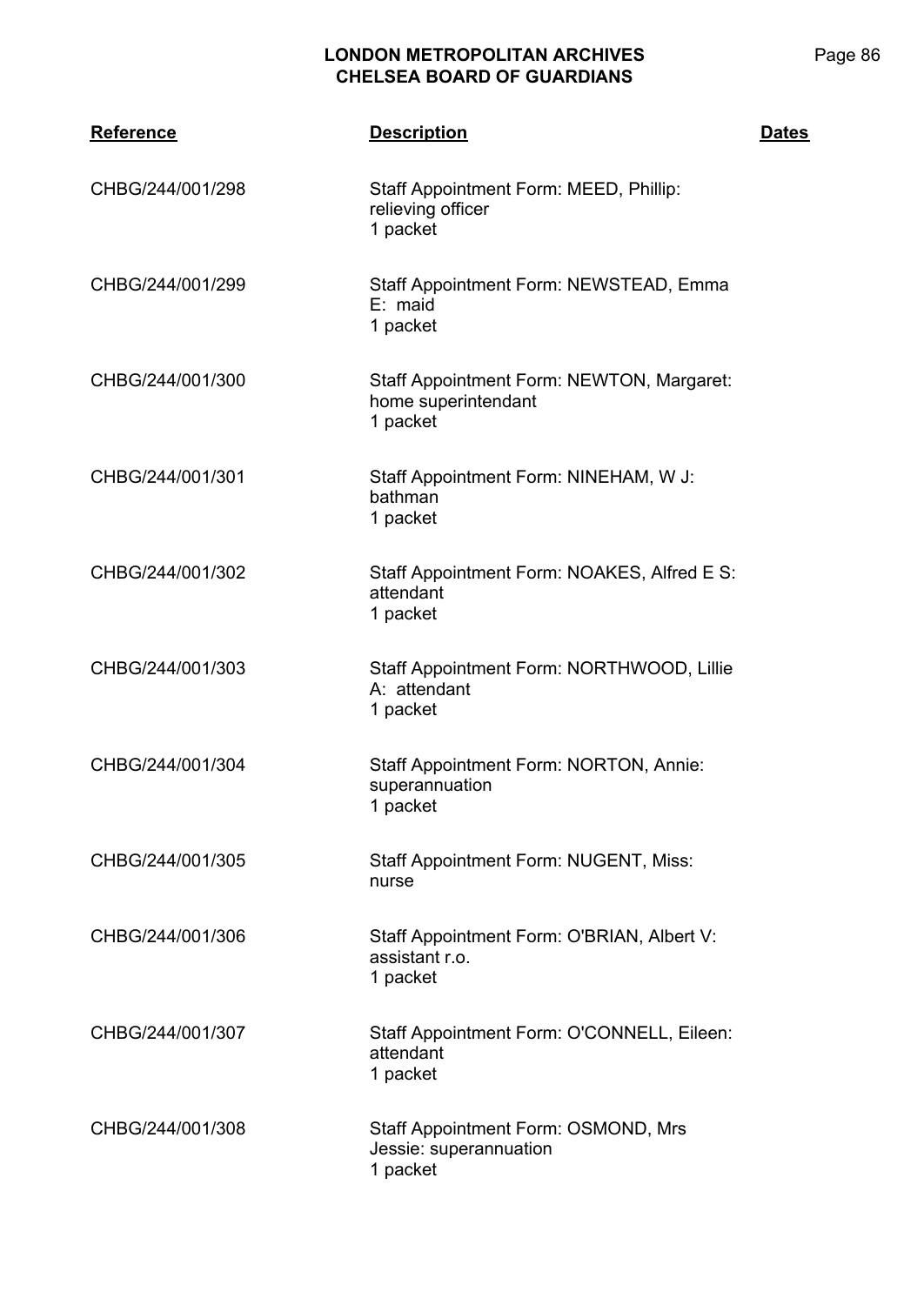| Reference | Description | Dates |
|---|---|---|
| CHBG/244/001/298 | Staff Appointment Form: MEED, Phillip: relieving officer<br>1 packet | |
| CHBG/244/001/299 | Staff Appointment Form: NEWSTEAD, Emma E: maid<br>1 packet | |
| CHBG/244/001/300 | Staff Appointment Form: NEWTON, Margaret: home superintendant<br>1 packet | |
| CHBG/244/001/301 | Staff Appointment Form: NINEHAM, W J: bathman<br>1 packet | |
| CHBG/244/001/302 | Staff Appointment Form: NOAKES, Alfred E S: attendant<br>1 packet | |
| CHBG/244/001/303 | Staff Appointment Form: NORTHWOOD, Lillie A: attendant<br>1 packet | |
| CHBG/244/001/304 | Staff Appointment Form: NORTON, Annie: superannuation<br>1 packet | |
| CHBG/244/001/305 | Staff Appointment Form: NUGENT, Miss: nurse | |
| CHBG/244/001/306 | Staff Appointment Form: O'BRIAN, Albert V: assistant r.o.<br>1 packet | |
| CHBG/244/001/307 | Staff Appointment Form: O'CONNELL, Eileen: attendant<br>1 packet | |
| CHBG/244/001/308 | Staff Appointment Form: OSMOND, Mrs Jessie: superannuation<br>1 packet | |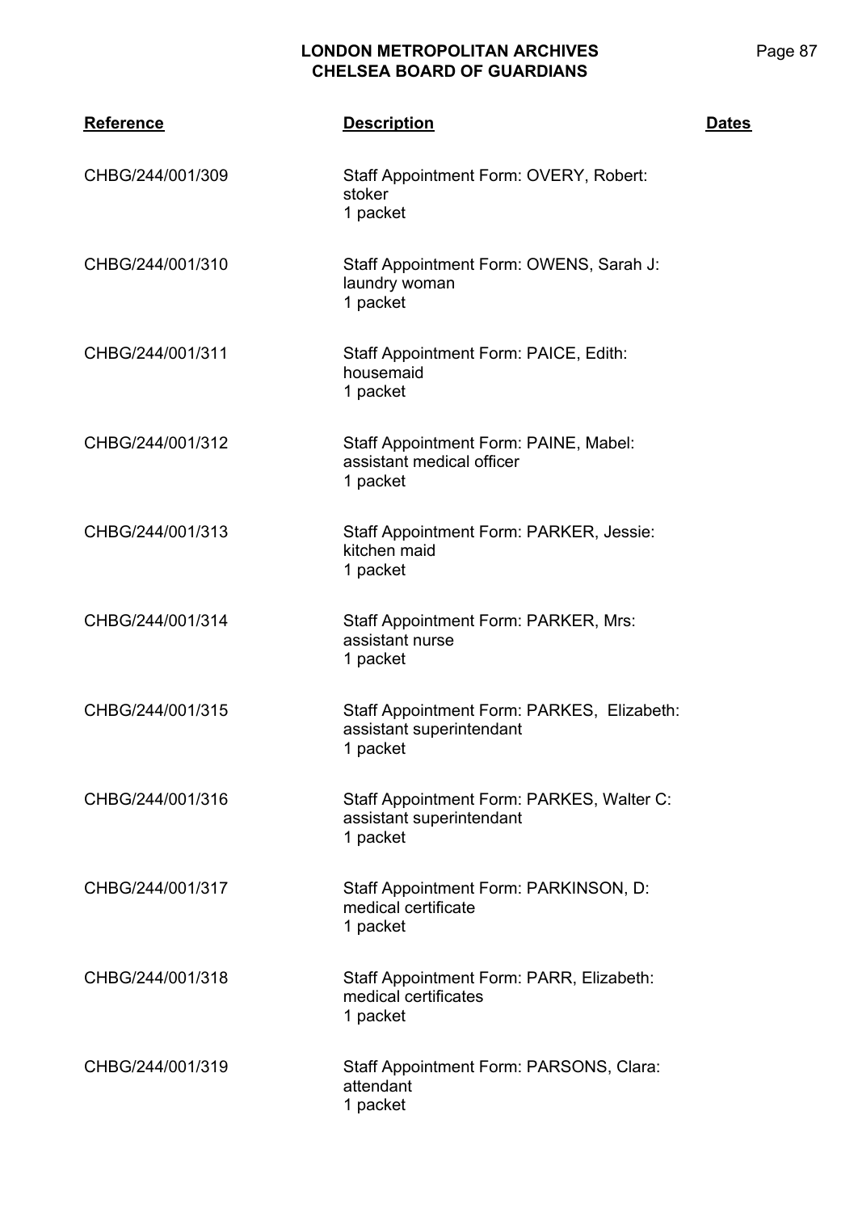| Reference | Description | Dates |
|---|---|---|
| CHBG/244/001/309 | Staff Appointment Form: OVERY, Robert: stoker<br>1 packet | |
| CHBG/244/001/310 | Staff Appointment Form: OWENS, Sarah J: laundry woman<br>1 packet | |
| CHBG/244/001/311 | Staff Appointment Form: PAICE, Edith: housemaid<br>1 packet | |
| CHBG/244/001/312 | Staff Appointment Form: PAINE, Mabel: assistant medical officer<br>1 packet | |
| CHBG/244/001/313 | Staff Appointment Form: PARKER, Jessie: kitchen maid<br>1 packet | |
| CHBG/244/001/314 | Staff Appointment Form: PARKER, Mrs: assistant nurse<br>1 packet | |
| CHBG/244/001/315 | Staff Appointment Form: PARKES, Elizabeth: assistant superintendant<br>1 packet | |
| CHBG/244/001/316 | Staff Appointment Form: PARKES, Walter C: assistant superintendant<br>1 packet | |
| CHBG/244/001/317 | Staff Appointment Form: PARKINSON, D: medical certificate<br>1 packet | |
| CHBG/244/001/318 | Staff Appointment Form: PARR, Elizabeth: medical certificates<br>1 packet | |
| CHBG/244/001/319 | Staff Appointment Form: PARSONS, Clara: attendant<br>1 packet | |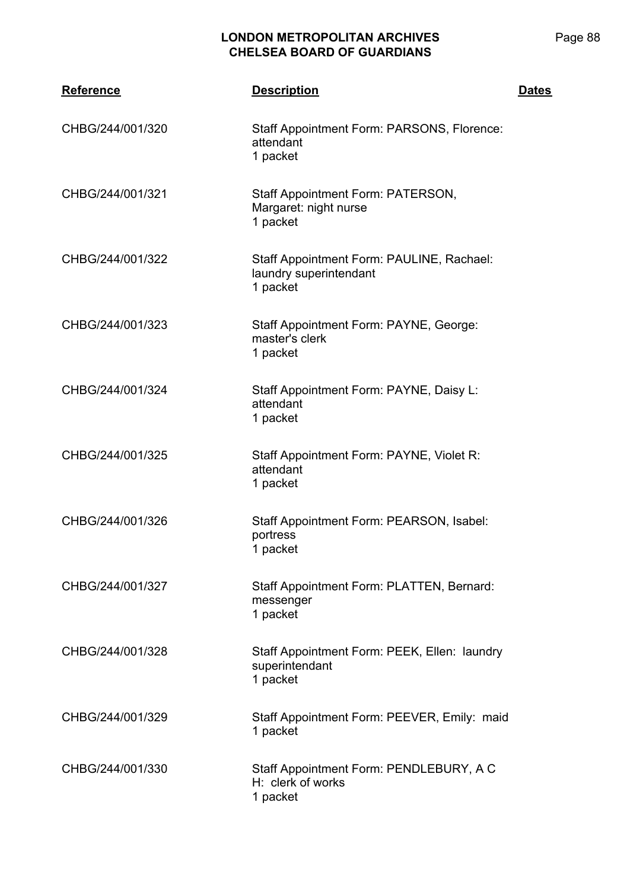| Reference | Description | Dates |
|---|---|---|
| CHBG/244/001/320 | Staff Appointment Form: PARSONS, Florence: attendant<br>1 packet | |
| CHBG/244/001/321 | Staff Appointment Form: PATERSON, Margaret: night nurse<br>1 packet | |
| CHBG/244/001/322 | Staff Appointment Form: PAULINE, Rachael: laundry superintendant<br>1 packet | |
| CHBG/244/001/323 | Staff Appointment Form: PAYNE, George: master's clerk<br>1 packet | |
| CHBG/244/001/324 | Staff Appointment Form: PAYNE, Daisy L: attendant<br>1 packet | |
| CHBG/244/001/325 | Staff Appointment Form: PAYNE, Violet R: attendant<br>1 packet | |
| CHBG/244/001/326 | Staff Appointment Form: PEARSON, Isabel: portress<br>1 packet | |
| CHBG/244/001/327 | Staff Appointment Form: PLATTEN, Bernard: messenger<br>1 packet | |
| CHBG/244/001/328 | Staff Appointment Form: PEEK, Ellen: laundry superintendant<br>1 packet | |
| CHBG/244/001/329 | Staff Appointment Form: PEEVER, Emily: maid<br>1 packet | |
| CHBG/244/001/330 | Staff Appointment Form: PENDLEBURY, A C H: clerk of works<br>1 packet | |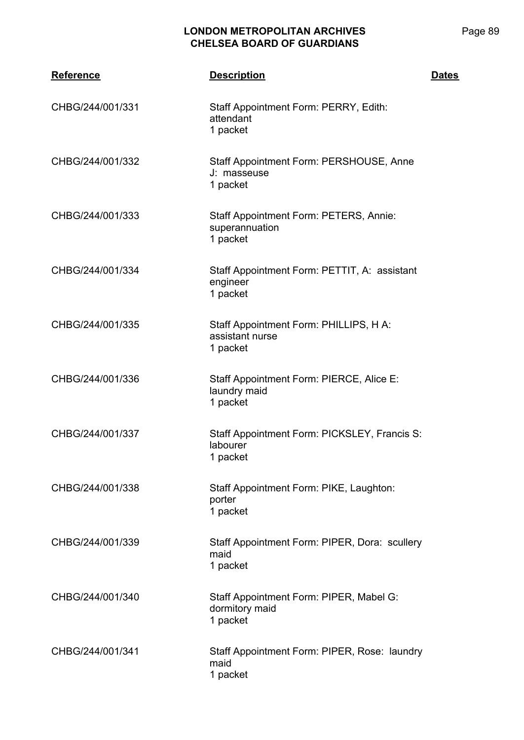| Reference | Description | Dates |
|---|---|---|
| CHBG/244/001/331 | Staff Appointment Form: PERRY, Edith: attendant<br>1 packet | |
| CHBG/244/001/332 | Staff Appointment Form: PERSHOUSE, Anne J: masseuse<br>1 packet | |
| CHBG/244/001/333 | Staff Appointment Form: PETERS, Annie: superannuation<br>1 packet | |
| CHBG/244/001/334 | Staff Appointment Form: PETTIT, A: assistant engineer<br>1 packet | |
| CHBG/244/001/335 | Staff Appointment Form: PHILLIPS, H A: assistant nurse<br>1 packet | |
| CHBG/244/001/336 | Staff Appointment Form: PIERCE, Alice E: laundry maid<br>1 packet | |
| CHBG/244/001/337 | Staff Appointment Form: PICKSLEY, Francis S: labourer<br>1 packet | |
| CHBG/244/001/338 | Staff Appointment Form: PIKE, Laughton: porter<br>1 packet | |
| CHBG/244/001/339 | Staff Appointment Form: PIPER, Dora: scullery maid<br>1 packet | |
| CHBG/244/001/340 | Staff Appointment Form: PIPER, Mabel G: dormitory maid<br>1 packet | |
| CHBG/244/001/341 | Staff Appointment Form: PIPER, Rose: laundry maid<br>1 packet | |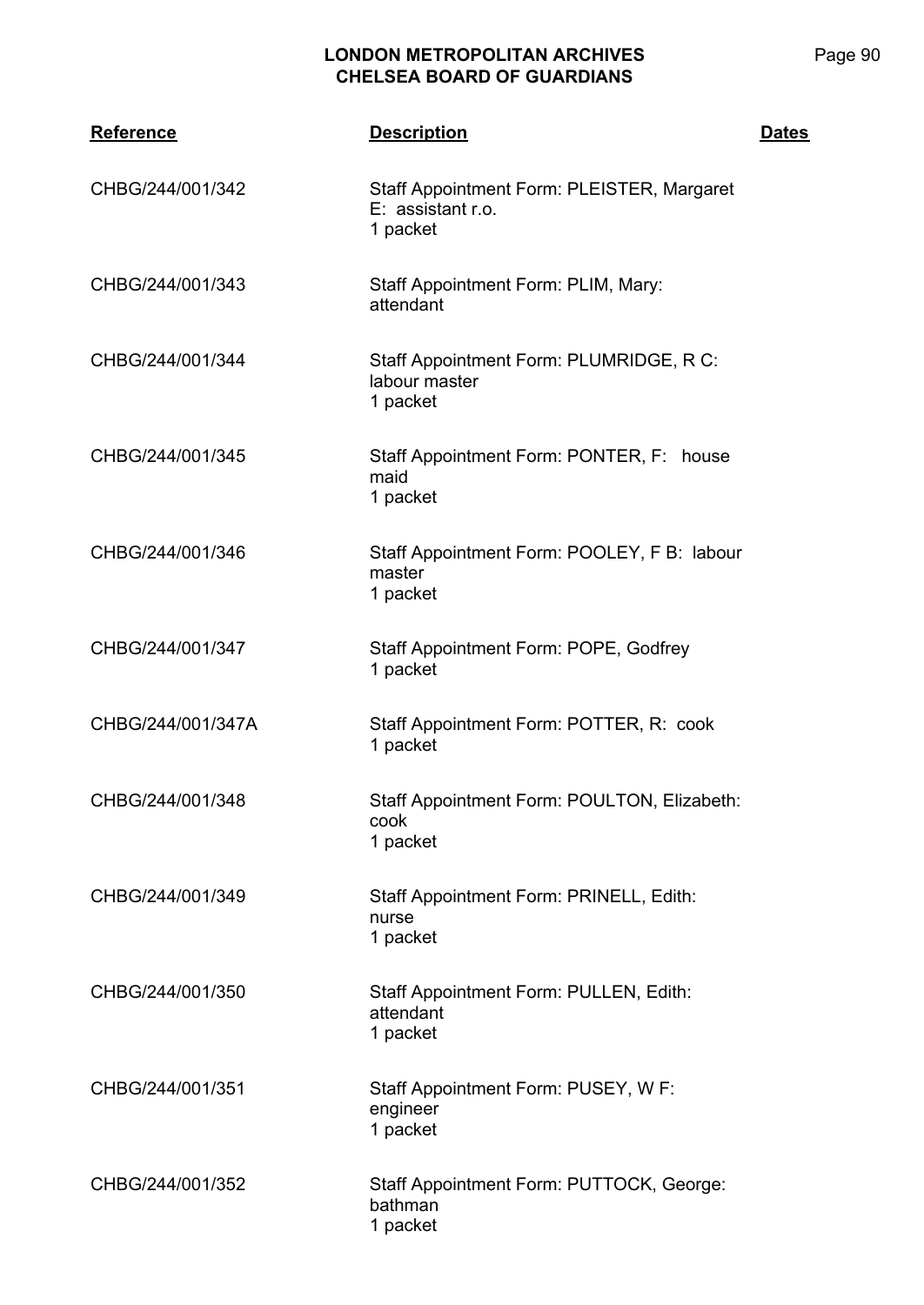| Reference | Description | Dates |
|---|---|---|
| CHBG/244/001/342 | Staff Appointment Form: PLEISTER, Margaret E: assistant r.o.<br>1 packet | |
| CHBG/244/001/343 | Staff Appointment Form: PLIM, Mary: attendant | |
| CHBG/244/001/344 | Staff Appointment Form: PLUMRIDGE, R C: labour master<br>1 packet | |
| CHBG/244/001/345 | Staff Appointment Form: PONTER, F: house maid<br>1 packet | |
| CHBG/244/001/346 | Staff Appointment Form: POOLEY, F B: labour master<br>1 packet | |
| CHBG/244/001/347 | Staff Appointment Form: POPE, Godfrey<br>1 packet | |
| CHBG/244/001/347A | Staff Appointment Form: POTTER, R: cook<br>1 packet | |
| CHBG/244/001/348 | Staff Appointment Form: POULTON, Elizabeth: cook<br>1 packet | |
| CHBG/244/001/349 | Staff Appointment Form: PRINELL, Edith: nurse<br>1 packet | |
| CHBG/244/001/350 | Staff Appointment Form: PULLEN, Edith: attendant<br>1 packet | |
| CHBG/244/001/351 | Staff Appointment Form: PUSEY, W F: engineer<br>1 packet | |
| CHBG/244/001/352 | Staff Appointment Form: PUTTOCK, George: bathman<br>1 packet | |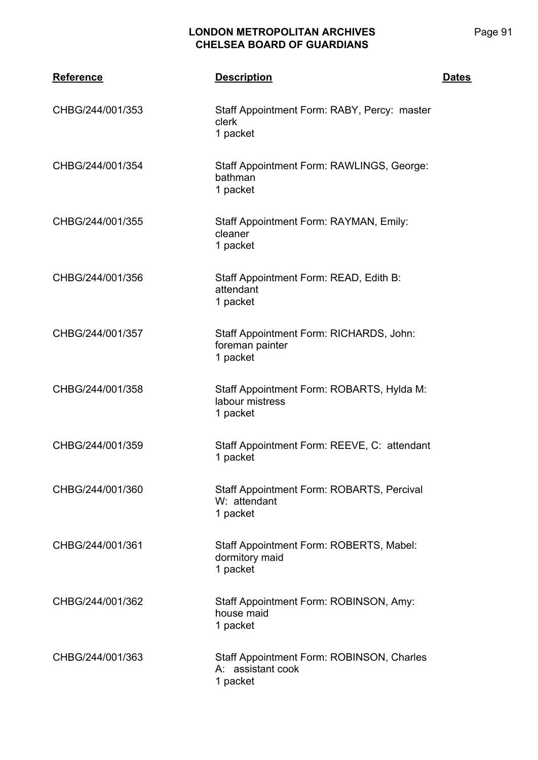| Reference | Description | Dates |
|---|---|---|
| CHBG/244/001/353 | Staff Appointment Form: RABY, Percy: master clerk<br>1 packet | |
| CHBG/244/001/354 | Staff Appointment Form: RAWLINGS, George: bathman<br>1 packet | |
| CHBG/244/001/355 | Staff Appointment Form: RAYMAN, Emily: cleaner<br>1 packet | |
| CHBG/244/001/356 | Staff Appointment Form: READ, Edith B: attendant<br>1 packet | |
| CHBG/244/001/357 | Staff Appointment Form: RICHARDS, John: foreman painter<br>1 packet | |
| CHBG/244/001/358 | Staff Appointment Form: ROBARTS, Hylda M: labour mistress<br>1 packet | |
| CHBG/244/001/359 | Staff Appointment Form: REEVE, C: attendant<br>1 packet | |
| CHBG/244/001/360 | Staff Appointment Form: ROBARTS, Percival W: attendant<br>1 packet | |
| CHBG/244/001/361 | Staff Appointment Form: ROBERTS, Mabel: dormitory maid<br>1 packet | |
| CHBG/244/001/362 | Staff Appointment Form: ROBINSON, Amy: house maid<br>1 packet | |
| CHBG/244/001/363 | Staff Appointment Form: ROBINSON, Charles A: assistant cook<br>1 packet | |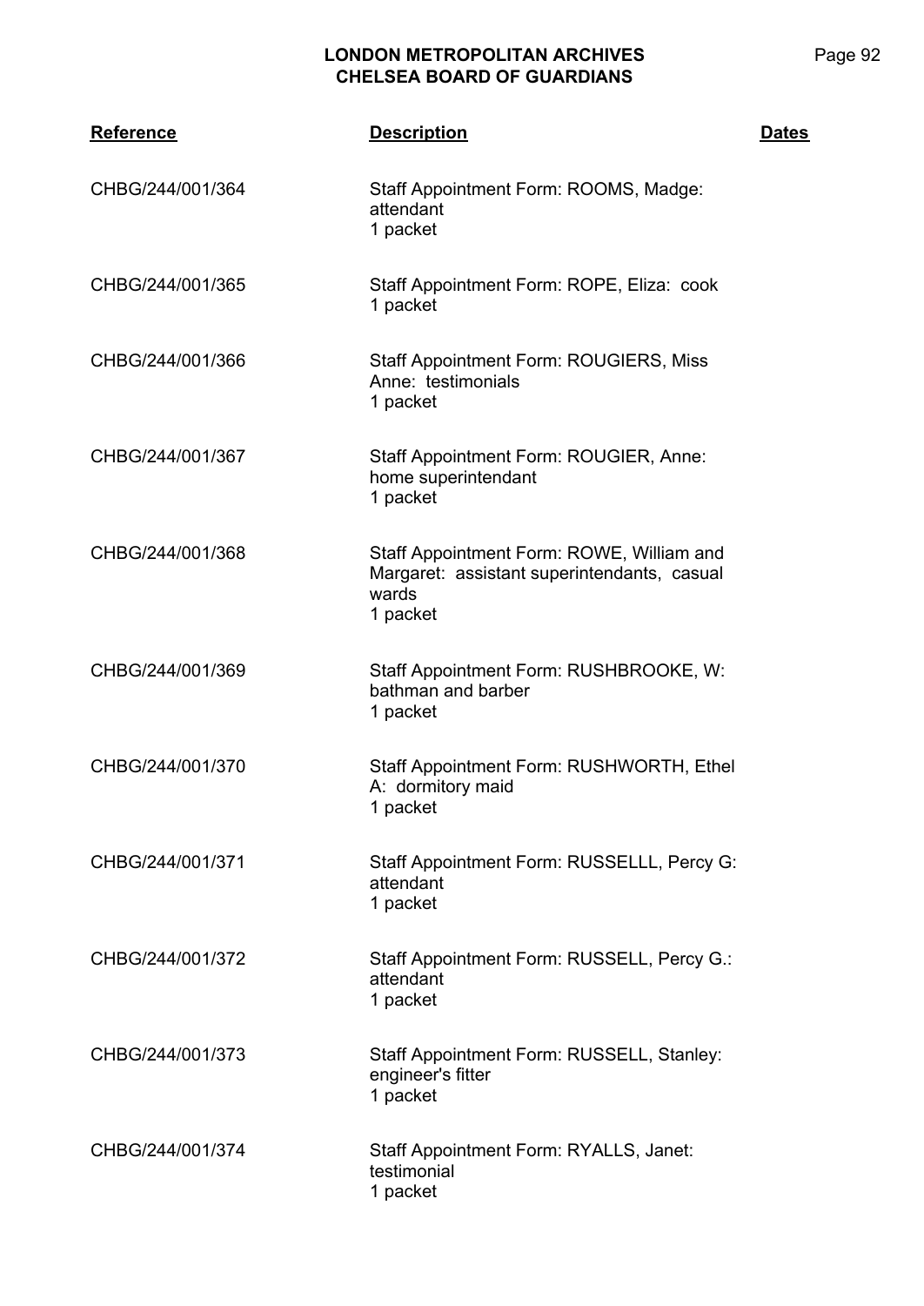| Reference | Description | Dates |
|---|---|---|
| CHBG/244/001/364 | Staff Appointment Form: ROOMS, Madge: attendant<br>1 packet | |
| CHBG/244/001/365 | Staff Appointment Form: ROPE, Eliza: cook<br>1 packet | |
| CHBG/244/001/366 | Staff Appointment Form: ROUGIERS, Miss Anne: testimonials<br>1 packet | |
| CHBG/244/001/367 | Staff Appointment Form: ROUGIER, Anne: home superintendant<br>1 packet | |
| CHBG/244/001/368 | Staff Appointment Form: ROWE, William and Margaret: assistant superintendants, casual wards<br>1 packet | |
| CHBG/244/001/369 | Staff Appointment Form: RUSHBROOKE, W: bathman and barber<br>1 packet | |
| CHBG/244/001/370 | Staff Appointment Form: RUSHWORTH, Ethel A: dormitory maid<br>1 packet | |
| CHBG/244/001/371 | Staff Appointment Form: RUSSELLL, Percy G: attendant<br>1 packet | |
| CHBG/244/001/372 | Staff Appointment Form: RUSSELL, Percy G.: attendant<br>1 packet | |
| CHBG/244/001/373 | Staff Appointment Form: RUSSELL, Stanley: engineer's fitter<br>1 packet | |
| CHBG/244/001/374 | Staff Appointment Form: RYALLS, Janet: testimonial<br>1 packet | |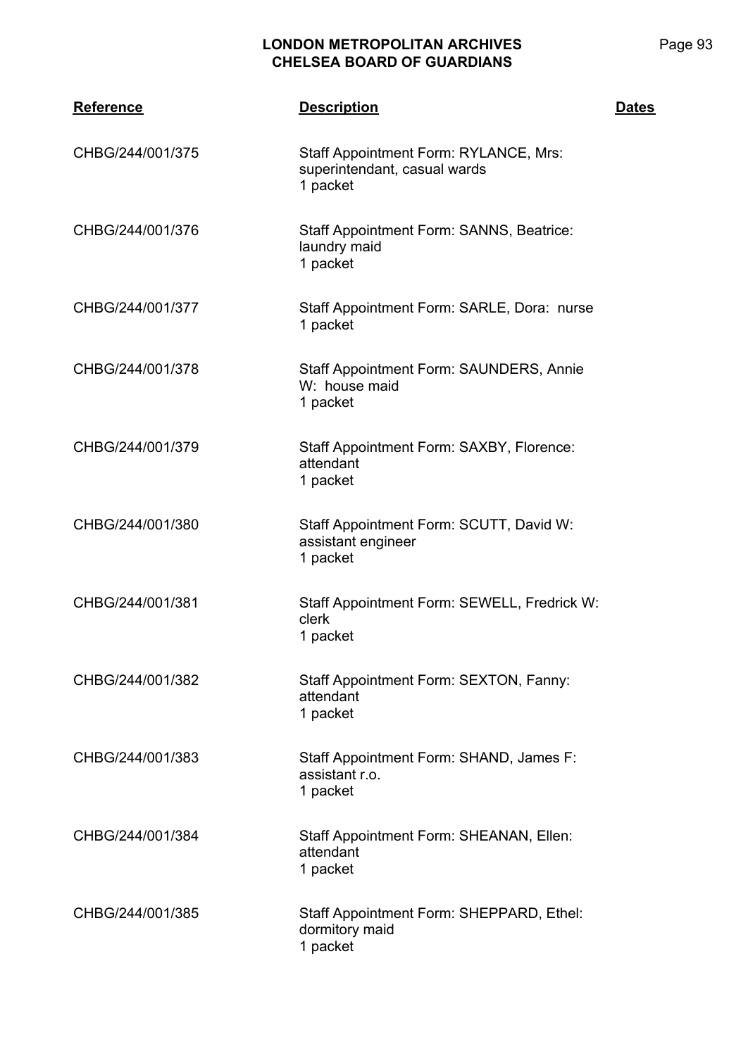| Reference | Description | Dates |
|---|---|---|
| CHBG/244/001/375 | Staff Appointment Form: RYLANCE, Mrs: superintendant, casual wards<br>1 packet | |
| CHBG/244/001/376 | Staff Appointment Form: SANNS, Beatrice: laundry maid<br>1 packet | |
| CHBG/244/001/377 | Staff Appointment Form: SARLE, Dora: nurse<br>1 packet | |
| CHBG/244/001/378 | Staff Appointment Form: SAUNDERS, Annie W: house maid<br>1 packet | |
| CHBG/244/001/379 | Staff Appointment Form: SAXBY, Florence: attendant<br>1 packet | |
| CHBG/244/001/380 | Staff Appointment Form: SCUTT, David W: assistant engineer<br>1 packet | |
| CHBG/244/001/381 | Staff Appointment Form: SEWELL, Fredrick W: clerk<br>1 packet | |
| CHBG/244/001/382 | Staff Appointment Form: SEXTON, Fanny: attendant<br>1 packet | |
| CHBG/244/001/383 | Staff Appointment Form: SHAND, James F: assistant r.o.<br>1 packet | |
| CHBG/244/001/384 | Staff Appointment Form: SHEANAN, Ellen: attendant<br>1 packet | |
| CHBG/244/001/385 | Staff Appointment Form: SHEPPARD, Ethel: dormitory maid<br>1 packet | |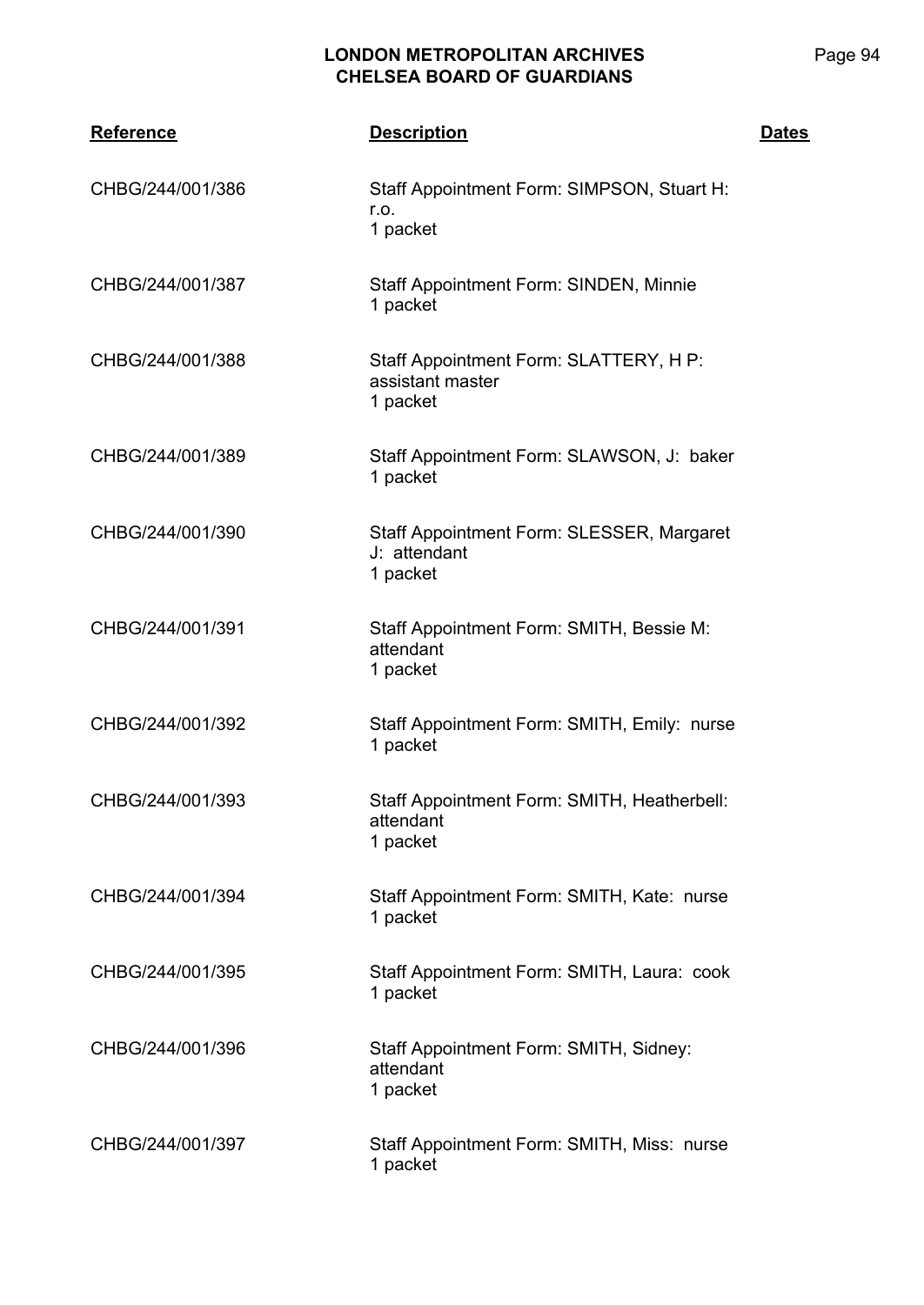| Reference | Description | Dates |
|---|---|---|
| CHBG/244/001/386 | Staff Appointment Form: SIMPSON, Stuart H: r.o.<br>1 packet | |
| CHBG/244/001/387 | Staff Appointment Form: SINDEN, Minnie<br>1 packet | |
| CHBG/244/001/388 | Staff Appointment Form: SLATTERY, H P: assistant master<br>1 packet | |
| CHBG/244/001/389 | Staff Appointment Form: SLAWSON, J: baker<br>1 packet | |
| CHBG/244/001/390 | Staff Appointment Form: SLESSER, Margaret J: attendant<br>1 packet | |
| CHBG/244/001/391 | Staff Appointment Form: SMITH, Bessie M: attendant<br>1 packet | |
| CHBG/244/001/392 | Staff Appointment Form: SMITH, Emily: nurse<br>1 packet | |
| CHBG/244/001/393 | Staff Appointment Form: SMITH, Heatherbell: attendant<br>1 packet | |
| CHBG/244/001/394 | Staff Appointment Form: SMITH, Kate: nurse<br>1 packet | |
| CHBG/244/001/395 | Staff Appointment Form: SMITH, Laura: cook<br>1 packet | |
| CHBG/244/001/396 | Staff Appointment Form: SMITH, Sidney: attendant<br>1 packet | |
| CHBG/244/001/397 | Staff Appointment Form: SMITH, Miss: nurse<br>1 packet | |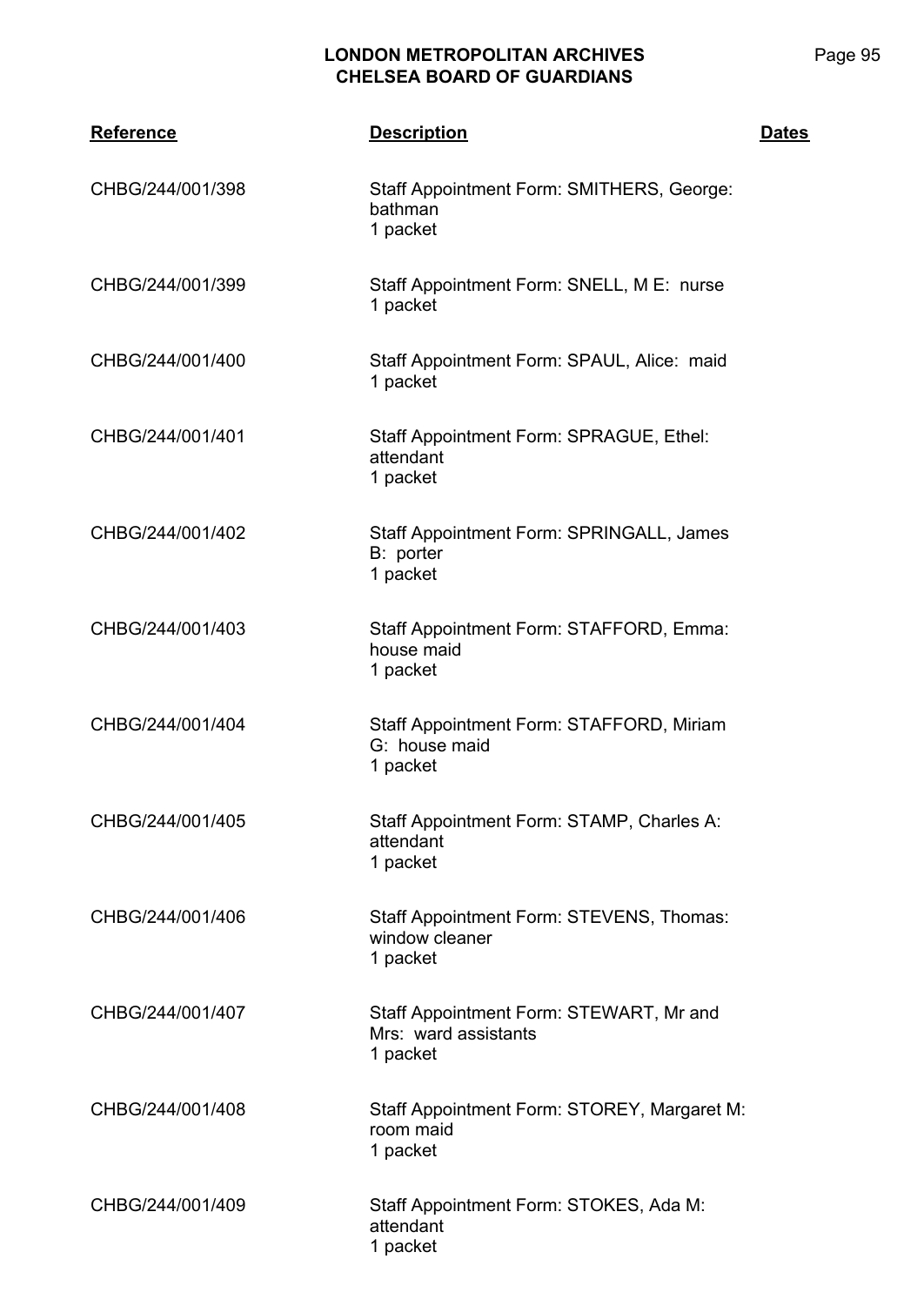| Reference | Description | Dates |
|---|---|---|
| CHBG/244/001/398 | Staff Appointment Form: SMITHERS, George: bathman<br>1 packet | |
| CHBG/244/001/399 | Staff Appointment Form: SNELL, M E: nurse<br>1 packet | |
| CHBG/244/001/400 | Staff Appointment Form: SPAUL, Alice: maid<br>1 packet | |
| CHBG/244/001/401 | Staff Appointment Form: SPRAGUE, Ethel: attendant<br>1 packet | |
| CHBG/244/001/402 | Staff Appointment Form: SPRINGALL, James B: porter<br>1 packet | |
| CHBG/244/001/403 | Staff Appointment Form: STAFFORD, Emma: house maid<br>1 packet | |
| CHBG/244/001/404 | Staff Appointment Form: STAFFORD, Miriam G: house maid<br>1 packet | |
| CHBG/244/001/405 | Staff Appointment Form: STAMP, Charles A: attendant<br>1 packet | |
| CHBG/244/001/406 | Staff Appointment Form: STEVENS, Thomas: window cleaner<br>1 packet | |
| CHBG/244/001/407 | Staff Appointment Form: STEWART, Mr and Mrs: ward assistants<br>1 packet | |
| CHBG/244/001/408 | Staff Appointment Form: STOREY, Margaret M: room maid<br>1 packet | |
| CHBG/244/001/409 | Staff Appointment Form: STOKES, Ada M: attendant<br>1 packet | |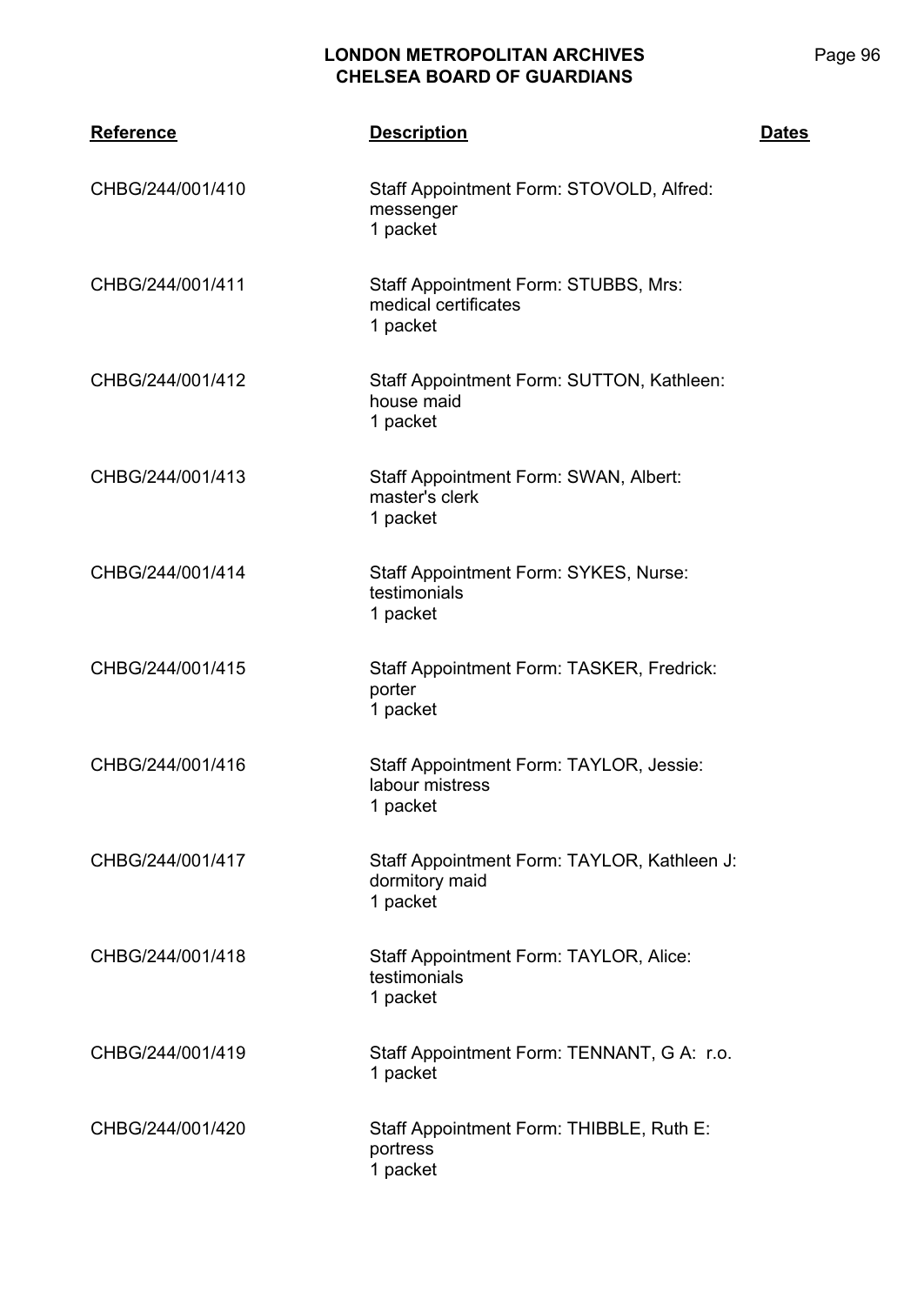| Reference | Description | Dates |
|---|---|---|
| CHBG/244/001/410 | Staff Appointment Form: STOVOLD, Alfred: messenger<br>1 packet | |
| CHBG/244/001/411 | Staff Appointment Form: STUBBS, Mrs: medical certificates<br>1 packet | |
| CHBG/244/001/412 | Staff Appointment Form: SUTTON, Kathleen: house maid<br>1 packet | |
| CHBG/244/001/413 | Staff Appointment Form: SWAN, Albert: master's clerk<br>1 packet | |
| CHBG/244/001/414 | Staff Appointment Form: SYKES, Nurse: testimonials<br>1 packet | |
| CHBG/244/001/415 | Staff Appointment Form: TASKER, Fredrick: porter<br>1 packet | |
| CHBG/244/001/416 | Staff Appointment Form: TAYLOR, Jessie: labour mistress<br>1 packet | |
| CHBG/244/001/417 | Staff Appointment Form: TAYLOR, Kathleen J: dormitory maid<br>1 packet | |
| CHBG/244/001/418 | Staff Appointment Form: TAYLOR, Alice: testimonials<br>1 packet | |
| CHBG/244/001/419 | Staff Appointment Form: TENNANT, G A: r.o.<br>1 packet | |
| CHBG/244/001/420 | Staff Appointment Form: THIBBLE, Ruth E: portress<br>1 packet | |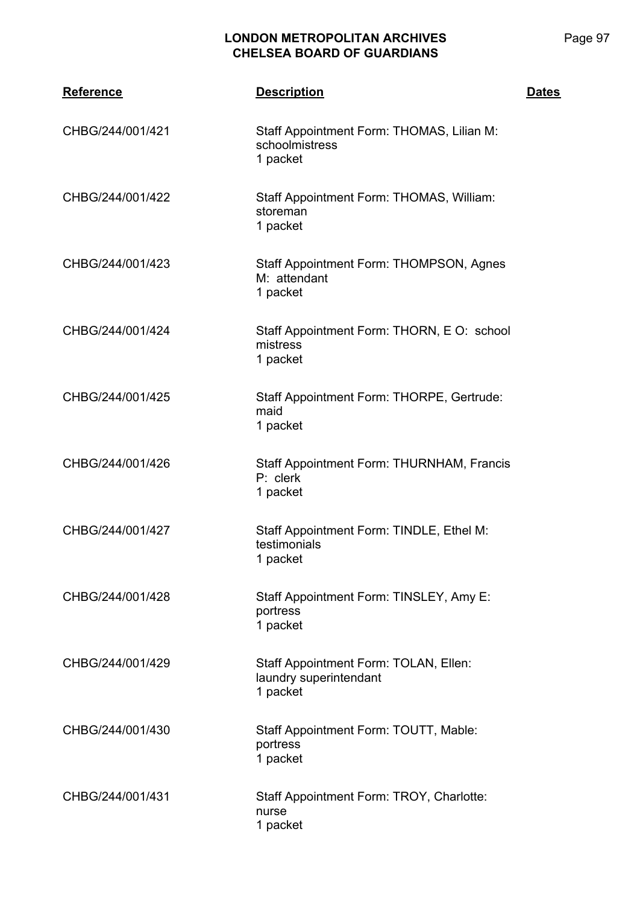| Reference | Description | Dates |
|---|---|---|
| CHBG/244/001/421 | Staff Appointment Form: THOMAS, Lilian M: schoolmistress<br>1 packet | |
| CHBG/244/001/422 | Staff Appointment Form: THOMAS, William: storeman<br>1 packet | |
| CHBG/244/001/423 | Staff Appointment Form: THOMPSON, Agnes M: attendant<br>1 packet | |
| CHBG/244/001/424 | Staff Appointment Form: THORN, E O: school mistress<br>1 packet | |
| CHBG/244/001/425 | Staff Appointment Form: THORPE, Gertrude: maid<br>1 packet | |
| CHBG/244/001/426 | Staff Appointment Form: THURNHAM, Francis P: clerk<br>1 packet | |
| CHBG/244/001/427 | Staff Appointment Form: TINDLE, Ethel M: testimonials<br>1 packet | |
| CHBG/244/001/428 | Staff Appointment Form: TINSLEY, Amy E: portress<br>1 packet | |
| CHBG/244/001/429 | Staff Appointment Form: TOLAN, Ellen: laundry superintendant<br>1 packet | |
| CHBG/244/001/430 | Staff Appointment Form: TOUTT, Mable: portress<br>1 packet | |
| CHBG/244/001/431 | Staff Appointment Form: TROY, Charlotte: nurse<br>1 packet | |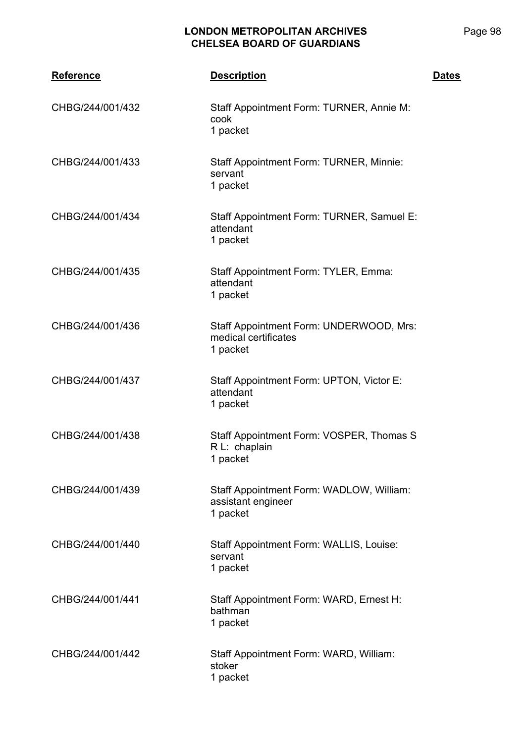| Reference | Description | Dates |
|---|---|---|
| CHBG/244/001/432 | Staff Appointment Form: TURNER, Annie M: cook<br>1 packet | |
| CHBG/244/001/433 | Staff Appointment Form: TURNER, Minnie: servant<br>1 packet | |
| CHBG/244/001/434 | Staff Appointment Form: TURNER, Samuel E: attendant<br>1 packet | |
| CHBG/244/001/435 | Staff Appointment Form: TYLER, Emma: attendant<br>1 packet | |
| CHBG/244/001/436 | Staff Appointment Form: UNDERWOOD, Mrs: medical certificates<br>1 packet | |
| CHBG/244/001/437 | Staff Appointment Form: UPTON, Victor E: attendant<br>1 packet | |
| CHBG/244/001/438 | Staff Appointment Form: VOSPER, Thomas S R L: chaplain<br>1 packet | |
| CHBG/244/001/439 | Staff Appointment Form: WADLOW, William: assistant engineer<br>1 packet | |
| CHBG/244/001/440 | Staff Appointment Form: WALLIS, Louise: servant<br>1 packet | |
| CHBG/244/001/441 | Staff Appointment Form: WARD, Ernest H: bathman<br>1 packet | |
| CHBG/244/001/442 | Staff Appointment Form: WARD, William: stoker<br>1 packet | |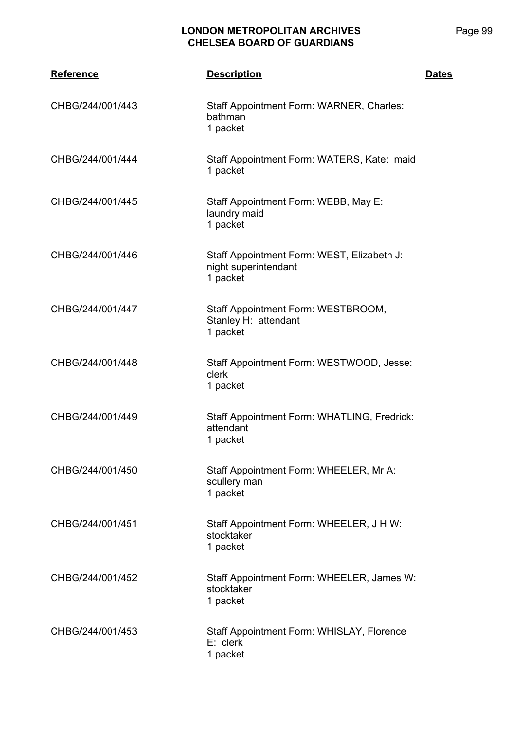| Reference | Description | Dates |
|---|---|---|
| CHBG/244/001/443 | Staff Appointment Form: WARNER, Charles: bathman<br>1 packet | |
| CHBG/244/001/444 | Staff Appointment Form: WATERS, Kate: maid<br>1 packet | |
| CHBG/244/001/445 | Staff Appointment Form: WEBB, May E: laundry maid<br>1 packet | |
| CHBG/244/001/446 | Staff Appointment Form: WEST, Elizabeth J: night superintendant<br>1 packet | |
| CHBG/244/001/447 | Staff Appointment Form: WESTBROOM, Stanley H: attendant<br>1 packet | |
| CHBG/244/001/448 | Staff Appointment Form: WESTWOOD, Jesse: clerk<br>1 packet | |
| CHBG/244/001/449 | Staff Appointment Form: WHATLING, Fredrick: attendant<br>1 packet | |
| CHBG/244/001/450 | Staff Appointment Form: WHEELER, Mr A: scullery man<br>1 packet | |
| CHBG/244/001/451 | Staff Appointment Form: WHEELER, J H W: stocktaker<br>1 packet | |
| CHBG/244/001/452 | Staff Appointment Form: WHEELER, James W: stocktaker<br>1 packet | |
| CHBG/244/001/453 | Staff Appointment Form: WHISLAY, Florence E: clerk<br>1 packet | |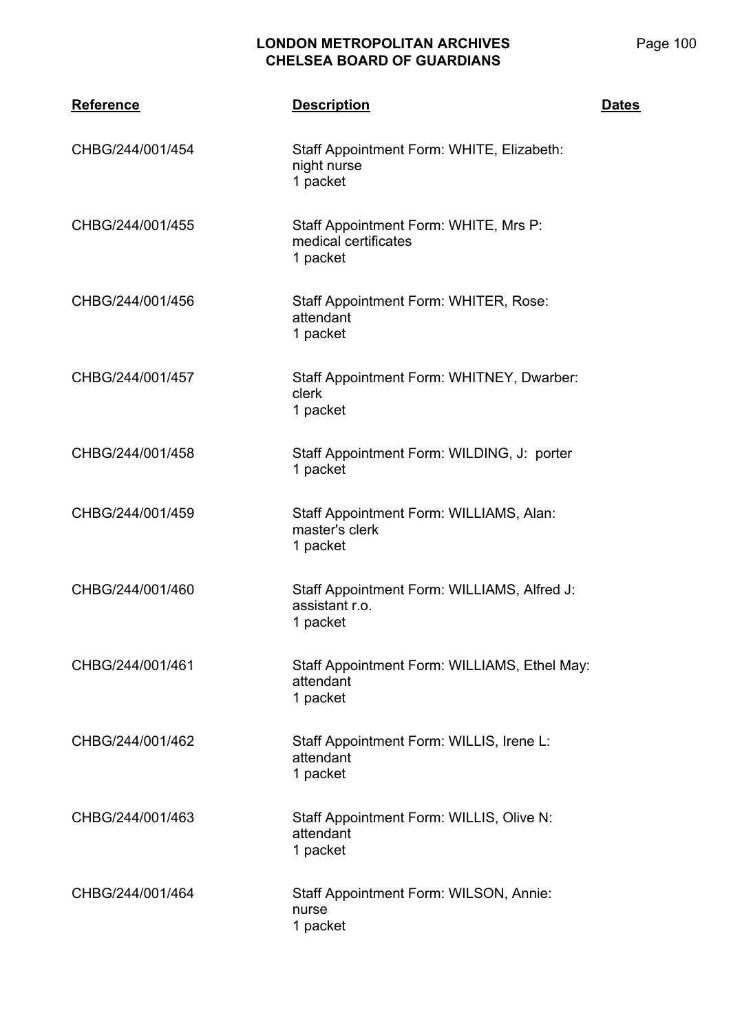| Reference | Description | Dates |
|---|---|---|
| CHBG/244/001/454 | Staff Appointment Form: WHITE, Elizabeth: night nurse<br>1 packet | |
| CHBG/244/001/455 | Staff Appointment Form: WHITE, Mrs P: medical certificates<br>1 packet | |
| CHBG/244/001/456 | Staff Appointment Form: WHITER, Rose: attendant<br>1 packet | |
| CHBG/244/001/457 | Staff Appointment Form: WHITNEY, Dwarber: clerk<br>1 packet | |
| CHBG/244/001/458 | Staff Appointment Form: WILDING, J: porter<br>1 packet | |
| CHBG/244/001/459 | Staff Appointment Form: WILLIAMS, Alan: master's clerk<br>1 packet | |
| CHBG/244/001/460 | Staff Appointment Form: WILLIAMS, Alfred J: assistant r.o.<br>1 packet | |
| CHBG/244/001/461 | Staff Appointment Form: WILLIAMS, Ethel May: attendant<br>1 packet | |
| CHBG/244/001/462 | Staff Appointment Form: WILLIS, Irene L: attendant<br>1 packet | |
| CHBG/244/001/463 | Staff Appointment Form: WILLIS, Olive N: attendant<br>1 packet | |
| CHBG/244/001/464 | Staff Appointment Form: WILSON, Annie: nurse<br>1 packet | |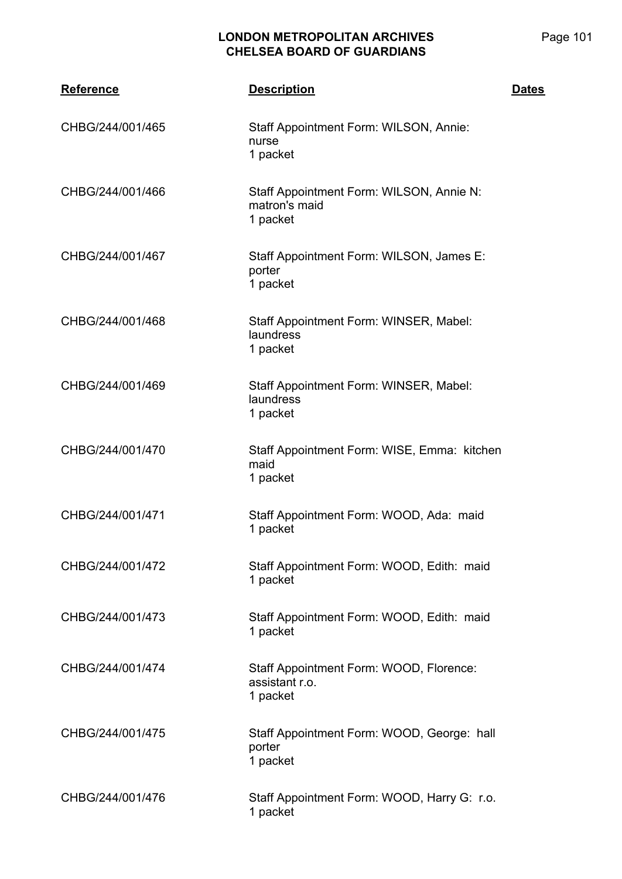| Reference | Description | Dates |
|---|---|---|
| CHBG/244/001/465 | Staff Appointment Form: WILSON, Annie: nurse<br>1 packet | |
| CHBG/244/001/466 | Staff Appointment Form: WILSON, Annie N: matron's maid<br>1 packet | |
| CHBG/244/001/467 | Staff Appointment Form: WILSON, James E: porter<br>1 packet | |
| CHBG/244/001/468 | Staff Appointment Form: WINSER, Mabel: laundress<br>1 packet | |
| CHBG/244/001/469 | Staff Appointment Form: WINSER, Mabel: laundress<br>1 packet | |
| CHBG/244/001/470 | Staff Appointment Form: WISE, Emma: kitchen maid<br>1 packet | |
| CHBG/244/001/471 | Staff Appointment Form: WOOD, Ada: maid<br>1 packet | |
| CHBG/244/001/472 | Staff Appointment Form: WOOD, Edith: maid<br>1 packet | |
| CHBG/244/001/473 | Staff Appointment Form: WOOD, Edith: maid<br>1 packet | |
| CHBG/244/001/474 | Staff Appointment Form: WOOD, Florence: assistant r.o.<br>1 packet | |
| CHBG/244/001/475 | Staff Appointment Form: WOOD, George: hall porter<br>1 packet | |
| CHBG/244/001/476 | Staff Appointment Form: WOOD, Harry G: r.o.<br>1 packet | |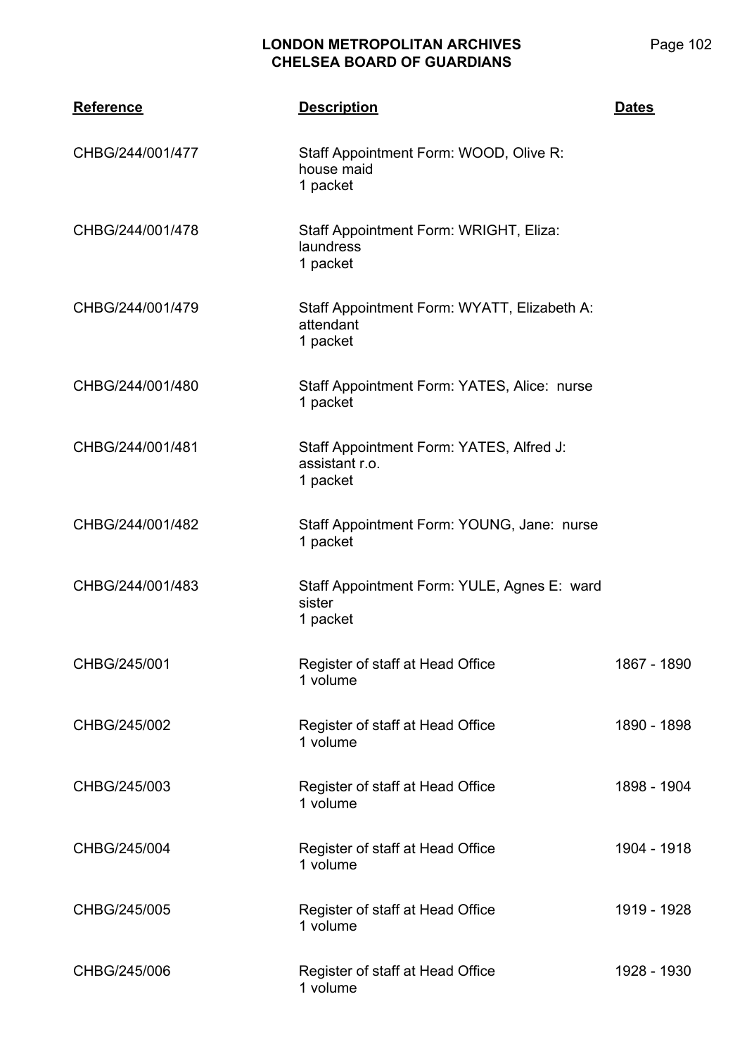| Reference | Description | Dates |
|---|---|---|
| CHBG/244/001/477 | Staff Appointment Form: WOOD, Olive R: house maid<br>1 packet | |
| CHBG/244/001/478 | Staff Appointment Form: WRIGHT, Eliza: laundress<br>1 packet | |
| CHBG/244/001/479 | Staff Appointment Form: WYATT, Elizabeth A: attendant<br>1 packet | |
| CHBG/244/001/480 | Staff Appointment Form: YATES, Alice: nurse<br>1 packet | |
| CHBG/244/001/481 | Staff Appointment Form: YATES, Alfred J: assistant r.o.<br>1 packet | |
| CHBG/244/001/482 | Staff Appointment Form: YOUNG, Jane: nurse<br>1 packet | |
| CHBG/244/001/483 | Staff Appointment Form: YULE, Agnes E: ward sister<br>1 packet | |
| CHBG/245/001 | Register of staff at Head Office<br>1 volume | 1867 - 1890 |
| CHBG/245/002 | Register of staff at Head Office<br>1 volume | 1890 - 1898 |
| CHBG/245/003 | Register of staff at Head Office<br>1 volume | 1898 - 1904 |
| CHBG/245/004 | Register of staff at Head Office<br>1 volume | 1904 - 1918 |
| CHBG/245/005 | Register of staff at Head Office<br>1 volume | 1919 - 1928 |
| CHBG/245/006 | Register of staff at Head Office<br>1 volume | 1928 - 1930 |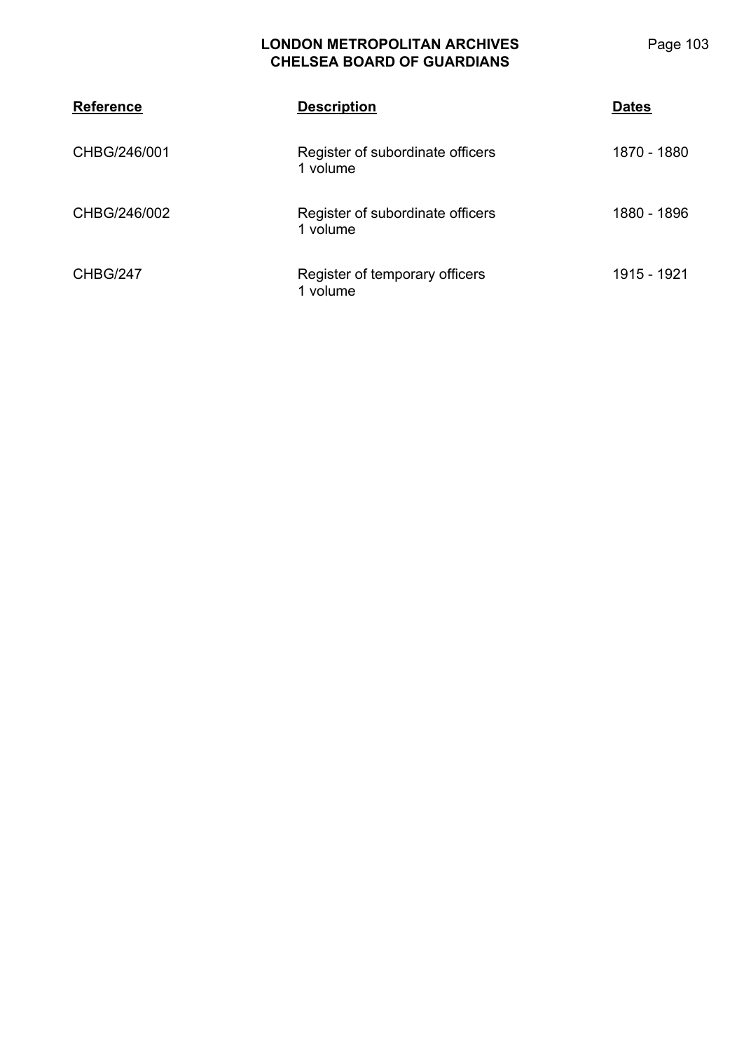| Reference | Description | Dates |
| --- | --- | --- |
| CHBG/246/001 | Register of subordinate officers<br>1 volume | 1870 - 1880 |
| CHBG/246/002 | Register of subordinate officers<br>1 volume | 1880 - 1896 |
| CHBG/247 | Register of temporary officers<br>1 volume | 1915 - 1921 |